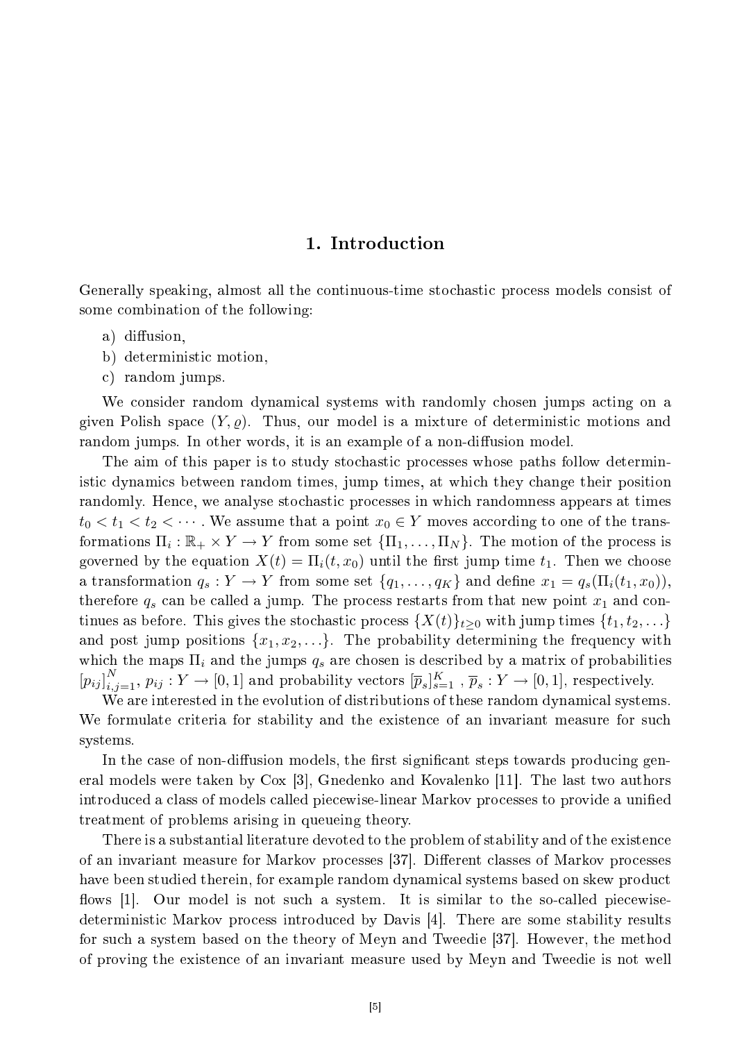# 1. Introduction

Generally speaking, almost all the continuous-time stochastic process models consist of some combination of the following:

a) diffusion,
b) deterministic motion,
c) random jumps.

We consider random dynamical systems with randomly chosen jumps acting on a given Polish space $(Y, \varrho)$. Thus, our model is a mixture of deterministic motions and random jumps. In other words, it is an example of a non-diffusion model.

The aim of this paper is to study stochastic processes whose paths follow deterministic dynamics between random times, jump times, at which they change their position randomly. Hence, we analyse stochastic processes in which randomness appears at times $t_0 < t_1 < t_2 < \cdots$. We assume that a point $x_0 \in Y$ moves according to one of the transformations $\Pi_i : \mathbb{R}_+ \times Y \to Y$ from some set $\{\Pi_1, \ldots, \Pi_N\}$. The motion of the process is governed by the equation $X(t) = \Pi_i(t, x_0)$ until the first jump time $t_1$. Then we choose a transformation $q_s : Y \to Y$ from some set $\{q_1, \ldots, q_K\}$ and define $x_1 = q_s(\Pi_i(t_1, x_0))$, therefore $q_s$ can be called a jump. The process restarts from that new point $x_1$ and continues as before. This gives the stochastic process $\{X(t)\}_{t\geq 0}$ with jump times $\{t_1, t_2, \ldots\}$ and post jump positions $\{x_1, x_2, \ldots\}$. The probability determining the frequency with which the maps $\Pi_i$ and the jumps $q_s$ are chosen is described by a matrix of probabilities $[p_{ij}]_{i,j=1}^N$, $p_{ij} : Y \to [0, 1]$ and probability vectors $[\overline{p}_s]_{s=1}^K$, $\overline{p}_s : Y \to [0, 1]$, respectively.

We are interested in the evolution of distributions of these random dynamical systems. We formulate criteria for stability and the existence of an invariant measure for such systems.

In the case of non-diffusion models, the first significant steps towards producing general models were taken by Cox [3], Gnedenko and Kovalenko [11]. The last two authors introduced a class of models called piecewise-linear Markov processes to provide a unified treatment of problems arising in queueing theory.

There is a substantial literature devoted to the problem of stability and of the existence of an invariant measure for Markov processes [37]. Different classes of Markov processes have been studied therein, for example random dynamical systems based on skew product flows [1]. Our model is not such a system. It is similar to the so-called piecewise-deterministic Markov process introduced by Davis [4]. There are some stability results for such a system based on the theory of Meyn and Tweedie [37]. However, the method of proving the existence of an invariant measure used by Meyn and Tweedie is not well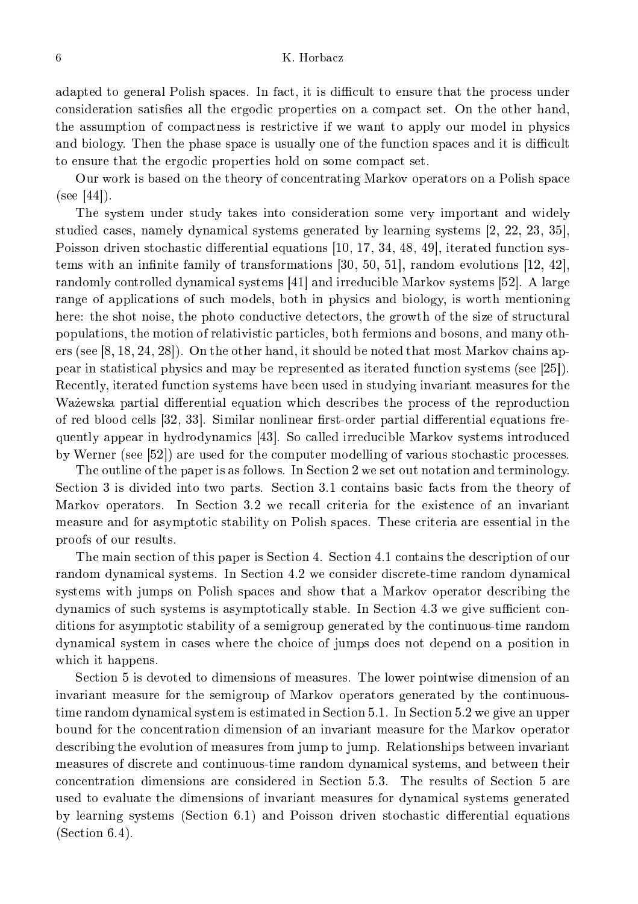adapted to general Polish spaces. In fact, it is difficult to ensure that the process under consideration satisfies all the ergodic properties on a compact set. On the other hand, the assumption of compactness is restrictive if we want to apply our model in physics and biology. Then the phase space is usually one of the function spaces and it is difficult to ensure that the ergodic properties hold on some compact set.

Our work is based on the theory of concentrating Markov operators on a Polish space (see [44]).

The system under study takes into consideration some very important and widely studied cases, namely dynamical systems generated by learning systems [2, 22, 23, 35], Poisson driven stochastic differential equations [10, 17, 34, 48, 49], iterated function systems with an infinite family of transformations [30, 50, 51], random evolutions [12, 42], randomly controlled dynamical systems [41] and irreducible Markov systems [52]. A large range of applications of such models, both in physics and biology, is worth mentioning here: the shot noise, the photo conductive detectors, the growth of the size of structural populations, the motion of relativistic particles, both fermions and bosons, and many others (see [8, 18, 24, 28]). On the other hand, it should be noted that most Markov chains appear in statistical physics and may be represented as iterated function systems (see [25]). Recently, iterated function systems have been used in studying invariant measures for the Ważewska partial differential equation which describes the process of the reproduction of red blood cells [32, 33]. Similar nonlinear first-order partial differential equations frequently appear in hydrodynamics [43]. So called irreducible Markov systems introduced by Werner (see [52]) are used for the computer modelling of various stochastic processes.

The outline of the paper is as follows. In Section 2 we set out notation and terminology. Section 3 is divided into two parts. Section 3.1 contains basic facts from the theory of Markov operators. In Section 3.2 we recall criteria for the existence of an invariant measure and for asymptotic stability on Polish spaces. These criteria are essential in the proofs of our results.

The main section of this paper is Section 4. Section 4.1 contains the description of our random dynamical systems. In Section 4.2 we consider discrete-time random dynamical systems with jumps on Polish spaces and show that a Markov operator describing the dynamics of such systems is asymptotically stable. In Section 4.3 we give sufficient conditions for asymptotic stability of a semigroup generated by the continuous-time random dynamical system in cases where the choice of jumps does not depend on a position in which it happens.

Section 5 is devoted to dimensions of measures. The lower pointwise dimension of an invariant measure for the semigroup of Markov operators generated by the continuous-time random dynamical system is estimated in Section 5.1. In Section 5.2 we give an upper bound for the concentration dimension of an invariant measure for the Markov operator describing the evolution of measures from jump to jump. Relationships between invariant measures of discrete and continuous-time random dynamical systems, and between their concentration dimensions are considered in Section 5.3. The results of Section 5 are used to evaluate the dimensions of invariant measures for dynamical systems generated by learning systems (Section 6.1) and Poisson driven stochastic differential equations (Section 6.4).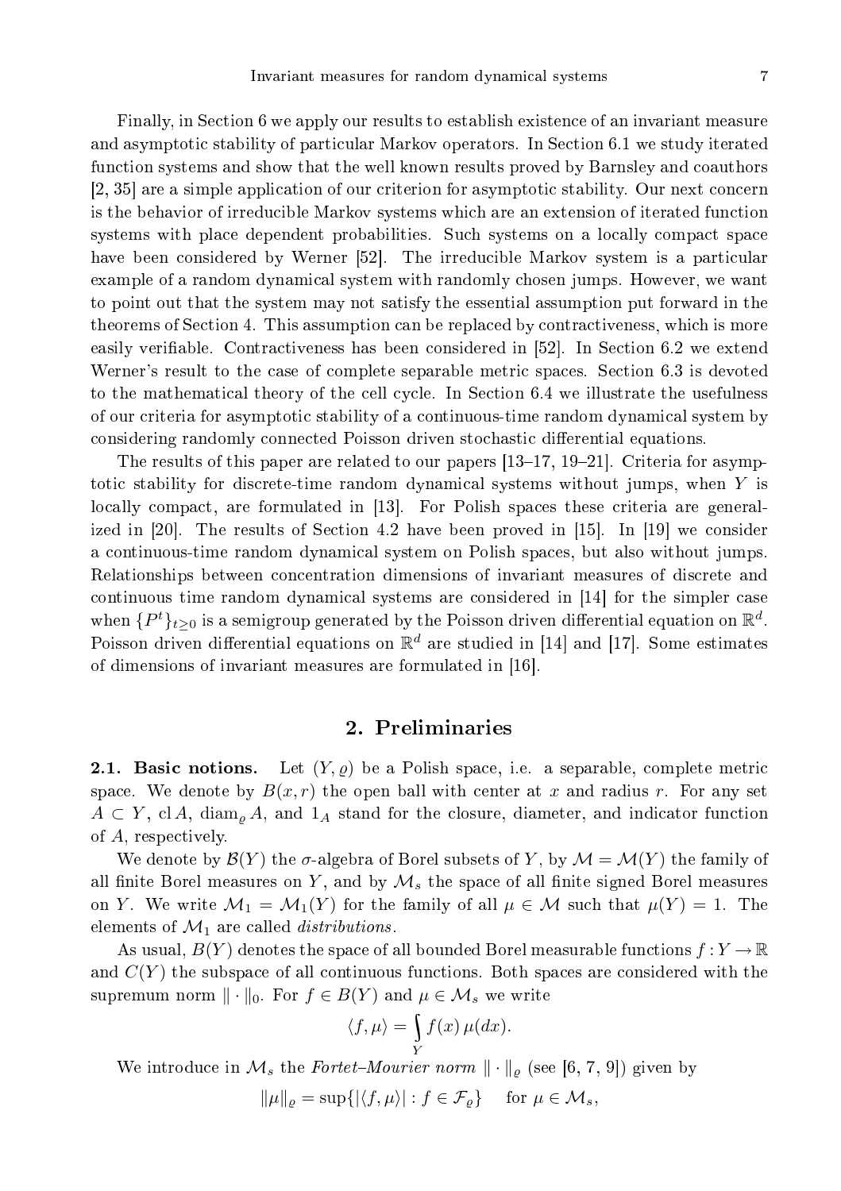Finally, in Section 6 we apply our results to establish existence of an invariant measure and asymptotic stability of particular Markov operators. In Section 6.1 we study iterated function systems and show that the well known results proved by Barnsley and coauthors [2, 35] are a simple application of our criterion for asymptotic stability. Our next concern is the behavior of irreducible Markov systems which are an extension of iterated function systems with place dependent probabilities. Such systems on a locally compact space have been considered by Werner [52]. The irreducible Markov system is a particular example of a random dynamical system with randomly chosen jumps. However, we want to point out that the system may not satisfy the essential assumption put forward in the theorems of Section 4. This assumption can be replaced by contractiveness, which is more easily verifiable. Contractiveness has been considered in [52]. In Section 6.2 we extend Werner's result to the case of complete separable metric spaces. Section 6.3 is devoted to the mathematical theory of the cell cycle. In Section 6.4 we illustrate the usefulness of our criteria for asymptotic stability of a continuous-time random dynamical system by considering randomly connected Poisson driven stochastic differential equations.

The results of this paper are related to our papers [13–17, 19–21]. Criteria for asymptotic stability for discrete-time random dynamical systems without jumps, when $Y$ is locally compact, are formulated in [13]. For Polish spaces these criteria are generalized in [20]. The results of Section 4.2 have been proved in [15]. In [19] we consider a continuous-time random dynamical system on Polish spaces, but also without jumps. Relationships between concentration dimensions of invariant measures of discrete and continuous time random dynamical systems are considered in [14] for the simpler case when $\{P^t\}_{t\geq 0}$ is a semigroup generated by the Poisson driven differential equation on $\mathbb{R}^d$. Poisson driven differential equations on $\mathbb{R}^d$ are studied in [14] and [17]. Some estimates of dimensions of invariant measures are formulated in [16].

## 2. Preliminaries

**2.1. Basic notions.** Let $(Y, \varrho)$ be a Polish space, i.e. a separable, complete metric space. We denote by $B(x, r)$ the open ball with center at $x$ and radius $r$. For any set $A \subset Y$, $\operatorname{cl} A$, $\operatorname{diam}_\varrho A$, and $1_A$ stand for the closure, diameter, and indicator function of $A$, respectively.

We denote by $\mathcal{B}(Y)$ the $\sigma$-algebra of Borel subsets of $Y$, by $\mathcal{M} = \mathcal{M}(Y)$ the family of all finite Borel measures on $Y$, and by $\mathcal{M}_s$ the space of all finite signed Borel measures on $Y$. We write $\mathcal{M}_1 = \mathcal{M}_1(Y)$ for the family of all $\mu \in \mathcal{M}$ such that $\mu(Y) = 1$. The elements of $\mathcal{M}_1$ are called *distributions*.

As usual, $B(Y)$ denotes the space of all bounded Borel measurable functions $f : Y \to \mathbb{R}$ and $C(Y)$ the subspace of all continuous functions. Both spaces are considered with the supremum norm $\|\cdot\|_0$. For $f \in B(Y)$ and $\mu \in \mathcal{M}_s$ we write

$$\langle f, \mu\rangle = \int_Y f(x)\,\mu(dx).$$

We introduce in $\mathcal{M}_s$ the *Fortet–Mourier norm* $\|\cdot\|_\varrho$ (see [6, 7, 9]) given by

$$\|\mu\|_\varrho = \sup\{|\langle f, \mu\rangle| : f \in \mathcal{F}_\varrho\} \quad \text{for } \mu \in \mathcal{M}_s,$$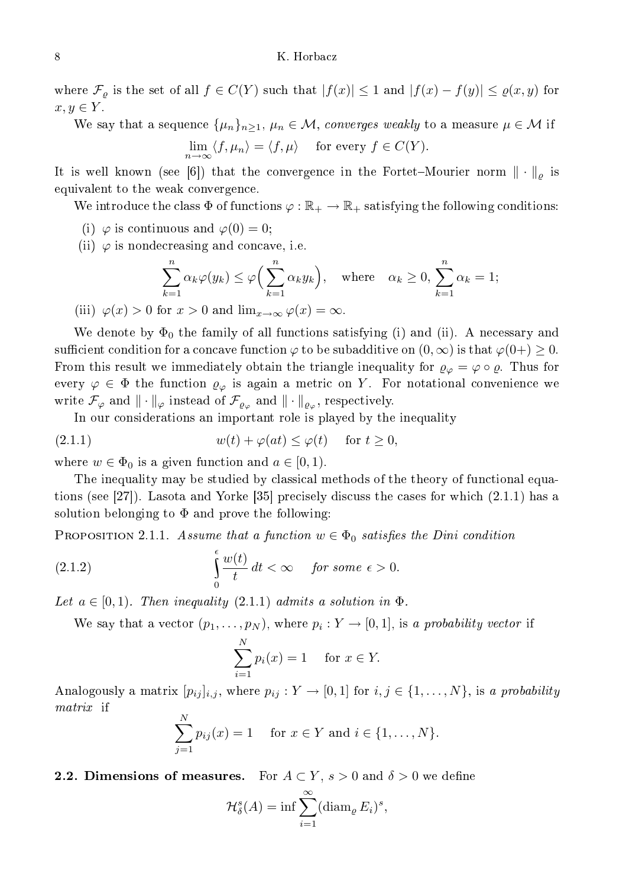where $\mathcal{F}_\varrho$ is the set of all $f \in C(Y)$ such that $|f(x)| \le 1$ and $|f(x) - f(y)| \le \varrho(x, y)$ for $x, y \in Y$.

We say that a sequence $\{\mu_n\}_{n\ge 1}$, $\mu_n \in \mathcal{M}$, *converges weakly* to a measure $\mu \in \mathcal{M}$ if

$$\lim_{n\to\infty} \langle f, \mu_n \rangle = \langle f, \mu \rangle \quad \text{for every } f \in C(Y).$$

It is well known (see [6]) that the convergence in the Fortet–Mourier norm $\|\cdot\|_\varrho$ is equivalent to the weak convergence.

We introduce the class $\Phi$ of functions $\varphi : \mathbb{R}_+ \to \mathbb{R}_+$ satisfying the following conditions:

(i) $\varphi$ is continuous and $\varphi(0) = 0$;

(ii) $\varphi$ is nondecreasing and concave, i.e.

$$\sum_{k=1}^{n} \alpha_k \varphi(y_k) \le \varphi\Big(\sum_{k=1}^{n} \alpha_k y_k\Big), \quad \text{where} \quad \alpha_k \ge 0, \ \sum_{k=1}^{n} \alpha_k = 1;$$

(iii) $\varphi(x) > 0$ for $x > 0$ and $\lim_{x\to\infty} \varphi(x) = \infty$.

We denote by $\Phi_0$ the family of all functions satisfying (i) and (ii). A necessary and sufficient condition for a concave function $\varphi$ to be subadditive on $(0, \infty)$ is that $\varphi(0+) \ge 0$. From this result we immediately obtain the triangle inequality for $\varrho_\varphi = \varphi \circ \varrho$. Thus for every $\varphi \in \Phi$ the function $\varrho_\varphi$ is again a metric on $Y$. For notational convenience we write $\mathcal{F}_\varphi$ and $\|\cdot\|_\varphi$ instead of $\mathcal{F}_{\varrho_\varphi}$ and $\|\cdot\|_{\varrho_\varphi}$, respectively.

In our considerations an important role is played by the inequality

$$w(t) + \varphi(at) \le \varphi(t) \quad \text{for } t \ge 0, \tag{2.1.1}$$

where $w \in \Phi_0$ is a given function and $a \in [0, 1)$.

The inequality may be studied by classical methods of the theory of functional equations (see [27]). Lasota and Yorke [35] precisely discuss the cases for which (2.1.1) has a solution belonging to $\Phi$ and prove the following:

PROPOSITION 2.1.1. *Assume that a function $w \in \Phi_0$ satisfies the Dini condition*

$$\int_0^\epsilon \frac{w(t)}{t}\, dt < \infty \quad \textit{for some } \epsilon > 0. \tag{2.1.2}$$

*Let $a \in [0, 1)$. Then inequality* (2.1.1) *admits a solution in $\Phi$.*

We say that a vector $(p_1, \ldots, p_N)$, where $p_i : Y \to [0, 1]$, is *a probability vector* if

$$\sum_{i=1}^{N} p_i(x) = 1 \quad \text{for } x \in Y.$$

Analogously a matrix $[p_{ij}]_{i,j}$, where $p_{ij} : Y \to [0, 1]$ for $i, j \in \{1, \ldots, N\}$, is *a probability matrix* if

$$\sum_{j=1}^{N} p_{ij}(x) = 1 \quad \text{for } x \in Y \text{ and } i \in \{1, \ldots, N\}.$$

**2.2. Dimensions of measures.** For $A \subset Y$, $s > 0$ and $\delta > 0$ we define

$$\mathcal{H}^s_\delta(A) = \inf \sum_{i=1}^{\infty} (\operatorname{diam}_\varrho E_i)^s,$$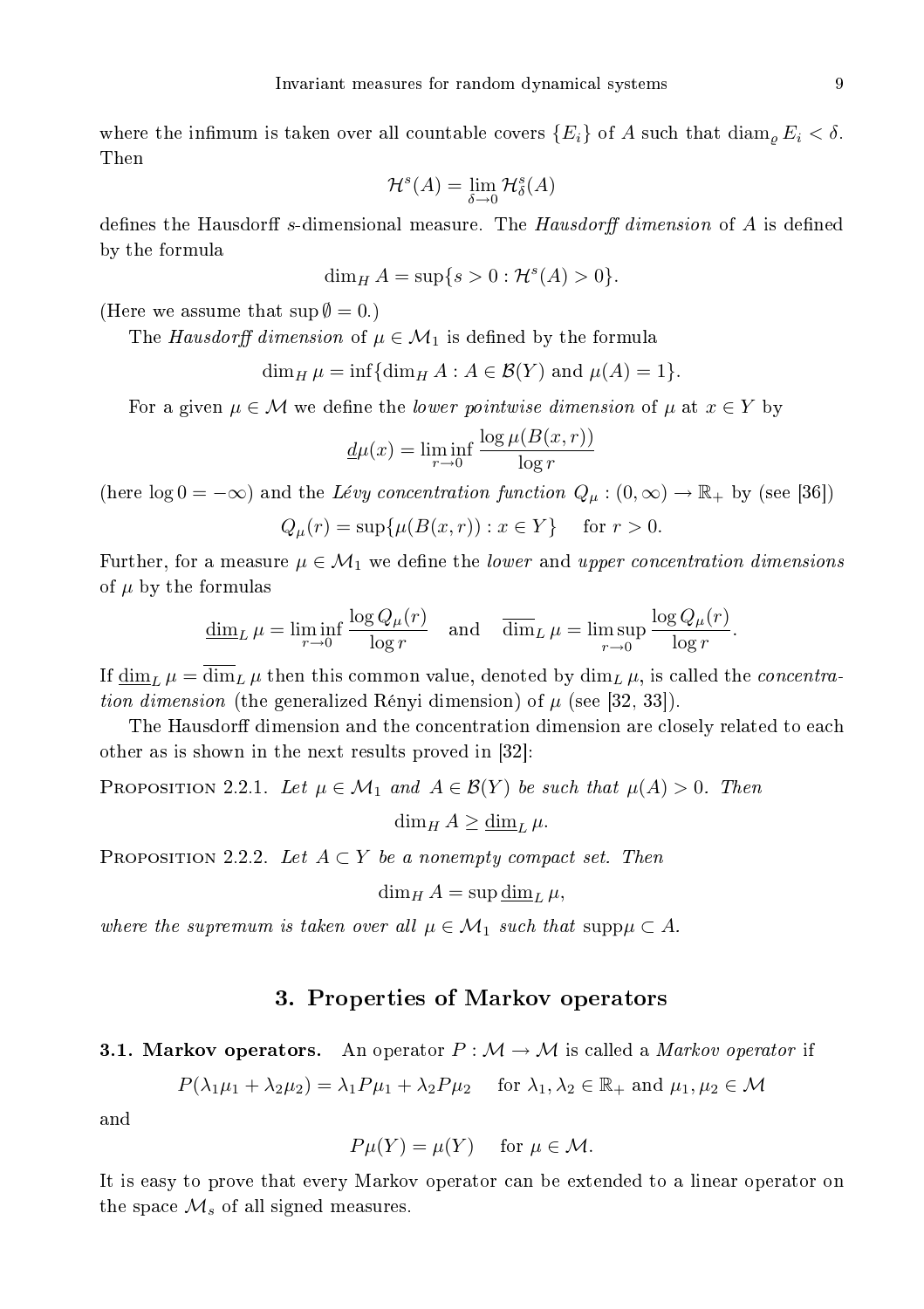where the infimum is taken over all countable covers $\{E_i\}$ of $A$ such that $\operatorname{diam}_\varrho E_i < \delta$. Then

$$\mathcal{H}^s(A) = \lim_{\delta \to 0} \mathcal{H}^s_\delta(A)$$

defines the Hausdorff $s$-dimensional measure. The *Hausdorff dimension* of $A$ is defined by the formula

$$\dim_H A = \sup\{s > 0 : \mathcal{H}^s(A) > 0\}.$$

(Here we assume that $\sup \emptyset = 0$.)

The *Hausdorff dimension* of $\mu \in \mathcal{M}_1$ is defined by the formula

$$\dim_H \mu = \inf\{\dim_H A : A \in \mathcal{B}(Y) \text{ and } \mu(A) = 1\}.$$

For a given $\mu \in \mathcal{M}$ we define the *lower pointwise dimension* of $\mu$ at $x \in Y$ by

$$\underline{d}\mu(x) = \liminf_{r \to 0} \frac{\log \mu(B(x,r))}{\log r}$$

(here $\log 0 = -\infty$) and the *Lévy concentration function* $Q_\mu : (0,\infty) \to \mathbb{R}_+$ by (see [36])

$$Q_\mu(r) = \sup\{\mu(B(x,r)) : x \in Y\} \quad \text{for } r > 0.$$

Further, for a measure $\mu \in \mathcal{M}_1$ we define the *lower* and *upper concentration dimensions* of $\mu$ by the formulas

$$\underline{\dim}_L \mu = \liminf_{r \to 0} \frac{\log Q_\mu(r)}{\log r} \quad \text{and} \quad \overline{\dim}_L \mu = \limsup_{r \to 0} \frac{\log Q_\mu(r)}{\log r}.$$

If $\underline{\dim}_L \mu = \overline{\dim}_L \mu$ then this common value, denoted by $\dim_L \mu$, is called the *concentration dimension* (the generalized Rényi dimension) of $\mu$ (see [32, 33]).

The Hausdorff dimension and the concentration dimension are closely related to each other as is shown in the next results proved in [32]:

Proposition 2.2.1. *Let $\mu \in \mathcal{M}_1$ and $A \in \mathcal{B}(Y)$ be such that $\mu(A) > 0$. Then*

$$\dim_H A \geq \underline{\dim}_L \mu.$$

Proposition 2.2.2. *Let $A \subset Y$ be a nonempty compact set. Then*

$$\dim_H A = \sup \underline{\dim}_L \mu,$$

*where the supremum is taken over all $\mu \in \mathcal{M}_1$ such that $\operatorname{supp}\mu \subset A$.*

## 3. Properties of Markov operators

**3.1. Markov operators.** An operator $P : \mathcal{M} \to \mathcal{M}$ is called a *Markov operator* if

$$P(\lambda_1 \mu_1 + \lambda_2 \mu_2) = \lambda_1 P\mu_1 + \lambda_2 P\mu_2 \quad \text{for } \lambda_1, \lambda_2 \in \mathbb{R}_+ \text{ and } \mu_1, \mu_2 \in \mathcal{M}$$

and

$$P\mu(Y) = \mu(Y) \quad \text{for } \mu \in \mathcal{M}.$$

It is easy to prove that every Markov operator can be extended to a linear operator on the space $\mathcal{M}_s$ of all signed measures.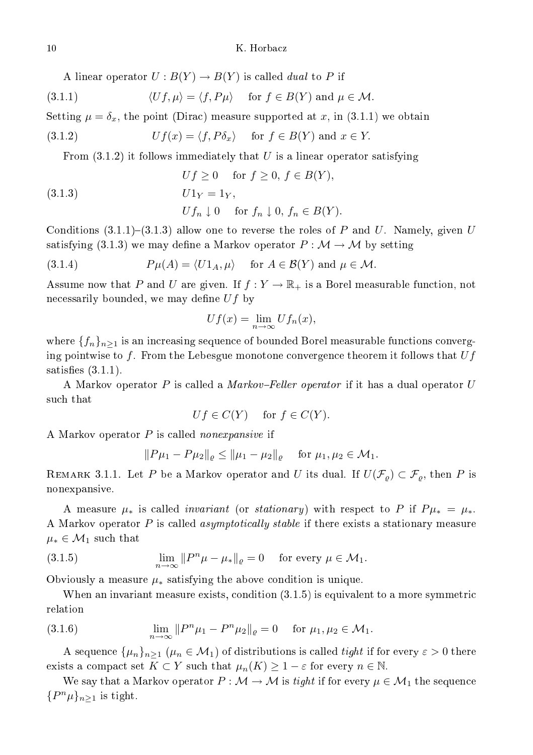A linear operator $U : B(Y) \to B(Y)$ is called *dual* to $P$ if

$$\langle Uf, \mu \rangle = \langle f, P\mu \rangle \quad \text{for } f \in B(Y) \text{ and } \mu \in \mathcal{M}. \tag{3.1.1}$$

Setting $\mu = \delta_x$, the point (Dirac) measure supported at $x$, in (3.1.1) we obtain

$$Uf(x) = \langle f, P\delta_x \rangle \quad \text{for } f \in B(Y) \text{ and } x \in Y. \tag{3.1.2}$$

From (3.1.2) it follows immediately that $U$ is a linear operator satisfying

$$\begin{aligned} &Uf \geq 0 \quad \text{for } f \geq 0,\ f \in B(Y), \\ &U1_Y = 1_Y, \\ &Uf_n \downarrow 0 \quad \text{for } f_n \downarrow 0,\ f_n \in B(Y). \end{aligned} \tag{3.1.3}$$

Conditions (3.1.1)–(3.1.3) allow one to reverse the roles of $P$ and $U$. Namely, given $U$ satisfying (3.1.3) we may define a Markov operator $P : \mathcal{M} \to \mathcal{M}$ by setting

$$P\mu(A) = \langle U1_A, \mu \rangle \quad \text{for } A \in \mathcal{B}(Y) \text{ and } \mu \in \mathcal{M}. \tag{3.1.4}$$

Assume now that $P$ and $U$ are given. If $f : Y \to \mathbb{R}_+$ is a Borel measurable function, not necessarily bounded, we may define $Uf$ by

$$Uf(x) = \lim_{n\to\infty} Uf_n(x),$$

where $\{f_n\}_{n\geq 1}$ is an increasing sequence of bounded Borel measurable functions converging pointwise to $f$. From the Lebesgue monotone convergence theorem it follows that $Uf$ satisfies (3.1.1).

A Markov operator $P$ is called a *Markov–Feller operator* if it has a dual operator $U$ such that

$$Uf \in C(Y) \quad \text{for } f \in C(Y).$$

A Markov operator $P$ is called *nonexpansive* if

$$\|P\mu_1 - P\mu_2\|_\varrho \leq \|\mu_1 - \mu_2\|_\varrho \quad \text{for } \mu_1, \mu_2 \in \mathcal{M}_1.$$

REMARK 3.1.1. Let $P$ be a Markov operator and $U$ its dual. If $U(\mathcal{F}_\varrho) \subset \mathcal{F}_\varrho$, then $P$ is nonexpansive.

A measure $\mu_*$ is called *invariant* (or *stationary*) with respect to $P$ if $P\mu_* = \mu_*$. A Markov operator $P$ is called *asymptotically stable* if there exists a stationary measure $\mu_* \in \mathcal{M}_1$ such that

$$\lim_{n\to\infty} \|P^n\mu - \mu_*\|_\varrho = 0 \quad \text{for every } \mu \in \mathcal{M}_1. \tag{3.1.5}$$

Obviously a measure $\mu_*$ satisfying the above condition is unique.

When an invariant measure exists, condition (3.1.5) is equivalent to a more symmetric relation

$$\lim_{n\to\infty} \|P^n\mu_1 - P^n\mu_2\|_\varrho = 0 \quad \text{for } \mu_1, \mu_2 \in \mathcal{M}_1. \tag{3.1.6}$$

A sequence $\{\mu_n\}_{n\geq 1}$ ($\mu_n \in \mathcal{M}_1$) of distributions is called *tight* if for every $\varepsilon > 0$ there exists a compact set $K \subset Y$ such that $\mu_n(K) \geq 1 - \varepsilon$ for every $n \in \mathbb{N}$.

We say that a Markov operator $P : \mathcal{M} \to \mathcal{M}$ is *tight* if for every $\mu \in \mathcal{M}_1$ the sequence $\{P^n\mu\}_{n\geq 1}$ is tight.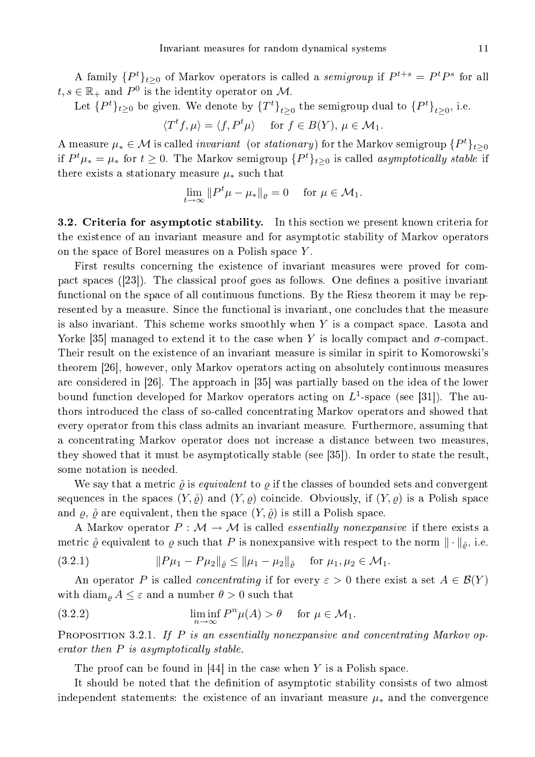A family $\{P^t\}_{t\geq 0}$ of Markov operators is called a *semigroup* if $P^{t+s} = P^t P^s$ for all $t, s \in \mathbb{R}_+$ and $P^0$ is the identity operator on $\mathcal{M}$.

Let $\{P^t\}_{t\geq 0}$ be given. We denote by $\{T^t\}_{t\geq 0}$ the semigroup dual to $\{P^t\}_{t\geq 0}$, i.e.

$$\langle T^t f, \mu\rangle = \langle f, P^t \mu\rangle \quad \text{for } f \in B(Y),\ \mu \in \mathcal{M}_1.$$

A measure $\mu_* \in \mathcal{M}$ is called *invariant* (or *stationary*) for the Markov semigroup $\{P^t\}_{t\geq 0}$ if $P^t \mu_* = \mu_*$ for $t \geq 0$. The Markov semigroup $\{P^t\}_{t\geq 0}$ is called *asymptotically stable* if there exists a stationary measure $\mu_*$ such that

$$\lim_{t\to\infty} \|P^t \mu - \mu_*\|_{\varrho} = 0 \quad \text{for } \mu \in \mathcal{M}_1.$$

**3.2. Criteria for asymptotic stability.** In this section we present known criteria for the existence of an invariant measure and for asymptotic stability of Markov operators on the space of Borel measures on a Polish space $Y$.

First results concerning the existence of invariant measures were proved for compact spaces ([23]). The classical proof goes as follows. One defines a positive invariant functional on the space of all continuous functions. By the Riesz theorem it may be represented by a measure. Since the functional is invariant, one concludes that the measure is also invariant. This scheme works smoothly when $Y$ is a compact space. Lasota and Yorke [35] managed to extend it to the case when $Y$ is locally compact and $\sigma$-compact. Their result on the existence of an invariant measure is similar in spirit to Komorowski's theorem [26], however, only Markov operators acting on absolutely continuous measures are considered in [26]. The approach in [35] was partially based on the idea of the lower bound function developed for Markov operators acting on $L^1$-space (see [31]). The authors introduced the class of so-called concentrating Markov operators and showed that every operator from this class admits an invariant measure. Furthermore, assuming that a concentrating Markov operator does not increase a distance between two measures, they showed that it must be asymptotically stable (see [35]). In order to state the result, some notation is needed.

We say that a metric $\hat{\varrho}$ is *equivalent* to $\varrho$ if the classes of bounded sets and convergent sequences in the spaces $(Y, \hat{\varrho})$ and $(Y, \varrho)$ coincide. Obviously, if $(Y, \varrho)$ is a Polish space and $\varrho$, $\hat{\varrho}$ are equivalent, then the space $(Y, \hat{\varrho})$ is still a Polish space.

A Markov operator $P : \mathcal{M} \to \mathcal{M}$ is called *essentially nonexpansive* if there exists a metric $\hat{\varrho}$ equivalent to $\varrho$ such that $P$ is nonexpansive with respect to the norm $\|\cdot\|_{\hat{\varrho}}$, i.e.

$$\|P\mu_1 - P\mu_2\|_{\hat{\varrho}} \leq \|\mu_1 - \mu_2\|_{\hat{\varrho}} \quad \text{for } \mu_1, \mu_2 \in \mathcal{M}_1. \tag{3.2.1}$$

An operator $P$ is called *concentrating* if for every $\varepsilon > 0$ there exist a set $A \in \mathcal{B}(Y)$ with $\operatorname{diam}_{\varrho} A \leq \varepsilon$ and a number $\theta > 0$ such that

$$\liminf_{n\to\infty} P^n \mu(A) > \theta \quad \text{for } \mu \in \mathcal{M}_1. \tag{3.2.2}$$

Proposition 3.2.1. *If $P$ is an essentially nonexpansive and concentrating Markov operator then $P$ is asymptotically stable.*

The proof can be found in [44] in the case when $Y$ is a Polish space.

It should be noted that the definition of asymptotic stability consists of two almost independent statements: the existence of an invariant measure $\mu_*$ and the convergence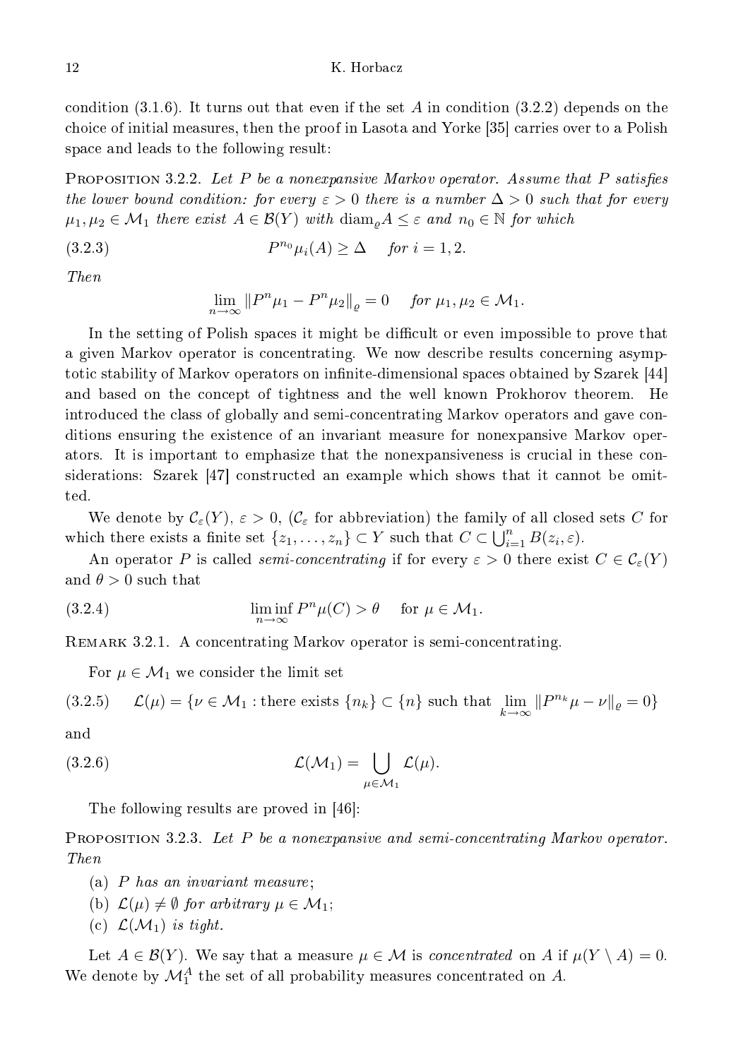condition (3.1.6). It turns out that even if the set $A$ in condition (3.2.2) depends on the choice of initial measures, then the proof in Lasota and Yorke [35] carries over to a Polish space and leads to the following result:

Proposition 3.2.2. *Let $P$ be a nonexpansive Markov operator. Assume that $P$ satisfies the lower bound condition: for every $\varepsilon > 0$ there is a number $\Delta > 0$ such that for every $\mu_1, \mu_2 \in \mathcal{M}_1$ there exist $A \in \mathcal{B}(Y)$ with $\operatorname{diam}_\varrho A \le \varepsilon$ and $n_0 \in \mathbb{N}$ for which*

$$P^{n_0}\mu_i(A) \ge \Delta \quad \text{for } i = 1, 2. \tag{3.2.3}$$

*Then*

$$\lim_{n\to\infty} \|P^n\mu_1 - P^n\mu_2\|_\varrho = 0 \quad \text{for } \mu_1, \mu_2 \in \mathcal{M}_1.$$

In the setting of Polish spaces it might be difficult or even impossible to prove that a given Markov operator is concentrating. We now describe results concerning asymptotic stability of Markov operators on infinite-dimensional spaces obtained by Szarek [44] and based on the concept of tightness and the well known Prokhorov theorem. He introduced the class of globally and semi-concentrating Markov operators and gave conditions ensuring the existence of an invariant measure for nonexpansive Markov operators. It is important to emphasize that the nonexpansiveness is crucial in these considerations: Szarek [47] constructed an example which shows that it cannot be omitted.

We denote by $\mathcal{C}_\varepsilon(Y)$, $\varepsilon > 0$, ($\mathcal{C}_\varepsilon$ for abbreviation) the family of all closed sets $C$ for which there exists a finite set $\{z_1, \dots, z_n\} \subset Y$ such that $C \subset \bigcup_{i=1}^n B(z_i, \varepsilon)$.

An operator $P$ is called *semi-concentrating* if for every $\varepsilon > 0$ there exist $C \in \mathcal{C}_\varepsilon(Y)$ and $\theta > 0$ such that

$$\liminf_{n\to\infty} P^n\mu(C) > \theta \quad \text{for } \mu \in \mathcal{M}_1. \tag{3.2.4}$$

Remark 3.2.1. A concentrating Markov operator is semi-concentrating.

For $\mu \in \mathcal{M}_1$ we consider the limit set

$$\mathcal{L}(\mu) = \{\nu \in \mathcal{M}_1 : \text{there exists } \{n_k\} \subset \{n\} \text{ such that } \lim_{k\to\infty} \|P^{n_k}\mu - \nu\|_\varrho = 0\} \tag{3.2.5}$$

and

$$\mathcal{L}(\mathcal{M}_1) = \bigcup_{\mu \in \mathcal{M}_1} \mathcal{L}(\mu). \tag{3.2.6}$$

The following results are proved in [46]:

Proposition 3.2.3. *Let $P$ be a nonexpansive and semi-concentrating Markov operator. Then*

(a) *$P$ has an invariant measure;*
(b) *$\mathcal{L}(\mu) \neq \emptyset$ for arbitrary $\mu \in \mathcal{M}_1$;*
(c) *$\mathcal{L}(\mathcal{M}_1)$ is tight.*

Let $A \in \mathcal{B}(Y)$. We say that a measure $\mu \in \mathcal{M}$ is *concentrated* on $A$ if $\mu(Y \setminus A) = 0$. We denote by $\mathcal{M}_1^A$ the set of all probability measures concentrated on $A$.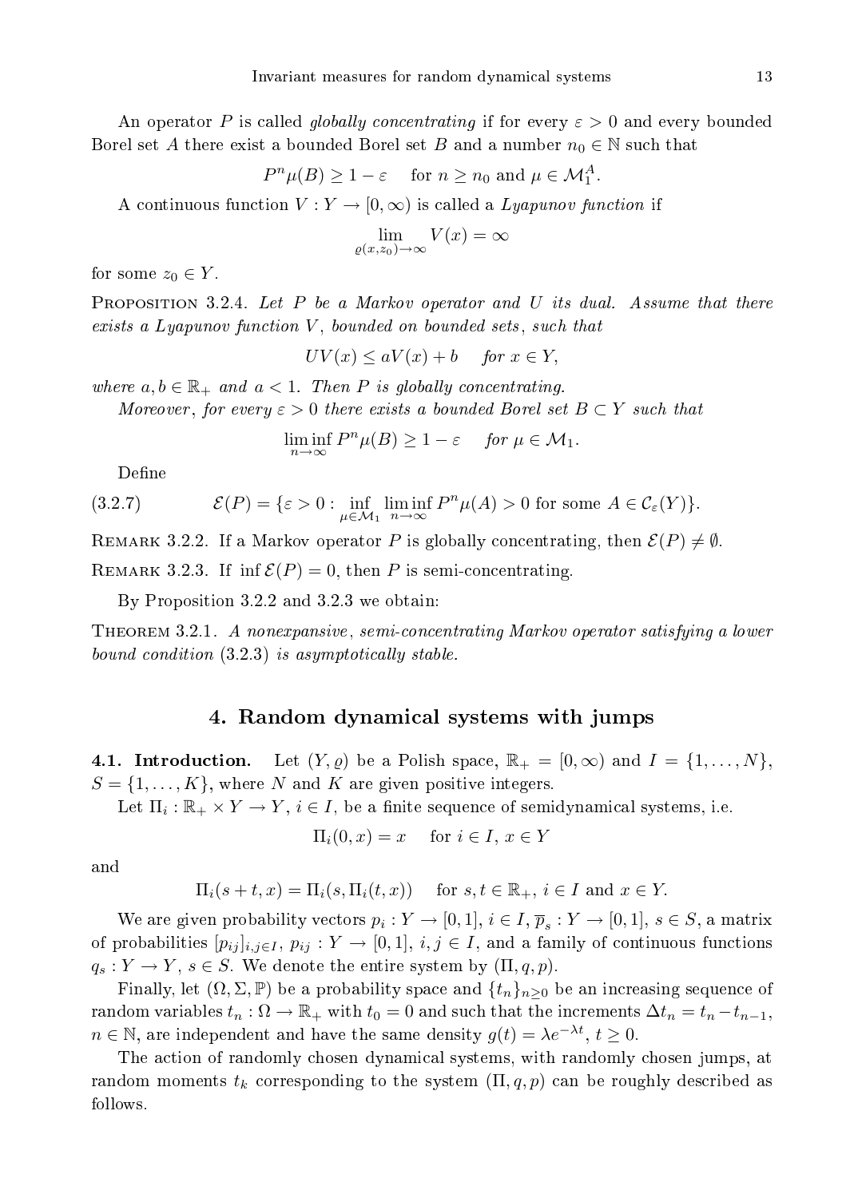An operator $P$ is called *globally concentrating* if for every $\varepsilon > 0$ and every bounded Borel set $A$ there exist a bounded Borel set $B$ and a number $n_0 \in \mathbb{N}$ such that

$$P^n\mu(B) \geq 1 - \varepsilon \quad \text{for } n \geq n_0 \text{ and } \mu \in \mathcal{M}_1^A.$$

A continuous function $V : Y \to [0, \infty)$ is called a *Lyapunov function* if

$$\lim_{\varrho(x,z_0)\to\infty} V(x) = \infty$$

for some $z_0 \in Y$.

PROPOSITION 3.2.4. *Let $P$ be a Markov operator and $U$ its dual. Assume that there exists a Lyapunov function $V$, bounded on bounded sets, such that*

$$UV(x) \leq aV(x) + b \quad \text{for } x \in Y,$$

*where $a, b \in \mathbb{R}_+$ and $a < 1$. Then $P$ is globally concentrating.*

*Moreover, for every $\varepsilon > 0$ there exists a bounded Borel set $B \subset Y$ such that*

$$\liminf_{n\to\infty} P^n\mu(B) \geq 1 - \varepsilon \quad \text{for } \mu \in \mathcal{M}_1.$$

Define

$$\mathcal{E}(P) = \{\varepsilon > 0 : \inf_{\mu\in\mathcal{M}_1} \liminf_{n\to\infty} P^n\mu(A) > 0 \text{ for some } A \in \mathcal{C}_\varepsilon(Y)\}. \tag{3.2.7}$$

REMARK 3.2.2. If a Markov operator $P$ is globally concentrating, then $\mathcal{E}(P) \neq \emptyset$.

REMARK 3.2.3. If $\inf \mathcal{E}(P) = 0$, then $P$ is semi-concentrating.

By Proposition 3.2.2 and 3.2.3 we obtain:

THEOREM 3.2.1. *A nonexpansive, semi-concentrating Markov operator satisfying a lower bound condition* (3.2.3) *is asymptotically stable.*

## 4. Random dynamical systems with jumps

**4.1. Introduction.** Let $(Y, \varrho)$ be a Polish space, $\mathbb{R}_+ = [0, \infty)$ and $I = \{1, \ldots, N\}$, $S = \{1, \ldots, K\}$, where $N$ and $K$ are given positive integers.

Let $\Pi_i : \mathbb{R}_+ \times Y \to Y$, $i \in I$, be a finite sequence of semidynamical systems, i.e.

$$\Pi_i(0, x) = x \quad \text{for } i \in I,\ x \in Y$$

and

$$\Pi_i(s + t, x) = \Pi_i(s, \Pi_i(t, x)) \quad \text{for } s, t \in \mathbb{R}_+,\ i \in I \text{ and } x \in Y.$$

We are given probability vectors $p_i : Y \to [0, 1]$, $i \in I$, $\overline{p}_s : Y \to [0, 1]$, $s \in S$, a matrix of probabilities $[p_{ij}]_{i,j\in I}$, $p_{ij} : Y \to [0, 1]$, $i, j \in I$, and a family of continuous functions $q_s : Y \to Y$, $s \in S$. We denote the entire system by $(\Pi, q, p)$.

Finally, let $(\Omega, \Sigma, \mathbb{P})$ be a probability space and $\{t_n\}_{n\geq 0}$ be an increasing sequence of random variables $t_n : \Omega \to \mathbb{R}_+$ with $t_0 = 0$ and such that the increments $\Delta t_n = t_n - t_{n-1}$, $n \in \mathbb{N}$, are independent and have the same density $g(t) = \lambda e^{-\lambda t}$, $t \geq 0$.

The action of randomly chosen dynamical systems, with randomly chosen jumps, at random moments $t_k$ corresponding to the system $(\Pi, q, p)$ can be roughly described as follows.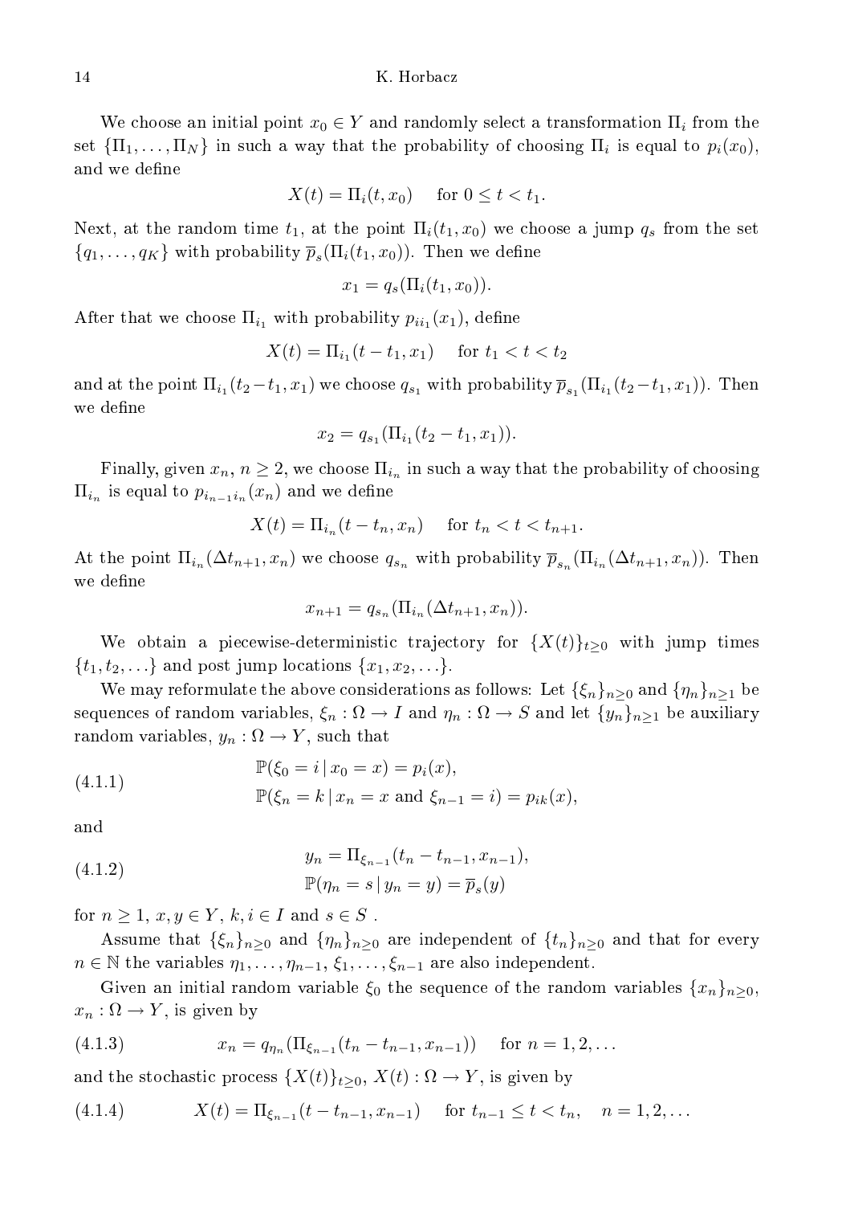We choose an initial point $x_0 \in Y$ and randomly select a transformation $\Pi_i$ from the set $\{\Pi_1, \ldots, \Pi_N\}$ in such a way that the probability of choosing $\Pi_i$ is equal to $p_i(x_0)$, and we define

$$X(t) = \Pi_i(t, x_0) \quad \text{for } 0 \le t < t_1.$$

Next, at the random time $t_1$, at the point $\Pi_i(t_1, x_0)$ we choose a jump $q_s$ from the set $\{q_1, \ldots, q_K\}$ with probability $\overline{p}_s(\Pi_i(t_1, x_0))$. Then we define

$$x_1 = q_s(\Pi_i(t_1, x_0)).$$

After that we choose $\Pi_{i_1}$ with probability $p_{ii_1}(x_1)$, define

$$X(t) = \Pi_{i_1}(t - t_1, x_1) \quad \text{for } t_1 < t < t_2$$

and at the point $\Pi_{i_1}(t_2 - t_1, x_1)$ we choose $q_{s_1}$ with probability $\overline{p}_{s_1}(\Pi_{i_1}(t_2 - t_1, x_1))$. Then we define

$$x_2 = q_{s_1}(\Pi_{i_1}(t_2 - t_1, x_1)).$$

Finally, given $x_n$, $n \ge 2$, we choose $\Pi_{i_n}$ in such a way that the probability of choosing $\Pi_{i_n}$ is equal to $p_{i_{n-1}i_n}(x_n)$ and we define

$$X(t) = \Pi_{i_n}(t - t_n, x_n) \quad \text{for } t_n < t < t_{n+1}.$$

At the point $\Pi_{i_n}(\Delta t_{n+1}, x_n)$ we choose $q_{s_n}$ with probability $\overline{p}_{s_n}(\Pi_{i_n}(\Delta t_{n+1}, x_n))$. Then we define

$$x_{n+1} = q_{s_n}(\Pi_{i_n}(\Delta t_{n+1}, x_n)).$$

We obtain a piecewise-deterministic trajectory for $\{X(t)\}_{t \ge 0}$ with jump times $\{t_1, t_2, \ldots\}$ and post jump locations $\{x_1, x_2, \ldots\}$.

We may reformulate the above considerations as follows: Let $\{\xi_n\}_{n \ge 0}$ and $\{\eta_n\}_{n \ge 1}$ be sequences of random variables, $\xi_n : \Omega \to I$ and $\eta_n : \Omega \to S$ and let $\{y_n\}_{n \ge 1}$ be auxiliary random variables, $y_n : \Omega \to Y$, such that

$$\begin{aligned} &\mathbb{P}(\xi_0 = i \,|\, x_0 = x) = p_i(x), \\ &\mathbb{P}(\xi_n = k \,|\, x_n = x \text{ and } \xi_{n-1} = i) = p_{ik}(x), \end{aligned} \tag{4.1.1}$$

and

$$\begin{aligned} &y_n = \Pi_{\xi_{n-1}}(t_n - t_{n-1}, x_{n-1}), \\ &\mathbb{P}(\eta_n = s \,|\, y_n = y) = \overline{p}_s(y) \end{aligned} \tag{4.1.2}$$

for $n \ge 1$, $x, y \in Y$, $k, i \in I$ and $s \in S$ .

Assume that $\{\xi_n\}_{n \ge 0}$ and $\{\eta_n\}_{n \ge 0}$ are independent of $\{t_n\}_{n \ge 0}$ and that for every $n \in \mathbb{N}$ the variables $\eta_1, \ldots, \eta_{n-1}, \xi_1, \ldots, \xi_{n-1}$ are also independent.

Given an initial random variable $\xi_0$ the sequence of the random variables $\{x_n\}_{n \ge 0}$, $x_n : \Omega \to Y$, is given by

$$x_n = q_{\eta_n}(\Pi_{\xi_{n-1}}(t_n - t_{n-1}, x_{n-1})) \quad \text{for } n = 1, 2, \ldots \tag{4.1.3}$$

and the stochastic process $\{X(t)\}_{t \ge 0}$, $X(t) : \Omega \to Y$, is given by

$$X(t) = \Pi_{\xi_{n-1}}(t - t_{n-1}, x_{n-1}) \quad \text{for } t_{n-1} \le t < t_n, \quad n = 1, 2, \ldots \tag{4.1.4}$$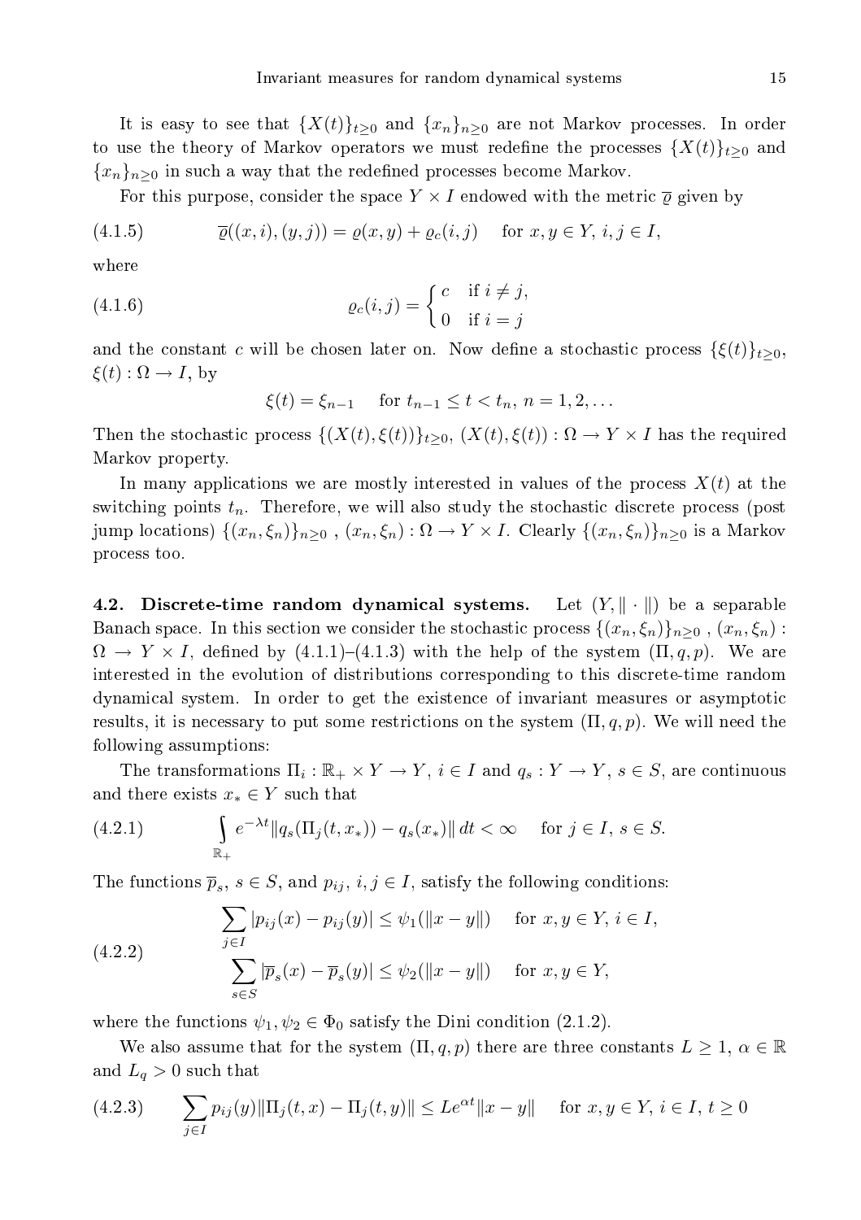It is easy to see that $\{X(t)\}_{t\geq 0}$ and $\{x_n\}_{n\geq 0}$ are not Markov processes. In order to use the theory of Markov operators we must redefine the processes $\{X(t)\}_{t\geq 0}$ and $\{x_n\}_{n\geq 0}$ in such a way that the redefined processes become Markov.

For this purpose, consider the space $Y\times I$ endowed with the metric $\overline{\varrho}$ given by

$$\overline{\varrho}((x,i),(y,j)) = \varrho(x,y) + \varrho_c(i,j) \quad \text{for } x,y\in Y,\ i,j\in I, \tag{4.1.5}$$

where

$$\varrho_c(i,j) = \begin{cases} c & \text{if } i\neq j, \\ 0 & \text{if } i=j \end{cases} \tag{4.1.6}$$

and the constant $c$ will be chosen later on. Now define a stochastic process $\{\xi(t)\}_{t\geq 0}$, $\xi(t):\Omega\to I$, by

$$\xi(t) = \xi_{n-1} \quad \text{for } t_{n-1}\leq t < t_n,\ n=1,2,\ldots$$

Then the stochastic process $\{(X(t),\xi(t))\}_{t\geq 0}$, $(X(t),\xi(t)):\Omega\to Y\times I$ has the required Markov property.

In many applications we are mostly interested in values of the process $X(t)$ at the switching points $t_n$. Therefore, we will also study the stochastic discrete process (post jump locations) $\{(x_n,\xi_n)\}_{n\geq 0}$ , $(x_n,\xi_n):\Omega\to Y\times I$. Clearly $\{(x_n,\xi_n)\}_{n\geq 0}$ is a Markov process too.

**4.2. Discrete-time random dynamical systems.** Let $(Y,\|\cdot\|)$ be a separable Banach space. In this section we consider the stochastic process $\{(x_n,\xi_n)\}_{n\geq 0}$ , $(x_n,\xi_n)$ : $\Omega\to Y\times I$, defined by (4.1.1)–(4.1.3) with the help of the system $(\Pi,q,p)$. We are interested in the evolution of distributions corresponding to this discrete-time random dynamical system. In order to get the existence of invariant measures or asymptotic results, it is necessary to put some restrictions on the system $(\Pi,q,p)$. We will need the following assumptions:

The transformations $\Pi_i:\mathbb{R}_+\times Y\to Y$, $i\in I$ and $q_s:Y\to Y$, $s\in S$, are continuous and there exists $x_*\in Y$ such that

$$\int_{\mathbb{R}_+} e^{-\lambda t}\|q_s(\Pi_j(t,x_*)) - q_s(x_*)\|\,dt < \infty \quad \text{for } j\in I,\ s\in S. \tag{4.2.1}$$

The functions $\overline{p}_s$, $s\in S$, and $p_{ij}$, $i,j\in I$, satisfy the following conditions:

$$\begin{aligned} &\sum_{j\in I} |p_{ij}(x) - p_{ij}(y)| \leq \psi_1(\|x-y\|) \quad \text{for } x,y\in Y,\ i\in I, \\ &\sum_{s\in S} |\overline{p}_s(x) - \overline{p}_s(y)| \leq \psi_2(\|x-y\|) \quad \text{for } x,y\in Y, \end{aligned} \tag{4.2.2}$$

where the functions $\psi_1,\psi_2\in\Phi_0$ satisfy the Dini condition (2.1.2).

We also assume that for the system $(\Pi,q,p)$ there are three constants $L\geq 1$, $\alpha\in\mathbb{R}$ and $L_q>0$ such that

$$\sum_{j\in I} p_{ij}(y)\|\Pi_j(t,x) - \Pi_j(t,y)\| \leq Le^{\alpha t}\|x-y\| \quad \text{for } x,y\in Y,\ i\in I,\ t\geq 0 \tag{4.2.3}$$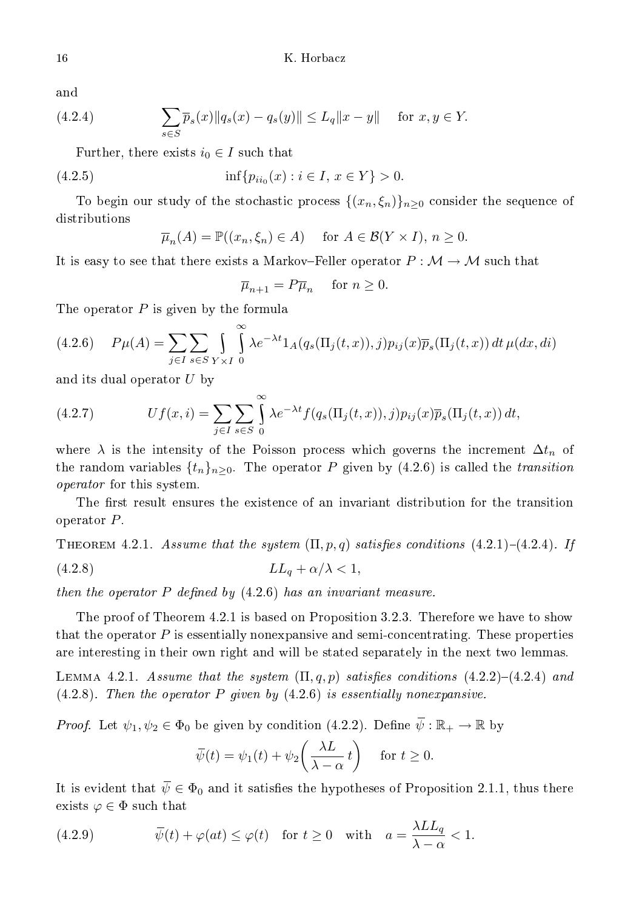and

$$\sum_{s\in S}\overline{p}_s(x)\|q_s(x)-q_s(y)\|\le L_q\|x-y\| \quad \text{for } x,y\in Y. \tag{4.2.4}$$

Further, there exists $i_0\in I$ such that

$$\inf\{p_{ii_0}(x): i\in I,\ x\in Y\}>0. \tag{4.2.5}$$

To begin our study of the stochastic process $\{(x_n,\xi_n)\}_{n\ge 0}$ consider the sequence of distributions

$$\overline{\mu}_n(A)=\mathbb{P}((x_n,\xi_n)\in A) \quad \text{for } A\in\mathcal{B}(Y\times I),\ n\ge 0.$$

It is easy to see that there exists a Markov–Feller operator $P:\mathcal{M}\to\mathcal{M}$ such that

$$\overline{\mu}_{n+1}=P\overline{\mu}_n \quad \text{for } n\ge 0.$$

The operator $P$ is given by the formula

$$P\mu(A)=\sum_{j\in I}\sum_{s\in S}\int_{Y\times I}\int_0^\infty \lambda e^{-\lambda t}1_A(q_s(\Pi_j(t,x)),j)p_{ij}(x)\overline{p}_s(\Pi_j(t,x))\,dt\,\mu(dx,di) \tag{4.2.6}$$

and its dual operator $U$ by

$$Uf(x,i)=\sum_{j\in I}\sum_{s\in S}\int_0^\infty \lambda e^{-\lambda t}f(q_s(\Pi_j(t,x)),j)p_{ij}(x)\overline{p}_s(\Pi_j(t,x))\,dt, \tag{4.2.7}$$

where $\lambda$ is the intensity of the Poisson process which governs the increment $\Delta t_n$ of the random variables $\{t_n\}_{n\ge 0}$. The operator $P$ given by (4.2.6) is called the *transition operator* for this system.

The first result ensures the existence of an invariant distribution for the transition operator $P$.

Theorem 4.2.1. *Assume that the system $(\Pi,p,q)$ satisfies conditions (4.2.1)–(4.2.4). If*

$$LL_q+\alpha/\lambda<1, \tag{4.2.8}$$

*then the operator $P$ defined by (4.2.6) has an invariant measure.*

The proof of Theorem 4.2.1 is based on Proposition 3.2.3. Therefore we have to show that the operator $P$ is essentially nonexpansive and semi-concentrating. These properties are interesting in their own right and will be stated separately in the next two lemmas.

Lemma 4.2.1. *Assume that the system $(\Pi,q,p)$ satisfies conditions (4.2.2)–(4.2.4) and (4.2.8). Then the operator $P$ given by (4.2.6) is essentially nonexpansive.*

*Proof.* Let $\psi_1,\psi_2\in\Phi_0$ be given by condition (4.2.2). Define $\overline{\psi}:\mathbb{R}_+\to\mathbb{R}$ by

$$\overline{\psi}(t)=\psi_1(t)+\psi_2\bigg(\frac{\lambda L}{\lambda-\alpha}\,t\bigg) \quad \text{for } t\ge 0.$$

It is evident that $\overline{\psi}\in\Phi_0$ and it satisfies the hypotheses of Proposition 2.1.1, thus there exists $\varphi\in\Phi$ such that

$$\overline{\psi}(t)+\varphi(at)\le\varphi(t) \quad \text{for } t\ge 0 \quad \text{with} \quad a=\frac{\lambda LL_q}{\lambda-\alpha}<1. \tag{4.2.9}$$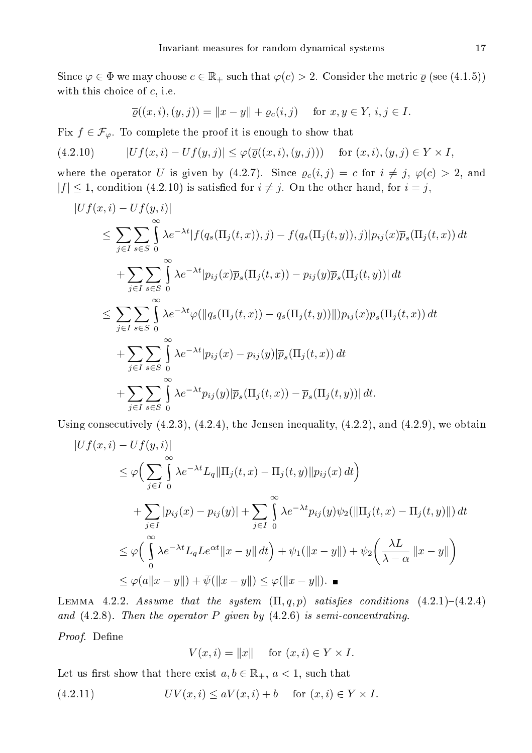Since $\varphi \in \Phi$ we may choose $c \in \mathbb{R}_+$ such that $\varphi(c) > 2$. Consider the metric $\overline{\varrho}$ (see (4.1.5)) with this choice of $c$, i.e.

$$\overline{\varrho}((x,i),(y,j)) = \|x-y\| + \varrho_c(i,j) \quad \text{for } x,y \in Y,\ i,j \in I.$$

Fix $f \in \mathcal{F}_\varphi$. To complete the proof it is enough to show that

$$|Uf(x,i) - Uf(y,j)| \le \varphi(\overline{\varrho}((x,i),(y,j))) \quad \text{for } (x,i),(y,j) \in Y \times I, \tag{4.2.10}$$

where the operator $U$ is given by (4.2.7). Since $\varrho_c(i,j) = c$ for $i \ne j$, $\varphi(c) > 2$, and $|f| \le 1$, condition (4.2.10) is satisfied for $i \ne j$. On the other hand, for $i = j$,

$$\begin{aligned}
&|Uf(x,i) - Uf(y,i)| \\
&\quad \le \sum_{j\in I}\sum_{s\in S}\int_0^\infty \lambda e^{-\lambda t}|f(q_s(\Pi_j(t,x)),j) - f(q_s(\Pi_j(t,y)),j)|p_{ij}(x)\overline{p}_s(\Pi_j(t,x))\,dt \\
&\qquad + \sum_{j\in I}\sum_{s\in S}\int_0^\infty \lambda e^{-\lambda t}|p_{ij}(x)\overline{p}_s(\Pi_j(t,x)) - p_{ij}(y)\overline{p}_s(\Pi_j(t,y))|\,dt \\
&\quad \le \sum_{j\in I}\sum_{s\in S}\int_0^\infty \lambda e^{-\lambda t}\varphi(\|q_s(\Pi_j(t,x)) - q_s(\Pi_j(t,y))\|)p_{ij}(x)\overline{p}_s(\Pi_j(t,x))\,dt \\
&\qquad + \sum_{j\in I}\sum_{s\in S}\int_0^\infty \lambda e^{-\lambda t}|p_{ij}(x) - p_{ij}(y)|\overline{p}_s(\Pi_j(t,x))\,dt \\
&\qquad + \sum_{j\in I}\sum_{s\in S}\int_0^\infty \lambda e^{-\lambda t}p_{ij}(y)|\overline{p}_s(\Pi_j(t,x)) - \overline{p}_s(\Pi_j(t,y))|\,dt.
\end{aligned}$$

Using consecutively (4.2.3), (4.2.4), the Jensen inequality, (4.2.2), and (4.2.9), we obtain

$$\begin{aligned}
&|Uf(x,i) - Uf(y,i)| \\
&\quad \le \varphi\Big(\sum_{j\in I}\int_0^\infty \lambda e^{-\lambda t}L_q\|\Pi_j(t,x) - \Pi_j(t,y)\|p_{ij}(x)\,dt\Big) \\
&\qquad + \sum_{j\in I}|p_{ij}(x) - p_{ij}(y)| + \sum_{j\in I}\int_0^\infty \lambda e^{-\lambda t}p_{ij}(y)\psi_2(\|\Pi_j(t,x) - \Pi_j(t,y)\|)\,dt \\
&\quad \le \varphi\Big(\int_0^\infty \lambda e^{-\lambda t}L_q L e^{\alpha t}\|x-y\|\,dt\Big) + \psi_1(\|x-y\|) + \psi_2\Big(\frac{\lambda L}{\lambda-\alpha}\|x-y\|\Big) \\
&\quad \le \varphi(a\|x-y\|) + \overline{\psi}(\|x-y\|) \le \varphi(\|x-y\|). \quad \blacksquare
\end{aligned}$$

Lemma 4.2.2. *Assume that the system $(\Pi, q, p)$ satisfies conditions (4.2.1)–(4.2.4) and (4.2.8). Then the operator $P$ given by (4.2.6) is semi-concentrating.*

*Proof.* Define

$$V(x,i) = \|x\| \quad \text{for } (x,i) \in Y \times I.$$

Let us first show that there exist $a, b \in \mathbb{R}_+$, $a < 1$, such that

$$UV(x,i) \le aV(x,i) + b \quad \text{for } (x,i) \in Y \times I. \tag{4.2.11}$$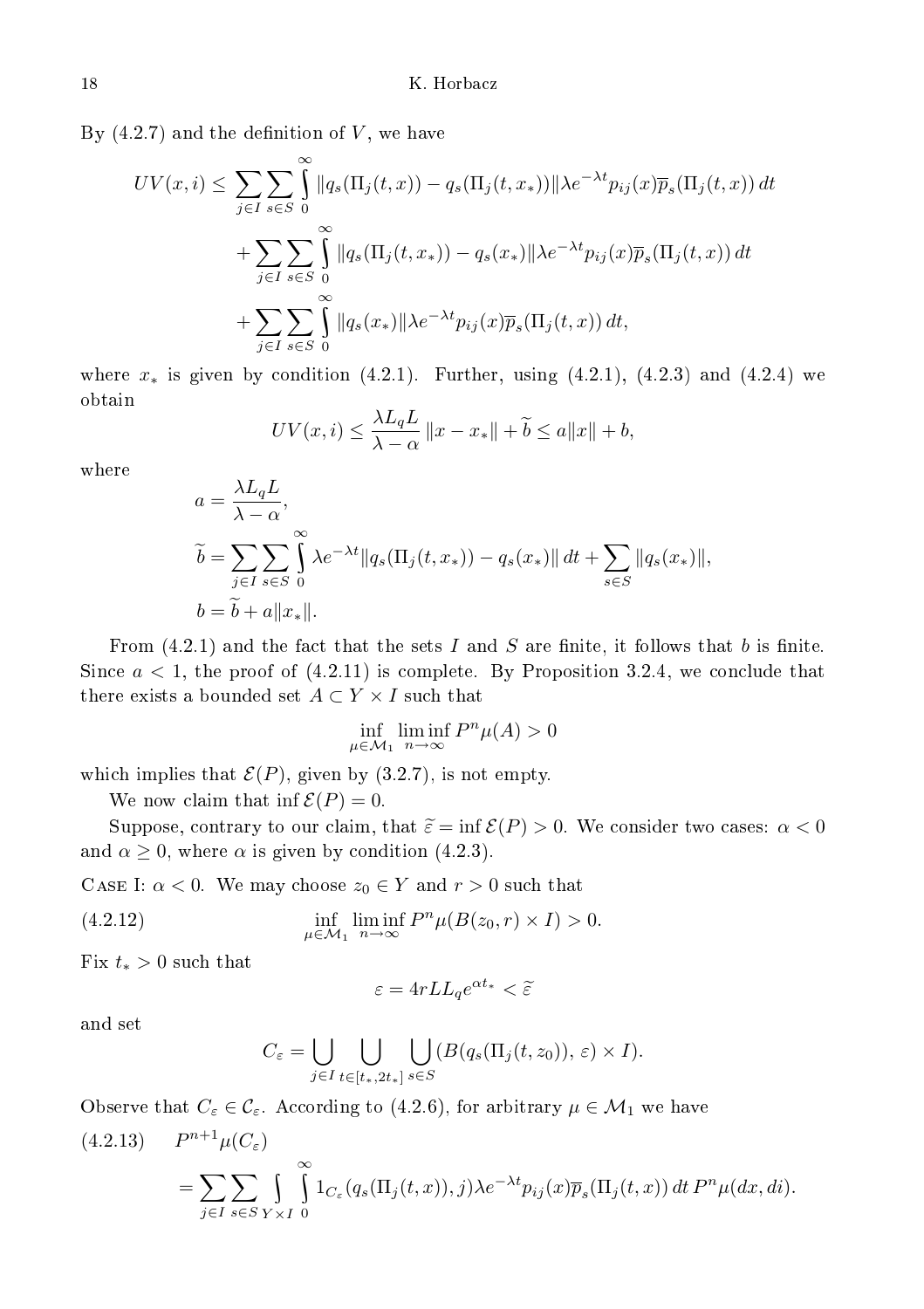By (4.2.7) and the definition of $V$, we have

$$
\begin{aligned}
UV(x,i) \le & \sum_{j\in I}\sum_{s\in S}\int_0^\infty \|q_s(\Pi_j(t,x)) - q_s(\Pi_j(t,x_*))\|\lambda e^{-\lambda t} p_{ij}(x)\overline{p}_s(\Pi_j(t,x))\,dt \\
& + \sum_{j\in I}\sum_{s\in S}\int_0^\infty \|q_s(\Pi_j(t,x_*)) - q_s(x_*)\|\lambda e^{-\lambda t} p_{ij}(x)\overline{p}_s(\Pi_j(t,x))\,dt \\
& + \sum_{j\in I}\sum_{s\in S}\int_0^\infty \|q_s(x_*)\|\lambda e^{-\lambda t} p_{ij}(x)\overline{p}_s(\Pi_j(t,x))\,dt,
\end{aligned}
$$

where $x_*$ is given by condition (4.2.1). Further, using (4.2.1), (4.2.3) and (4.2.4) we obtain

$$
UV(x,i) \le \frac{\lambda L_q L}{\lambda - \alpha}\|x - x_*\| + \widetilde{b} \le a\|x\| + b,
$$

where

$$
\begin{aligned}
a &= \frac{\lambda L_q L}{\lambda - \alpha}, \\
\widetilde{b} &= \sum_{j\in I}\sum_{s\in S}\int_0^\infty \lambda e^{-\lambda t}\|q_s(\Pi_j(t,x_*)) - q_s(x_*)\|\,dt + \sum_{s\in S}\|q_s(x_*)\|, \\
b &= \widetilde{b} + a\|x_*\|.
\end{aligned}
$$

From (4.2.1) and the fact that the sets $I$ and $S$ are finite, it follows that $b$ is finite. Since $a < 1$, the proof of (4.2.11) is complete. By Proposition 3.2.4, we conclude that there exists a bounded set $A \subset Y \times I$ such that

$$
\inf_{\mu\in\mathcal{M}_1}\liminf_{n\to\infty} P^n\mu(A) > 0
$$

which implies that $\mathcal{E}(P)$, given by (3.2.7), is not empty.

We now claim that $\inf\mathcal{E}(P) = 0$.

Suppose, contrary to our claim, that $\widetilde{\varepsilon} = \inf\mathcal{E}(P) > 0$. We consider two cases: $\alpha < 0$ and $\alpha \ge 0$, where $\alpha$ is given by condition (4.2.3).

Case I: $\alpha < 0$. We may choose $z_0 \in Y$ and $r > 0$ such that

$$
\inf_{\mu\in\mathcal{M}_1}\liminf_{n\to\infty} P^n\mu(B(z_0,r)\times I) > 0. \tag{4.2.12}
$$

Fix $t_* > 0$ such that

$$
\varepsilon = 4rLL_q e^{\alpha t_*} < \widetilde{\varepsilon}
$$

and set

$$
C_\varepsilon = \bigcup_{j\in I}\ \bigcup_{t\in[t_*,2t_*]}\ \bigcup_{s\in S}(B(q_s(\Pi_j(t,z_0)),\,\varepsilon)\times I).
$$

Observe that $C_\varepsilon \in \mathcal{C}_\varepsilon$. According to (4.2.6), for arbitrary $\mu \in \mathcal{M}_1$ we have

$$
\begin{aligned}
& P^{n+1}\mu(C_\varepsilon) \\
& = \sum_{j\in I}\sum_{s\in S}\int_{Y\times I}\int_0^\infty 1_{C_\varepsilon}(q_s(\Pi_j(t,x)),j)\lambda e^{-\lambda t} p_{ij}(x)\overline{p}_s(\Pi_j(t,x))\,dt\,P^n\mu(dx,di).
\end{aligned} \tag{4.2.13}
$$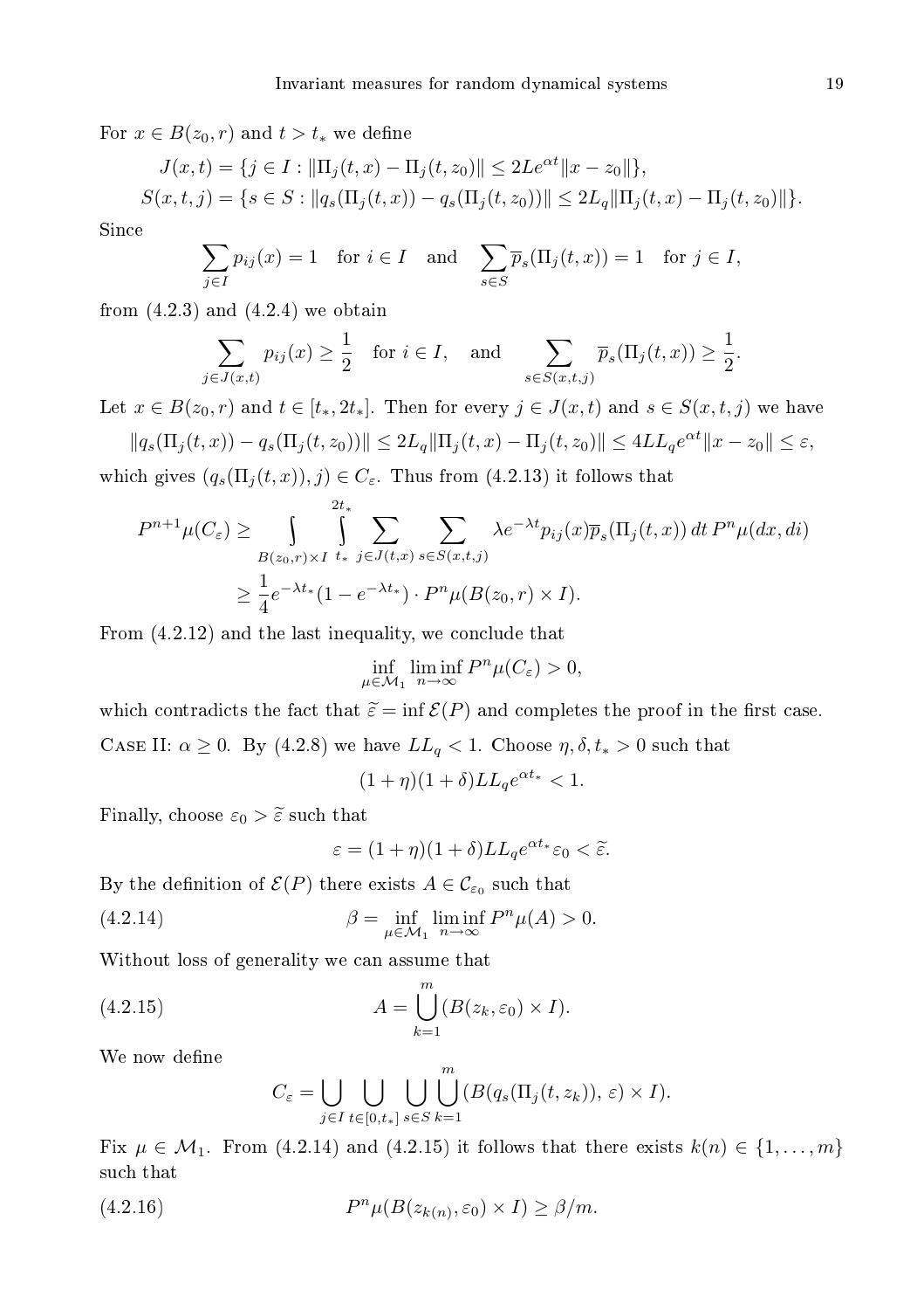For $x \in B(z_0, r)$ and $t > t_*$ we define

$$J(x,t) = \{j \in I : \|\Pi_j(t,x) - \Pi_j(t,z_0)\| \le 2Le^{\alpha t}\|x - z_0\|\},$$
$$S(x,t,j) = \{s \in S : \|q_s(\Pi_j(t,x)) - q_s(\Pi_j(t,z_0))\| \le 2L_q\|\Pi_j(t,x) - \Pi_j(t,z_0)\|\}.$$

Since

$$\sum_{j\in I} p_{ij}(x) = 1 \quad \text{for } i \in I \quad \text{and} \quad \sum_{s\in S} \overline{p}_s(\Pi_j(t,x)) = 1 \quad \text{for } j \in I,$$

from (4.2.3) and (4.2.4) we obtain

$$\sum_{j\in J(x,t)} p_{ij}(x) \ge \frac{1}{2} \quad \text{for } i \in I, \quad \text{and} \quad \sum_{s\in S(x,t,j)} \overline{p}_s(\Pi_j(t,x)) \ge \frac{1}{2}.$$

Let $x \in B(z_0, r)$ and $t \in [t_*, 2t_*]$. Then for every $j \in J(x,t)$ and $s \in S(x,t,j)$ we have

$$\|q_s(\Pi_j(t,x)) - q_s(\Pi_j(t,z_0))\| \le 2L_q\|\Pi_j(t,x) - \Pi_j(t,z_0)\| \le 4LL_q e^{\alpha t}\|x - z_0\| \le \varepsilon,$$

which gives $(q_s(\Pi_j(t,x)), j) \in C_\varepsilon$. Thus from (4.2.13) it follows that

$$\begin{aligned} P^{n+1}\mu(C_\varepsilon) &\ge \int\limits_{B(z_0,r)\times I} \int\limits_{t_*}^{2t_*} \sum_{j\in J(x,t)} \sum_{s\in S(x,t,j)} \lambda e^{-\lambda t} p_{ij}(x)\overline{p}_s(\Pi_j(t,x))\, dt\, P^n\mu(dx,di) \\ &\ge \frac{1}{4}e^{-\lambda t_*}(1 - e^{-\lambda t_*}) \cdot P^n\mu(B(z_0,r)\times I). \end{aligned}$$

From (4.2.12) and the last inequality, we conclude that

$$\inf_{\mu\in\mathcal{M}_1} \liminf_{n\to\infty} P^n\mu(C_\varepsilon) > 0,$$

which contradicts the fact that $\widetilde{\varepsilon} = \inf \mathcal{E}(P)$ and completes the proof in the first case.

Case II: $\alpha \ge 0$. By (4.2.8) we have $LL_q < 1$. Choose $\eta, \delta, t_* > 0$ such that

$$(1+\eta)(1+\delta)LL_q e^{\alpha t_*} < 1.$$

Finally, choose $\varepsilon_0 > \widetilde{\varepsilon}$ such that

$$\varepsilon = (1+\eta)(1+\delta)LL_q e^{\alpha t_*}\varepsilon_0 < \widetilde{\varepsilon}.$$

By the definition of $\mathcal{E}(P)$ there exists $A \in \mathcal{C}_{\varepsilon_0}$ such that

$$\beta = \inf_{\mu\in\mathcal{M}_1} \liminf_{n\to\infty} P^n\mu(A) > 0. \tag{4.2.14}$$

Without loss of generality we can assume that

$$A = \bigcup_{k=1}^{m} (B(z_k, \varepsilon_0) \times I). \tag{4.2.15}$$

We now define

$$C_\varepsilon = \bigcup_{j\in I} \bigcup_{t\in[0,t_*]} \bigcup_{s\in S} \bigcup_{k=1}^{m} (B(q_s(\Pi_j(t,z_k)),\, \varepsilon) \times I).$$

Fix $\mu \in \mathcal{M}_1$. From (4.2.14) and (4.2.15) it follows that there exists $k(n) \in \{1, \ldots, m\}$ such that

$$P^n\mu(B(z_{k(n)}, \varepsilon_0) \times I) \ge \beta/m. \tag{4.2.16}$$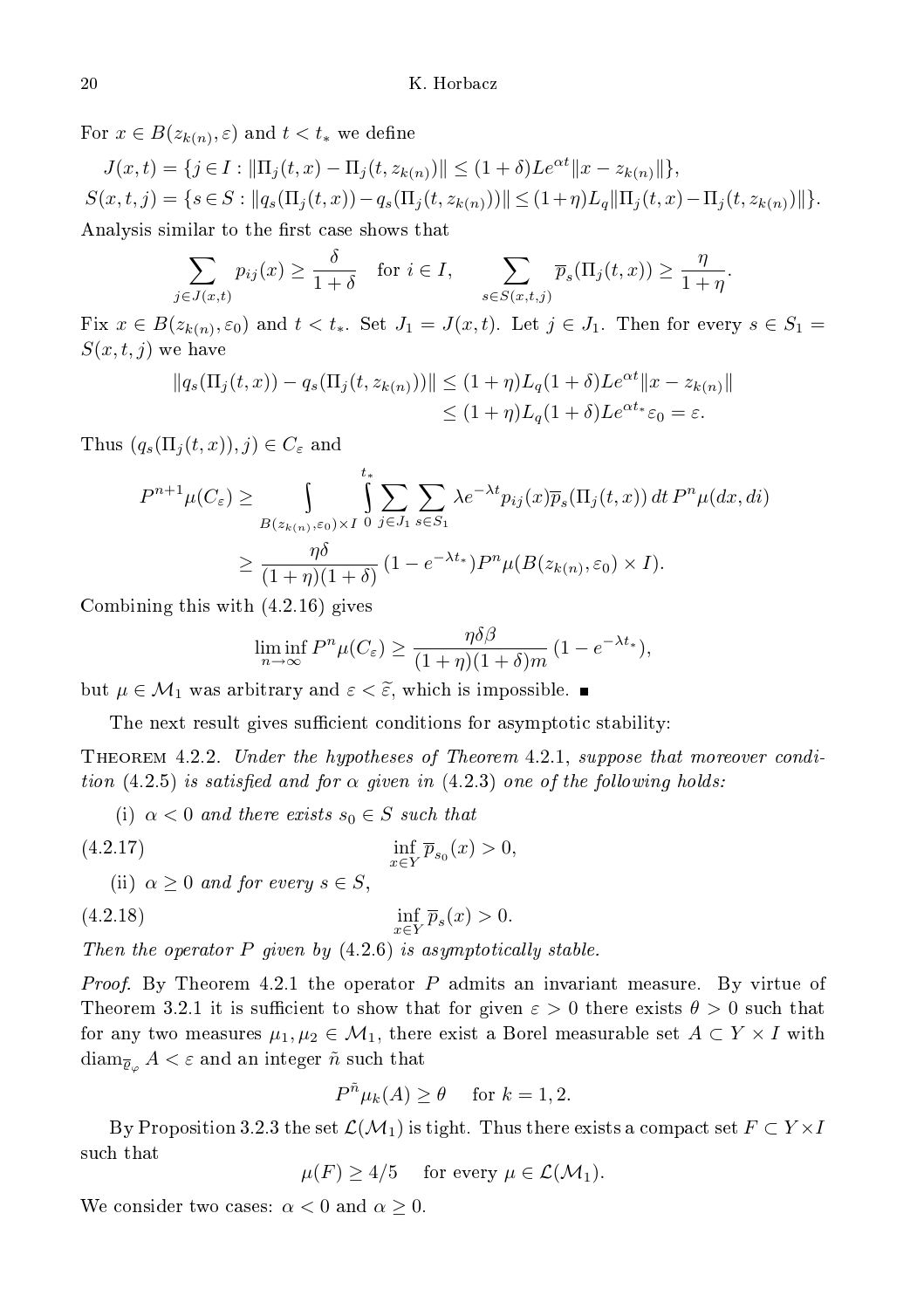For $x \in B(z_{k(n)}, \varepsilon)$ and $t < t_*$ we define

$$J(x,t) = \{j \in I : \|\Pi_j(t,x) - \Pi_j(t, z_{k(n)})\| \le (1+\delta)Le^{\alpha t}\|x - z_{k(n)}\|\},$$

$$S(x,t,j) = \{s \in S : \|q_s(\Pi_j(t,x)) - q_s(\Pi_j(t, z_{k(n)}))\| \le (1+\eta)L_q\|\Pi_j(t,x) - \Pi_j(t, z_{k(n)})\|\}.$$

Analysis similar to the first case shows that

$$\sum_{j \in J(x,t)} p_{ij}(x) \ge \frac{\delta}{1+\delta} \quad \text{for } i \in I, \qquad \sum_{s \in S(x,t,j)} \overline{p}_s(\Pi_j(t,x)) \ge \frac{\eta}{1+\eta}.$$

Fix $x \in B(z_{k(n)}, \varepsilon_0)$ and $t < t_*$. Set $J_1 = J(x,t)$. Let $j \in J_1$. Then for every $s \in S_1 = S(x,t,j)$ we have

$$\begin{aligned}\|q_s(\Pi_j(t,x)) - q_s(\Pi_j(t, z_{k(n)}))\| &\le (1+\eta)L_q(1+\delta)Le^{\alpha t}\|x - z_{k(n)}\| \\ &\le (1+\eta)L_q(1+\delta)Le^{\alpha t_*}\varepsilon_0 = \varepsilon.\end{aligned}$$

Thus $(q_s(\Pi_j(t,x)), j) \in C_\varepsilon$ and

$$\begin{aligned}P^{n+1}\mu(C_\varepsilon) &\ge \int_{B(z_{k(n)},\varepsilon_0)\times I} \int_0^{t_*} \sum_{j \in J_1} \sum_{s \in S_1} \lambda e^{-\lambda t} p_{ij}(x)\overline{p}_s(\Pi_j(t,x))\, dt\, P^n\mu(dx, di) \\ &\ge \frac{\eta\delta}{(1+\eta)(1+\delta)}\,(1 - e^{-\lambda t_*})P^n\mu(B(z_{k(n)}, \varepsilon_0) \times I).\end{aligned}$$

Combining this with (4.2.16) gives

$$\liminf_{n\to\infty} P^n\mu(C_\varepsilon) \ge \frac{\eta\delta\beta}{(1+\eta)(1+\delta)m}\,(1 - e^{-\lambda t_*}),$$

but $\mu \in \mathcal{M}_1$ was arbitrary and $\varepsilon < \widetilde{\varepsilon}$, which is impossible. ■

The next result gives sufficient conditions for asymptotic stability:

**Theorem 4.2.2.** *Under the hypotheses of Theorem 4.2.1, suppose that moreover condition (4.2.5) is satisfied and for $\alpha$ given in (4.2.3) one of the following holds:*

(i) *$\alpha < 0$ and there exists $s_0 \in S$ such that*

$$\inf_{x \in Y} \overline{p}_{s_0}(x) > 0, \tag{4.2.17}$$

(ii) *$\alpha \ge 0$ and for every $s \in S$,*

$$\inf_{x \in Y} \overline{p}_s(x) > 0. \tag{4.2.18}$$

*Then the operator $P$ given by (4.2.6) is asymptotically stable.*

*Proof.* By Theorem 4.2.1 the operator $P$ admits an invariant measure. By virtue of Theorem 3.2.1 it is sufficient to show that for given $\varepsilon > 0$ there exists $\theta > 0$ such that for any two measures $\mu_1, \mu_2 \in \mathcal{M}_1$, there exist a Borel measurable set $A \subset Y \times I$ with $\operatorname{diam}_{\overline{\varrho}_\varphi} A < \varepsilon$ and an integer $\tilde{n}$ such that

$$P^{\tilde{n}}\mu_k(A) \ge \theta \quad \text{for } k = 1, 2.$$

By Proposition 3.2.3 the set $\mathcal{L}(\mathcal{M}_1)$ is tight. Thus there exists a compact set $F \subset Y \times I$ such that

$$\mu(F) \ge 4/5 \quad \text{for every } \mu \in \mathcal{L}(\mathcal{M}_1).$$

We consider two cases: $\alpha < 0$ and $\alpha \ge 0$.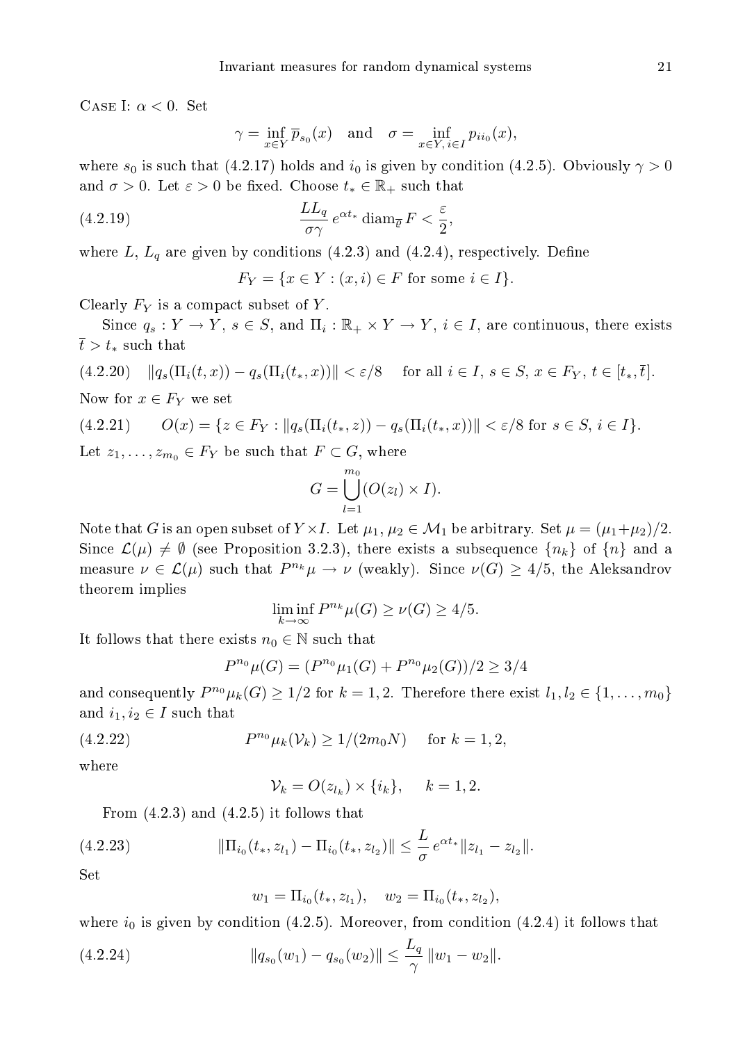Case I: $\alpha < 0$. Set

$$\gamma = \inf_{x \in Y} \overline{p}_{s_0}(x) \quad \text{and} \quad \sigma = \inf_{x \in Y,\, i \in I} p_{ii_0}(x),$$

where $s_0$ is such that (4.2.17) holds and $i_0$ is given by condition (4.2.5). Obviously $\gamma > 0$ and $\sigma > 0$. Let $\varepsilon > 0$ be fixed. Choose $t_* \in \mathbb{R}_+$ such that

$$\frac{LL_q}{\sigma\gamma} e^{\alpha t_*} \operatorname{diam}_{\overline{\varrho}} F < \frac{\varepsilon}{2}, \tag{4.2.19}$$

where $L$, $L_q$ are given by conditions (4.2.3) and (4.2.4), respectively. Define

$$F_Y = \{x \in Y : (x, i) \in F \text{ for some } i \in I\}.$$

Clearly $F_Y$ is a compact subset of $Y$.

Since $q_s : Y \to Y$, $s \in S$, and $\Pi_i : \mathbb{R}_+ \times Y \to Y$, $i \in I$, are continuous, there exists $\overline{t} > t_*$ such that

$$\|q_s(\Pi_i(t, x)) - q_s(\Pi_i(t_*, x))\| < \varepsilon/8 \quad \text{for all } i \in I,\ s \in S,\ x \in F_Y,\ t \in [t_*, \overline{t}]. \tag{4.2.20}$$

Now for $x \in F_Y$ we set

$$O(x) = \{z \in F_Y : \|q_s(\Pi_i(t_*, z)) - q_s(\Pi_i(t_*, x))\| < \varepsilon/8 \text{ for } s \in S,\ i \in I\}. \tag{4.2.21}$$

Let $z_1, \ldots, z_{m_0} \in F_Y$ be such that $F \subset G$, where

$$G = \bigcup_{l=1}^{m_0} (O(z_l) \times I).$$

Note that $G$ is an open subset of $Y \times I$. Let $\mu_1, \mu_2 \in \mathcal{M}_1$ be arbitrary. Set $\mu = (\mu_1 + \mu_2)/2$. Since $\mathcal{L}(\mu) \neq \emptyset$ (see Proposition 3.2.3), there exists a subsequence $\{n_k\}$ of $\{n\}$ and a measure $\nu \in \mathcal{L}(\mu)$ such that $P^{n_k}\mu \to \nu$ (weakly). Since $\nu(G) \geq 4/5$, the Aleksandrov theorem implies

$$\liminf_{k \to \infty} P^{n_k}\mu(G) \geq \nu(G) \geq 4/5.$$

It follows that there exists $n_0 \in \mathbb{N}$ such that

$$P^{n_0}\mu(G) = (P^{n_0}\mu_1(G) + P^{n_0}\mu_2(G))/2 \geq 3/4$$

and consequently $P^{n_0}\mu_k(G) \geq 1/2$ for $k = 1, 2$. Therefore there exist $l_1, l_2 \in \{1, \ldots, m_0\}$ and $i_1, i_2 \in I$ such that

$$P^{n_0}\mu_k(\mathcal{V}_k) \geq 1/(2m_0 N) \quad \text{for } k = 1, 2, \tag{4.2.22}$$

where

$$\mathcal{V}_k = O(z_{l_k}) \times \{i_k\}, \quad k = 1, 2.$$

From (4.2.3) and (4.2.5) it follows that

$$\|\Pi_{i_0}(t_*, z_{l_1}) - \Pi_{i_0}(t_*, z_{l_2})\| \leq \frac{L}{\sigma} e^{\alpha t_*} \|z_{l_1} - z_{l_2}\|. \tag{4.2.23}$$

Set

$$w_1 = \Pi_{i_0}(t_*, z_{l_1}), \quad w_2 = \Pi_{i_0}(t_*, z_{l_2}),$$

where $i_0$ is given by condition (4.2.5). Moreover, from condition (4.2.4) it follows that

$$\|q_{s_0}(w_1) - q_{s_0}(w_2)\| \leq \frac{L_q}{\gamma} \|w_1 - w_2\|. \tag{4.2.24}$$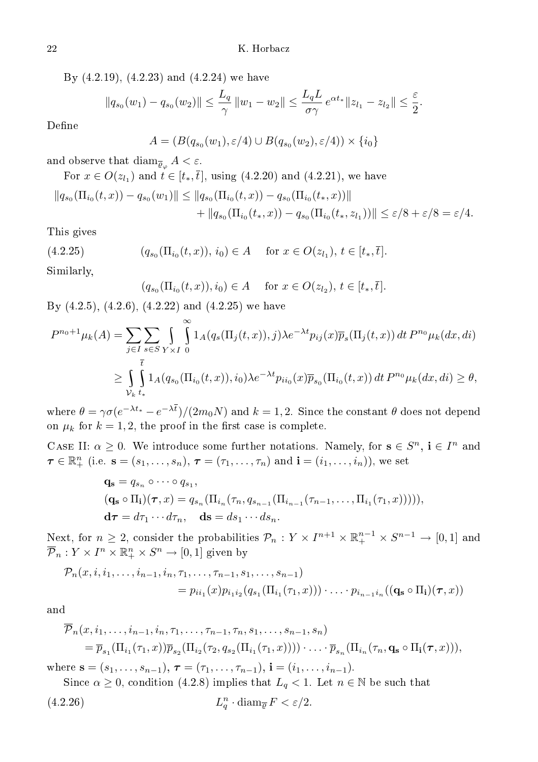By (4.2.19), (4.2.23) and (4.2.24) we have

$$\|q_{s_0}(w_1) - q_{s_0}(w_2)\| \leq \frac{L_q}{\gamma}\,\|w_1 - w_2\| \leq \frac{L_q L}{\sigma\gamma}\,e^{\alpha t_*}\|z_{l_1} - z_{l_2}\| \leq \frac{\varepsilon}{2}.$$

Define

$$A = (B(q_{s_0}(w_1), \varepsilon/4) \cup B(q_{s_0}(w_2), \varepsilon/4)) \times \{i_0\}$$

and observe that $\operatorname{diam}_{\overline{\varrho}_\varphi} A < \varepsilon$.

For $x \in O(z_{l_1})$ and $t \in [t_*, \bar{t}]$, using (4.2.20) and (4.2.21), we have

$$\begin{aligned}\|q_{s_0}(\Pi_{i_0}(t,x)) - q_{s_0}(w_1)\| &\leq \|q_{s_0}(\Pi_{i_0}(t,x)) - q_{s_0}(\Pi_{i_0}(t_*,x))\| \\ &\quad + \|q_{s_0}(\Pi_{i_0}(t_*,x)) - q_{s_0}(\Pi_{i_0}(t_*,z_{l_1}))\| \leq \varepsilon/8 + \varepsilon/8 = \varepsilon/4.\end{aligned}$$

This gives

$$(q_{s_0}(\Pi_{i_0}(t,x)),\, i_0) \in A \quad \text{ for } x \in O(z_{l_1}),\ t \in [t_*, \bar{t}]. \tag{4.2.25}$$

Similarly,

$$(q_{s_0}(\Pi_{i_0}(t,x)), i_0) \in A \quad \text{ for } x \in O(z_{l_2}),\ t \in [t_*, \bar{t}].$$

By (4.2.5), (4.2.6), (4.2.22) and (4.2.25) we have

$$\begin{aligned}P^{n_0+1}\mu_k(A) &= \sum_{j\in I}\sum_{s\in S}\int_{Y\times I}\int_0^\infty 1_A(q_s(\Pi_j(t,x)), j)\lambda e^{-\lambda t} p_{ij}(x)\overline{p}_s(\Pi_j(t,x))\,dt\,P^{n_0}\mu_k(dx,di) \\ &\geq \int_{\mathcal{V}_k}\int_{t_*}^{\bar{t}} 1_A(q_{s_0}(\Pi_{i_0}(t,x)), i_0)\lambda e^{-\lambda t} p_{ii_0}(x)\overline{p}_{s_0}(\Pi_{i_0}(t,x))\,dt\,P^{n_0}\mu_k(dx,di) \geq \theta,\end{aligned}$$

where $\theta = \gamma\sigma(e^{-\lambda t_*} - e^{-\lambda \bar{t}})/(2m_0 N)$ and $k = 1, 2$. Since the constant $\theta$ does not depend on $\mu_k$ for $k = 1, 2$, the proof in the first case is complete.

Case II: $\alpha \geq 0$. We introduce some further notations. Namely, for $\mathbf{s} \in S^n$, $\mathbf{i} \in I^n$ and $\boldsymbol{\tau} \in \mathbb{R}^n_+$ (i.e. $\mathbf{s} = (s_1, \ldots, s_n)$, $\boldsymbol{\tau} = (\tau_1, \ldots, \tau_n)$ and $\mathbf{i} = (i_1, \ldots, i_n)$), we set

$$\begin{aligned}&\mathbf{q_s} = q_{s_n} \circ \cdots \circ q_{s_1},\\ &(\mathbf{q_s} \circ \Pi_\mathbf{i})(\boldsymbol{\tau}, x) = q_{s_n}(\Pi_{i_n}(\tau_n, q_{s_{n-1}}(\Pi_{i_{n-1}}(\tau_{n-1}, \ldots, \Pi_{i_1}(\tau_1, x))))),\\ &\mathbf{d}\boldsymbol{\tau} = d\tau_1 \cdots d\tau_n, \quad \mathbf{ds} = ds_1 \cdots ds_n.\end{aligned}$$

Next, for $n \geq 2$, consider the probabilities $\mathcal{P}_n : Y \times I^{n+1} \times \mathbb{R}^{n-1}_+ \times S^{n-1} \to [0,1]$ and $\overline{\mathcal{P}}_n : Y \times I^n \times \mathbb{R}^n_+ \times S^n \to [0,1]$ given by

$$\begin{aligned}&\mathcal{P}_n(x, i, i_1, \ldots, i_{n-1}, i_n, \tau_1, \ldots, \tau_{n-1}, s_1, \ldots, s_{n-1})\\ &\qquad\qquad = p_{ii_1}(x)p_{i_1 i_2}(q_{s_1}(\Pi_{i_1}(\tau_1, x))) \cdot \ldots \cdot p_{i_{n-1}i_n}((\mathbf{q_s} \circ \Pi_\mathbf{i})(\boldsymbol{\tau}, x))\end{aligned}$$

and

$$\begin{aligned}&\overline{\mathcal{P}}_n(x, i_1, \ldots, i_{n-1}, i_n, \tau_1, \ldots, \tau_{n-1}, \tau_n, s_1, \ldots, s_{n-1}, s_n)\\ &\quad = \overline{p}_{s_1}(\Pi_{i_1}(\tau_1, x))\overline{p}_{s_2}(\Pi_{i_2}(\tau_2, q_{s_2}(\Pi_{i_1}(\tau_1, x)))) \cdot \ldots \cdot \overline{p}_{s_n}(\Pi_{i_n}(\tau_n, \mathbf{q_s} \circ \Pi_\mathbf{i}(\boldsymbol{\tau}, x))),\end{aligned}$$

where $\mathbf{s} = (s_1, \ldots, s_{n-1})$, $\boldsymbol{\tau} = (\tau_1, \ldots, \tau_{n-1})$, $\mathbf{i} = (i_1, \ldots, i_{n-1})$.

Since $\alpha \geq 0$, condition (4.2.8) implies that $L_q < 1$. Let $n \in \mathbb{N}$ be such that

$$L_q^n \cdot \operatorname{diam}_{\overline{\varrho}} F < \varepsilon/2. \tag{4.2.26}$$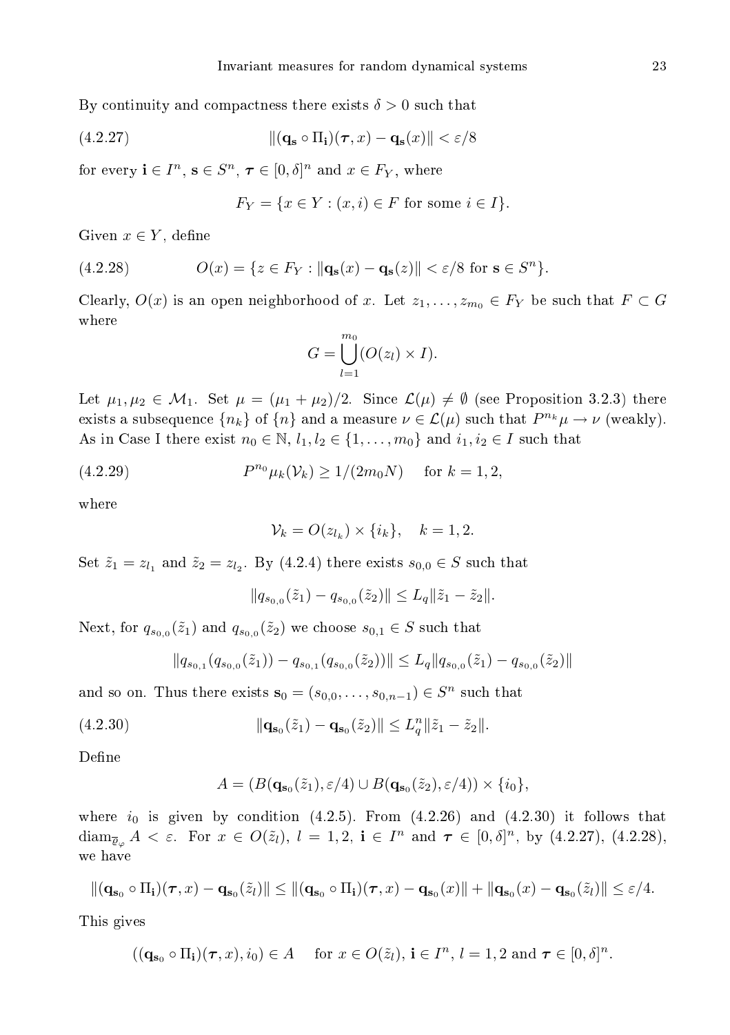By continuity and compactness there exists $\delta > 0$ such that

$$\|(\mathbf{q}_\mathbf{s} \circ \Pi_\mathbf{i})(\boldsymbol{\tau}, x) - \mathbf{q}_\mathbf{s}(x)\| < \varepsilon/8 \tag{4.2.27}$$

for every $\mathbf{i} \in I^n$, $\mathbf{s} \in S^n$, $\boldsymbol{\tau} \in [0,\delta]^n$ and $x \in F_Y$, where

$$F_Y = \{x \in Y : (x,i) \in F \text{ for some } i \in I\}.$$

Given $x \in Y$, define

$$O(x) = \{z \in F_Y : \|\mathbf{q}_\mathbf{s}(x) - \mathbf{q}_\mathbf{s}(z)\| < \varepsilon/8 \text{ for } \mathbf{s} \in S^n\}. \tag{4.2.28}$$

Clearly, $O(x)$ is an open neighborhood of $x$. Let $z_1, \ldots, z_{m_0} \in F_Y$ be such that $F \subset G$ where

$$G = \bigcup_{l=1}^{m_0} (O(z_l) \times I).$$

Let $\mu_1, \mu_2 \in \mathcal{M}_1$. Set $\mu = (\mu_1 + \mu_2)/2$. Since $\mathcal{L}(\mu) \neq \emptyset$ (see Proposition 3.2.3) there exists a subsequence $\{n_k\}$ of $\{n\}$ and a measure $\nu \in \mathcal{L}(\mu)$ such that $P^{n_k}\mu \to \nu$ (weakly). As in Case I there exist $n_0 \in \mathbb{N}$, $l_1, l_2 \in \{1, \ldots, m_0\}$ and $i_1, i_2 \in I$ such that

$$P^{n_0}\mu_k(\mathcal{V}_k) \geq 1/(2m_0 N) \quad \text{ for } k = 1, 2, \tag{4.2.29}$$

where

$$\mathcal{V}_k = O(z_{l_k}) \times \{i_k\}, \quad k = 1, 2.$$

Set $\tilde{z}_1 = z_{l_1}$ and $\tilde{z}_2 = z_{l_2}$. By (4.2.4) there exists $s_{0,0} \in S$ such that

$$\|q_{s_{0,0}}(\tilde{z}_1) - q_{s_{0,0}}(\tilde{z}_2)\| \leq L_q \|\tilde{z}_1 - \tilde{z}_2\|.$$

Next, for $q_{s_{0,0}}(\tilde{z}_1)$ and $q_{s_{0,0}}(\tilde{z}_2)$ we choose $s_{0,1} \in S$ such that

$$\|q_{s_{0,1}}(q_{s_{0,0}}(\tilde{z}_1)) - q_{s_{0,1}}(q_{s_{0,0}}(\tilde{z}_2))\| \leq L_q \|q_{s_{0,0}}(\tilde{z}_1) - q_{s_{0,0}}(\tilde{z}_2)\|$$

and so on. Thus there exists $\mathbf{s}_0 = (s_{0,0}, \ldots, s_{0,n-1}) \in S^n$ such that

$$\|\mathbf{q}_{\mathbf{s}_0}(\tilde{z}_1) - \mathbf{q}_{\mathbf{s}_0}(\tilde{z}_2)\| \leq L_q^n \|\tilde{z}_1 - \tilde{z}_2\|. \tag{4.2.30}$$

Define

$$A = (B(\mathbf{q}_{\mathbf{s}_0}(\tilde{z}_1), \varepsilon/4) \cup B(\mathbf{q}_{\mathbf{s}_0}(\tilde{z}_2), \varepsilon/4)) \times \{i_0\},$$

where $i_0$ is given by condition (4.2.5). From (4.2.26) and (4.2.30) it follows that $\operatorname{diam}_{\overline{\varrho}_\varphi} A < \varepsilon$. For $x \in O(\tilde{z}_l)$, $l = 1, 2$, $\mathbf{i} \in I^n$ and $\boldsymbol{\tau} \in [0,\delta]^n$, by (4.2.27), (4.2.28), we have

$$\|(\mathbf{q}_{\mathbf{s}_0} \circ \Pi_\mathbf{i})(\boldsymbol{\tau}, x) - \mathbf{q}_{\mathbf{s}_0}(\tilde{z}_l)\| \leq \|(\mathbf{q}_{\mathbf{s}_0} \circ \Pi_\mathbf{i})(\boldsymbol{\tau}, x) - \mathbf{q}_{\mathbf{s}_0}(x)\| + \|\mathbf{q}_{\mathbf{s}_0}(x) - \mathbf{q}_{\mathbf{s}_0}(\tilde{z}_l)\| \leq \varepsilon/4.$$

This gives

$$((\mathbf{q}_{\mathbf{s}_0} \circ \Pi_\mathbf{i})(\boldsymbol{\tau}, x), i_0) \in A \quad \text{ for } x \in O(\tilde{z}_l),\ \mathbf{i} \in I^n,\ l = 1, 2 \text{ and } \boldsymbol{\tau} \in [0,\delta]^n.$$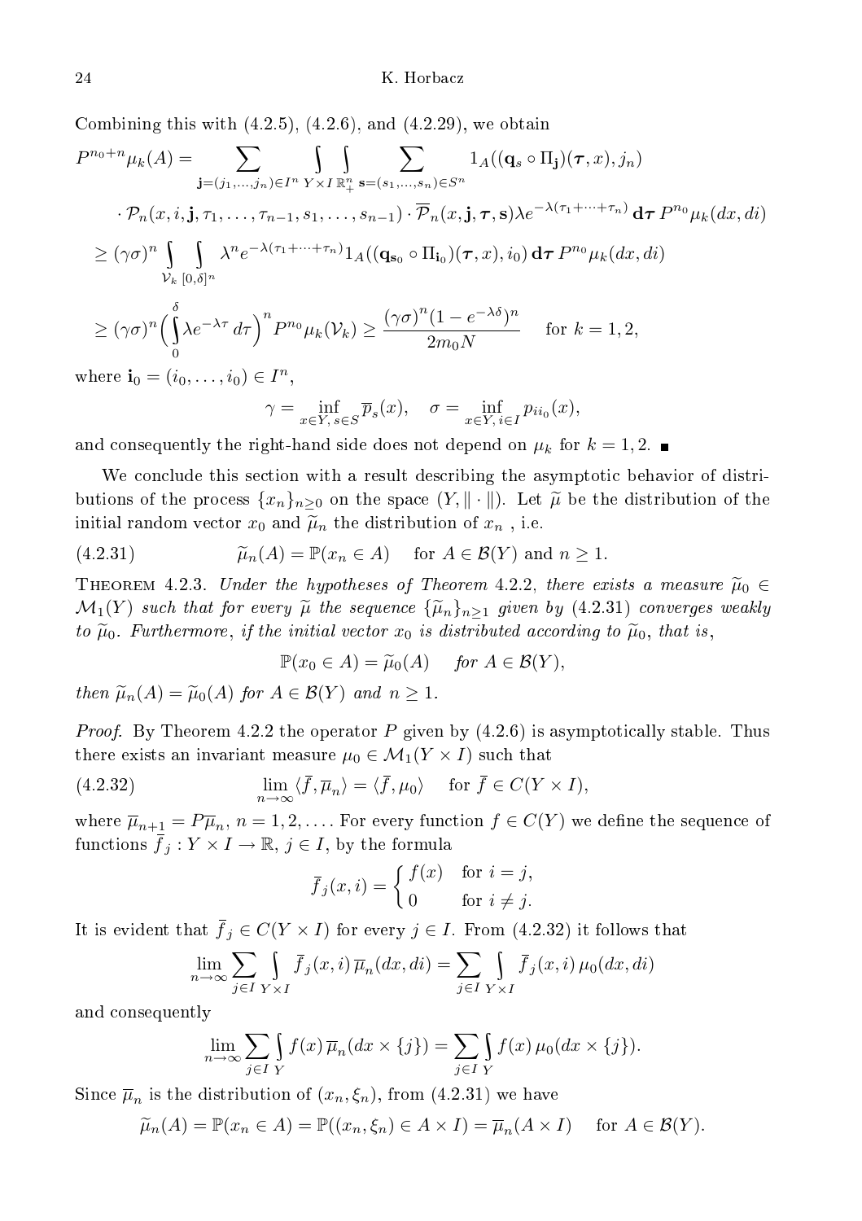Combining this with (4.2.5), (4.2.6), and (4.2.29), we obtain

$$
\begin{aligned}
P^{n_0+n}\mu_k(A) &= \sum_{\mathbf{j}=(j_1,\dots,j_n)\in I^n} \int_{Y\times I}\int_{\mathbb{R}_+^n} \sum_{\mathbf{s}=(s_1,\dots,s_n)\in S^n} 1_A((\mathbf{q}_s\circ\Pi_{\mathbf{j}})(\boldsymbol{\tau},x),j_n) \\
&\quad\cdot \mathcal{P}_n(x,i,\mathbf{j},\tau_1,\dots,\tau_{n-1},s_1,\dots,s_{n-1})\cdot \overline{\mathcal{P}}_n(x,\mathbf{j},\boldsymbol{\tau},\mathbf{s})\lambda e^{-\lambda(\tau_1+\dots+\tau_n)}\,\mathbf{d}\boldsymbol{\tau}\,P^{n_0}\mu_k(dx,di) \\
&\ge (\gamma\sigma)^n \int_{\mathcal{V}_k}\int_{[0,\delta]^n} \lambda^n e^{-\lambda(\tau_1+\dots+\tau_n)} 1_A((\mathbf{q}_{\mathbf{s}_0}\circ\Pi_{\mathbf{i}_0})(\boldsymbol{\tau},x),i_0)\,\mathbf{d}\boldsymbol{\tau}\,P^{n_0}\mu_k(dx,di) \\
&\ge (\gamma\sigma)^n\Big(\int_0^\delta \lambda e^{-\lambda\tau}\,d\tau\Big)^n P^{n_0}\mu_k(\mathcal{V}_k) \ge \frac{(\gamma\sigma)^n(1-e^{-\lambda\delta})^n}{2m_0N} \quad \text{ for } k=1,2,
\end{aligned}
$$

where $\mathbf{i}_0=(i_0,\dots,i_0)\in I^n$,

$$
\gamma=\inf_{x\in Y,\,s\in S}\overline{p}_s(x),\quad \sigma=\inf_{x\in Y,\,i\in I}p_{ii_0}(x),
$$

and consequently the right-hand side does not depend on $\mu_k$ for $k=1,2$. ∎

We conclude this section with a result describing the asymptotic behavior of distributions of the process $\{x_n\}_{n\ge 0}$ on the space $(Y,\|\cdot\|)$. Let $\widetilde{\mu}$ be the distribution of the initial random vector $x_0$ and $\widetilde{\mu}_n$ the distribution of $x_n$, i.e.

$$
\widetilde{\mu}_n(A)=\mathbb{P}(x_n\in A)\quad \text{ for } A\in\mathcal{B}(Y) \text{ and } n\ge 1. \tag{4.2.31}
$$

Theorem 4.2.3. *Under the hypotheses of Theorem 4.2.2, there exists a measure $\widetilde{\mu}_0\in\mathcal{M}_1(Y)$ such that for every $\widetilde{\mu}$ the sequence $\{\widetilde{\mu}_n\}_{n\ge1}$ given by (4.2.31) converges weakly to $\widetilde{\mu}_0$. Furthermore, if the initial vector $x_0$ is distributed according to $\widetilde{\mu}_0$, that is,*

$$
\mathbb{P}(x_0\in A)=\widetilde{\mu}_0(A)\quad \text{for } A\in\mathcal{B}(Y),
$$

*then $\widetilde{\mu}_n(A)=\widetilde{\mu}_0(A)$ for $A\in\mathcal{B}(Y)$ and $n\ge 1$.*

*Proof.* By Theorem 4.2.2 the operator $P$ given by (4.2.6) is asymptotically stable. Thus there exists an invariant measure $\mu_0\in\mathcal{M}_1(Y\times I)$ such that

$$
\lim_{n\to\infty}\langle \overline{f},\overline{\mu}_n\rangle=\langle\overline{f},\mu_0\rangle\quad \text{ for } \overline{f}\in C(Y\times I), \tag{4.2.32}
$$

where $\overline{\mu}_{n+1}=P\overline{\mu}_n$, $n=1,2,\dots$. For every function $f\in C(Y)$ we define the sequence of functions $\overline{f}_j:Y\times I\to\mathbb{R}$, $j\in I$, by the formula

$$
\overline{f}_j(x,i)=\begin{cases} f(x) & \text{for } i=j,\\ 0 & \text{for } i\ne j.\end{cases}
$$

It is evident that $\overline{f}_j\in C(Y\times I)$ for every $j\in I$. From (4.2.32) it follows that

$$
\lim_{n\to\infty}\sum_{j\in I}\int_{Y\times I}\overline{f}_j(x,i)\,\overline{\mu}_n(dx,di)=\sum_{j\in I}\int_{Y\times I}\overline{f}_j(x,i)\,\mu_0(dx,di)
$$

and consequently

$$
\lim_{n\to\infty}\sum_{j\in I}\int_Y f(x)\,\overline{\mu}_n(dx\times\{j\})=\sum_{j\in I}\int_Y f(x)\,\mu_0(dx\times\{j\}).
$$

Since $\overline{\mu}_n$ is the distribution of $(x_n,\xi_n)$, from (4.2.31) we have

$$
\widetilde{\mu}_n(A)=\mathbb{P}(x_n\in A)=\mathbb{P}((x_n,\xi_n)\in A\times I)=\overline{\mu}_n(A\times I)\quad \text{ for } A\in\mathcal{B}(Y).
$$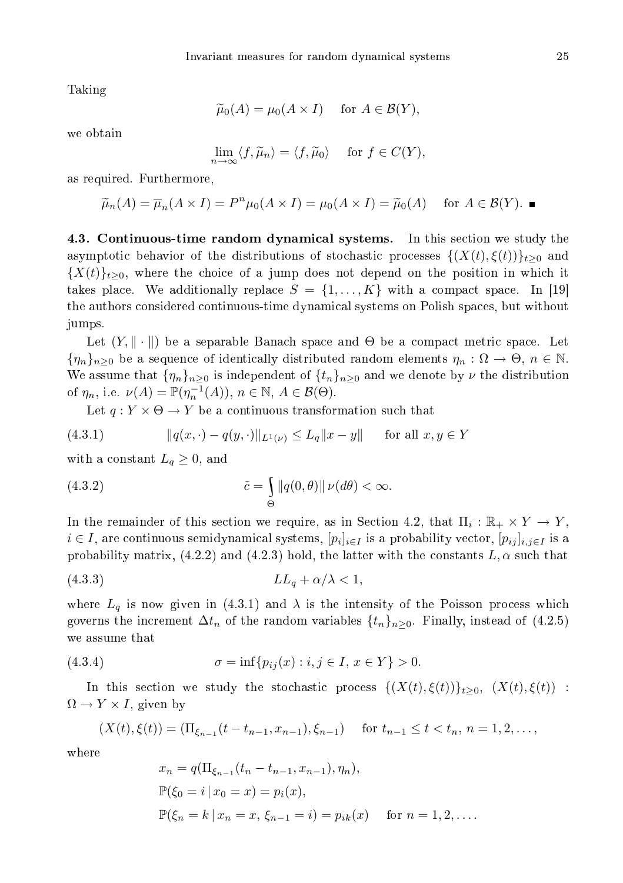Taking

$$\widetilde{\mu}_0(A) = \mu_0(A \times I) \quad \text{for } A \in \mathcal{B}(Y),$$

we obtain

$$\lim_{n\to\infty} \langle f, \widetilde{\mu}_n \rangle = \langle f, \widetilde{\mu}_0 \rangle \quad \text{for } f \in C(Y),$$

as required. Furthermore,

$$\widetilde{\mu}_n(A) = \overline{\mu}_n(A \times I) = P^n \mu_0(A \times I) = \mu_0(A \times I) = \widetilde{\mu}_0(A) \quad \text{for } A \in \mathcal{B}(Y). \ \blacksquare$$

**4.3. Continuous-time random dynamical systems.** In this section we study the asymptotic behavior of the distributions of stochastic processes $\{(X(t), \xi(t))\}_{t\ge 0}$ and $\{X(t)\}_{t\ge 0}$, where the choice of a jump does not depend on the position in which it takes place. We additionally replace $S = \{1, \dots, K\}$ with a compact space. In [19] the authors considered continuous-time dynamical systems on Polish spaces, but without jumps.

Let $(Y, \|\cdot\|)$ be a separable Banach space and $\Theta$ be a compact metric space. Let $\{\eta_n\}_{n\ge 0}$ be a sequence of identically distributed random elements $\eta_n : \Omega \to \Theta$, $n \in \mathbb{N}$. We assume that $\{\eta_n\}_{n\ge 0}$ is independent of $\{t_n\}_{n\ge 0}$ and we denote by $\nu$ the distribution of $\eta_n$, i.e. $\nu(A) = \mathbb{P}(\eta_n^{-1}(A))$, $n \in \mathbb{N}$, $A \in \mathcal{B}(\Theta)$.

Let $q : Y \times \Theta \to Y$ be a continuous transformation such that

$$\|q(x,\cdot) - q(y,\cdot)\|_{L^1(\nu)} \le L_q \|x - y\| \quad \text{for all } x, y \in Y \tag{4.3.1}$$

with a constant $L_q \ge 0$, and

$$\tilde{c} = \int_{\Theta} \|q(0,\theta)\|\, \nu(d\theta) < \infty. \tag{4.3.2}$$

In the remainder of this section we require, as in Section 4.2, that $\Pi_i : \mathbb{R}_+ \times Y \to Y$, $i \in I$, are continuous semidynamical systems, $[p_i]_{i\in I}$ is a probability vector, $[p_{ij}]_{i,j\in I}$ is a probability matrix, (4.2.2) and (4.2.3) hold, the latter with the constants $L, \alpha$ such that

$$L L_q + \alpha/\lambda < 1, \tag{4.3.3}$$

where $L_q$ is now given in (4.3.1) and $\lambda$ is the intensity of the Poisson process which governs the increment $\Delta t_n$ of the random variables $\{t_n\}_{n\ge 0}$. Finally, instead of (4.2.5) we assume that

$$\sigma = \inf\{p_{ij}(x) : i, j \in I,\, x \in Y\} > 0. \tag{4.3.4}$$

In this section we study the stochastic process $\{(X(t), \xi(t))\}_{t\ge 0}$, $(X(t), \xi(t)) : \Omega \to Y \times I$, given by

$$(X(t), \xi(t)) = (\Pi_{\xi_{n-1}}(t - t_{n-1}, x_{n-1}), \xi_{n-1}) \quad \text{for } t_{n-1} \le t < t_n,\ n = 1, 2, \dots,$$

where

$$\begin{aligned}
&x_n = q(\Pi_{\xi_{n-1}}(t_n - t_{n-1}, x_{n-1}), \eta_n),\\
&\mathbb{P}(\xi_0 = i \,|\, x_0 = x) = p_i(x),\\
&\mathbb{P}(\xi_n = k \,|\, x_n = x,\, \xi_{n-1} = i) = p_{ik}(x) \quad \text{for } n = 1, 2, \dots.
\end{aligned}$$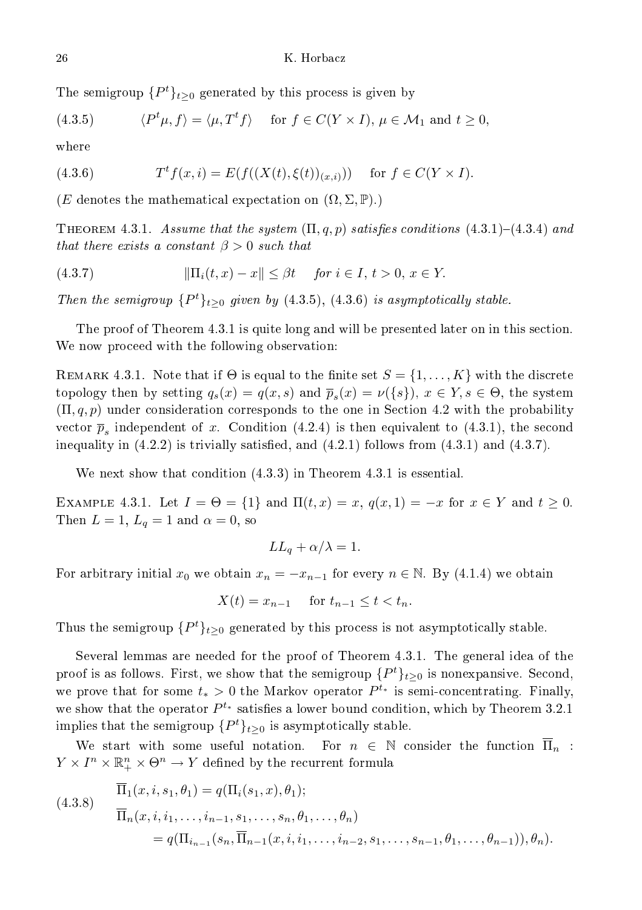The semigroup $\{P^t\}_{t\geq 0}$ generated by this process is given by

$$\langle P^t\mu, f\rangle = \langle \mu, T^t f\rangle \quad \text{for } f\in C(Y\times I),\ \mu\in\mathcal{M}_1 \text{ and } t\geq 0, \tag{4.3.5}$$

where

$$T^t f(x,i) = E(f((X(t),\xi(t))_{(x,i)})) \quad \text{for } f\in C(Y\times I). \tag{4.3.6}$$

($E$ denotes the mathematical expectation on $(\Omega,\Sigma,\mathbb{P})$.)

Theorem 4.3.1. *Assume that the system $(\Pi, q, p)$ satisfies conditions (4.3.1)–(4.3.4) and that there exists a constant $\beta>0$ such that*

$$\|\Pi_i(t,x)-x\|\leq \beta t \quad \text{for } i\in I,\ t>0,\ x\in Y. \tag{4.3.7}$$

*Then the semigroup $\{P^t\}_{t\geq 0}$ given by (4.3.5), (4.3.6) is asymptotically stable.*

The proof of Theorem 4.3.1 is quite long and will be presented later on in this section. We now proceed with the following observation:

Remark 4.3.1. Note that if $\Theta$ is equal to the finite set $S=\{1,\ldots,K\}$ with the discrete topology then by setting $q_s(x)=q(x,s)$ and $\overline{p}_s(x)=\nu(\{s\})$, $x\in Y, s\in\Theta$, the system $(\Pi,q,p)$ under consideration corresponds to the one in Section 4.2 with the probability vector $\overline{p}_s$ independent of $x$. Condition (4.2.4) is then equivalent to (4.3.1), the second inequality in (4.2.2) is trivially satisfied, and (4.2.1) follows from (4.3.1) and (4.3.7).

We next show that condition (4.3.3) in Theorem 4.3.1 is essential.

Example 4.3.1. Let $I=\Theta=\{1\}$ and $\Pi(t,x)=x$, $q(x,1)=-x$ for $x\in Y$ and $t\geq 0$. Then $L=1$, $L_q=1$ and $\alpha=0$, so

$$LL_q+\alpha/\lambda = 1.$$

For arbitrary initial $x_0$ we obtain $x_n=-x_{n-1}$ for every $n\in\mathbb{N}$. By (4.1.4) we obtain

$$X(t)=x_{n-1} \quad \text{for } t_{n-1}\leq t<t_n.$$

Thus the semigroup $\{P^t\}_{t\geq 0}$ generated by this process is not asymptotically stable.

Several lemmas are needed for the proof of Theorem 4.3.1. The general idea of the proof is as follows. First, we show that the semigroup $\{P^t\}_{t\geq 0}$ is nonexpansive. Second, we prove that for some $t_*>0$ the Markov operator $P^{t_*}$ is semi-concentrating. Finally, we show that the operator $P^{t_*}$ satisfies a lower bound condition, which by Theorem 3.2.1 implies that the semigroup $\{P^t\}_{t\geq 0}$ is asymptotically stable.

We start with some useful notation. For $n\in\mathbb{N}$ consider the function $\overline{\Pi}_n : Y\times I^n\times\mathbb{R}^n_+\times\Theta^n\to Y$ defined by the recurrent formula

$$\begin{aligned}
&\overline{\Pi}_1(x,i,s_1,\theta_1) = q(\Pi_i(s_1,x),\theta_1);\\
&\overline{\Pi}_n(x,i,i_1,\ldots,i_{n-1},s_1,\ldots,s_n,\theta_1,\ldots,\theta_n)\\
&\qquad = q(\Pi_{i_{n-1}}(s_n,\overline{\Pi}_{n-1}(x,i,i_1,\ldots,i_{n-2},s_1,\ldots,s_{n-1},\theta_1,\ldots,\theta_{n-1})),\theta_n).
\end{aligned} \tag{4.3.8}$$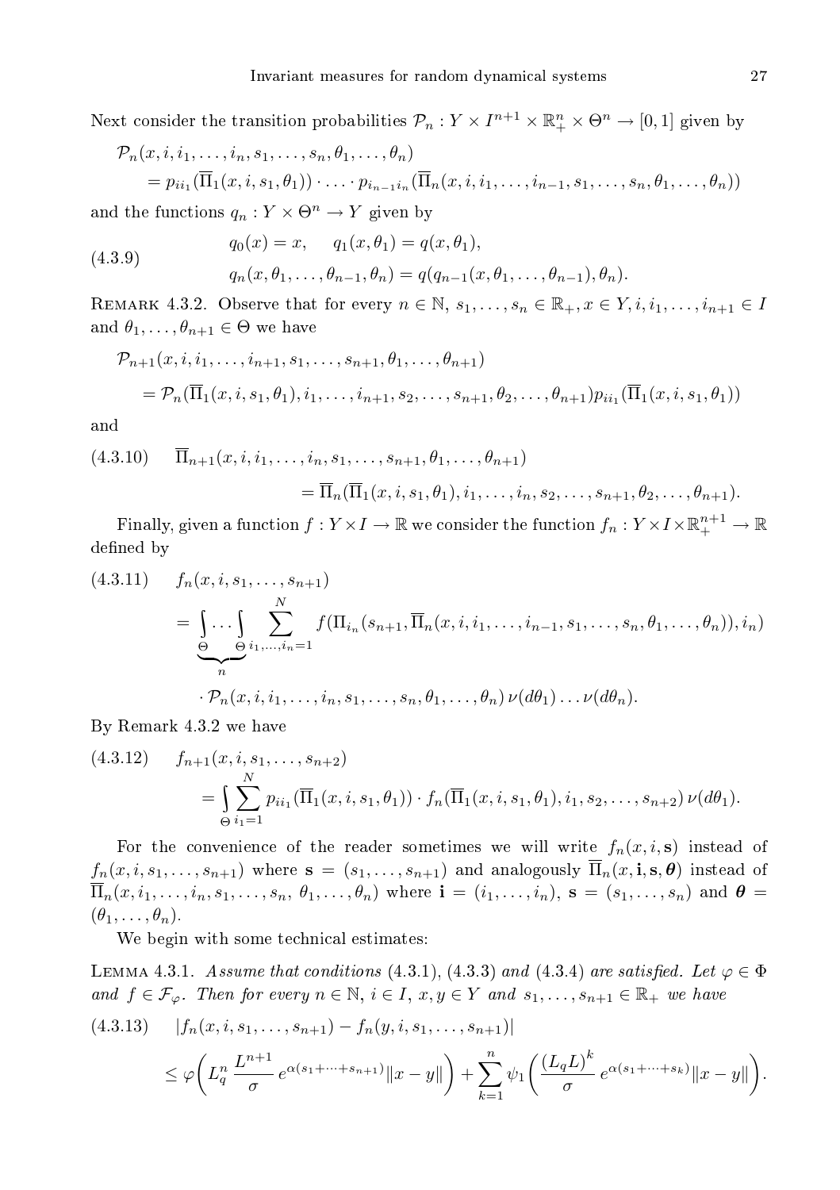Next consider the transition probabilities $\mathcal{P}_n : Y \times I^{n+1} \times \mathbb{R}_+^n \times \Theta^n \to [0,1]$ given by

$$
\begin{aligned}
&\mathcal{P}_n(x, i, i_1, \dots, i_n, s_1, \dots, s_n, \theta_1, \dots, \theta_n) \\
&\quad = p_{ii_1}(\overline{\Pi}_1(x, i, s_1, \theta_1)) \cdot \ldots \cdot p_{i_{n-1}i_n}(\overline{\Pi}_n(x, i, i_1, \dots, i_{n-1}, s_1, \dots, s_n, \theta_1, \dots, \theta_n))
\end{aligned}
$$

and the functions $q_n : Y \times \Theta^n \to Y$ given by

$$
\begin{aligned}
&q_0(x) = x, \quad q_1(x, \theta_1) = q(x, \theta_1), \\
&q_n(x, \theta_1, \dots, \theta_{n-1}, \theta_n) = q(q_{n-1}(x, \theta_1, \dots, \theta_{n-1}), \theta_n).
\end{aligned}
\tag{4.3.9}
$$

Remark 4.3.2. Observe that for every $n \in \mathbb{N}$, $s_1, \dots, s_n \in \mathbb{R}_+$, $x \in Y$, $i, i_1, \dots, i_{n+1} \in I$ and $\theta_1, \dots, \theta_{n+1} \in \Theta$ we have

$$
\begin{aligned}
&\mathcal{P}_{n+1}(x, i, i_1, \dots, i_{n+1}, s_1, \dots, s_{n+1}, \theta_1, \dots, \theta_{n+1}) \\
&\quad = \mathcal{P}_n(\overline{\Pi}_1(x, i, s_1, \theta_1), i_1, \dots, i_{n+1}, s_2, \dots, s_{n+1}, \theta_2, \dots, \theta_{n+1}) p_{ii_1}(\overline{\Pi}_1(x, i, s_1, \theta_1))
\end{aligned}
$$

and

$$
\begin{aligned}
&\overline{\Pi}_{n+1}(x, i, i_1, \dots, i_n, s_1, \dots, s_{n+1}, \theta_1, \dots, \theta_{n+1}) \\
&\qquad = \overline{\Pi}_n(\overline{\Pi}_1(x, i, s_1, \theta_1), i_1, \dots, i_n, s_2, \dots, s_{n+1}, \theta_2, \dots, \theta_{n+1}).
\end{aligned}
\tag{4.3.10}
$$

Finally, given a function $f : Y \times I \to \mathbb{R}$ we consider the function $f_n : Y \times I \times \mathbb{R}_+^{n+1} \to \mathbb{R}$ defined by

$$
\begin{aligned}
&f_n(x, i, s_1, \dots, s_{n+1}) \\
&\quad = \underbrace{\int_\Theta \dots \int_\Theta}_{n} \sum_{i_1, \dots, i_n = 1}^{N} f(\Pi_{i_n}(s_{n+1}, \overline{\Pi}_n(x, i, i_1, \dots, i_{n-1}, s_1, \dots, s_n, \theta_1, \dots, \theta_n)), i_n) \\
&\qquad \cdot \mathcal{P}_n(x, i, i_1, \dots, i_n, s_1, \dots, s_n, \theta_1, \dots, \theta_n) \, \nu(d\theta_1) \dots \nu(d\theta_n).
\end{aligned}
\tag{4.3.11}
$$

By Remark 4.3.2 we have

$$
\begin{aligned}
&f_{n+1}(x, i, s_1, \dots, s_{n+2}) \\
&\quad = \int_\Theta \sum_{i_1 = 1}^{N} p_{ii_1}(\overline{\Pi}_1(x, i, s_1, \theta_1)) \cdot f_n(\overline{\Pi}_1(x, i, s_1, \theta_1), i_1, s_2, \dots, s_{n+2}) \, \nu(d\theta_1).
\end{aligned}
\tag{4.3.12}
$$

For the convenience of the reader sometimes we will write $f_n(x, i, \mathbf{s})$ instead of $f_n(x, i, s_1, \dots, s_{n+1})$ where $\mathbf{s} = (s_1, \dots, s_{n+1})$ and analogously $\overline{\Pi}_n(x, \mathbf{i}, \mathbf{s}, \boldsymbol{\theta})$ instead of $\overline{\Pi}_n(x, i_1, \dots, i_n, s_1, \dots, s_n, \theta_1, \dots, \theta_n)$ where $\mathbf{i} = (i_1, \dots, i_n)$, $\mathbf{s} = (s_1, \dots, s_n)$ and $\boldsymbol{\theta} = (\theta_1, \dots, \theta_n)$.

We begin with some technical estimates:

Lemma 4.3.1. *Assume that conditions* (4.3.1), (4.3.3) *and* (4.3.4) *are satisfied. Let $\varphi \in \Phi$ and $f \in \mathcal{F}_\varphi$. Then for every $n \in \mathbb{N}$, $i \in I$, $x, y \in Y$ and $s_1, \dots, s_{n+1} \in \mathbb{R}_+$ we have*

$$
\begin{aligned}
&|f_n(x, i, s_1, \dots, s_{n+1}) - f_n(y, i, s_1, \dots, s_{n+1})| \\
&\quad \le \varphi\bigg(L_q^n \, \frac{L^{n+1}}{\sigma} \, e^{\alpha(s_1 + \dots + s_{n+1})} \|x - y\|\bigg) + \sum_{k=1}^{n} \psi_1\bigg(\frac{(L_q L)^k}{\sigma} \, e^{\alpha(s_1 + \dots + s_k)} \|x - y\|\bigg).
\end{aligned}
\tag{4.3.13}
$$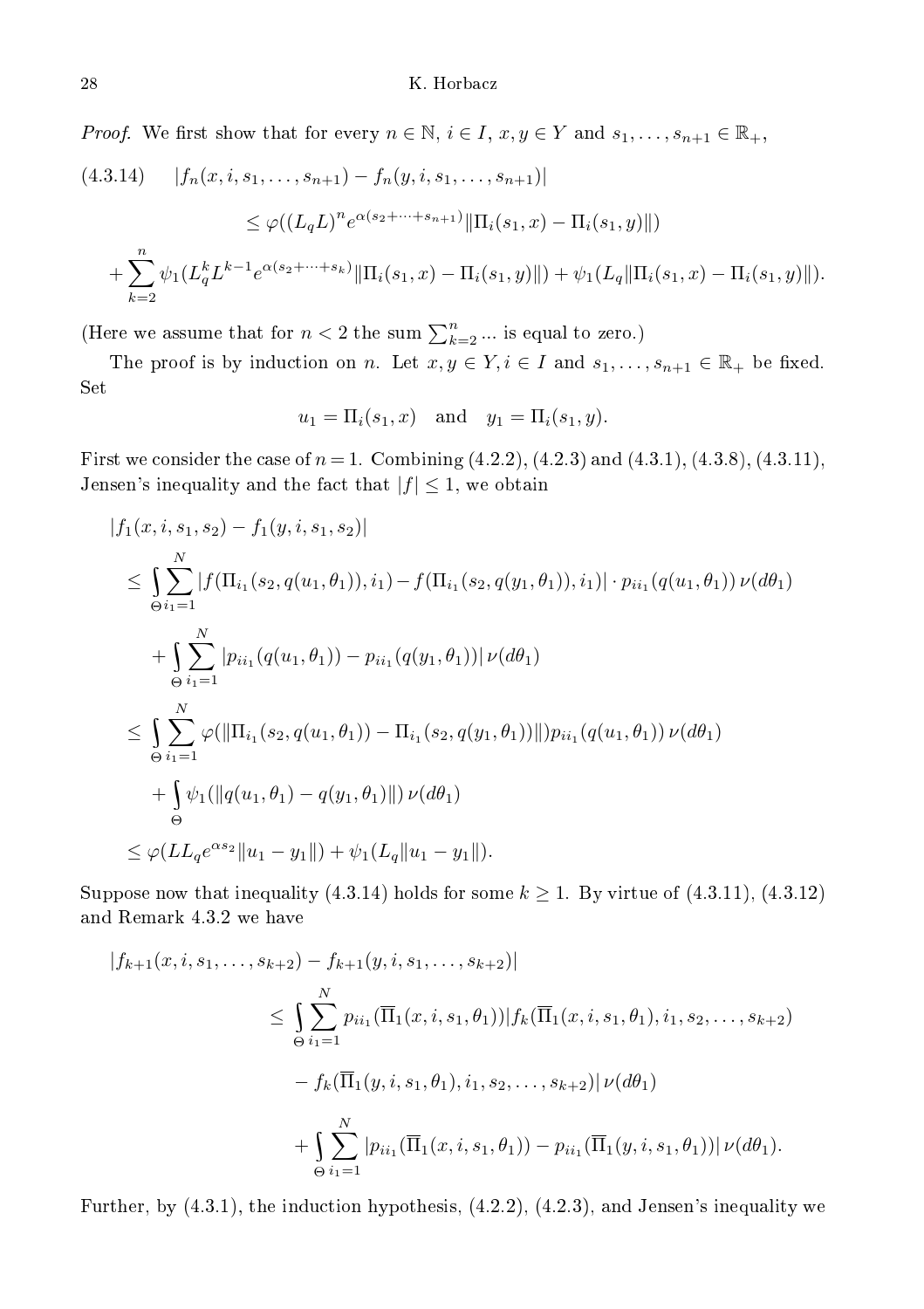*Proof.* We first show that for every $n \in \mathbb{N}$, $i \in I$, $x, y \in Y$ and $s_1, \ldots, s_{n+1} \in \mathbb{R}_+$,

$$
\begin{aligned}
(4.3.14)\qquad & |f_n(x, i, s_1, \ldots, s_{n+1}) - f_n(y, i, s_1, \ldots, s_{n+1})| \\
& \le \varphi((L_q L)^n e^{\alpha(s_2 + \cdots + s_{n+1})} \|\Pi_i(s_1, x) - \Pi_i(s_1, y)\|) \\
& + \sum_{k=2}^{n} \psi_1(L_q^k L^{k-1} e^{\alpha(s_2 + \cdots + s_k)} \|\Pi_i(s_1, x) - \Pi_i(s_1, y)\|) + \psi_1(L_q \|\Pi_i(s_1, x) - \Pi_i(s_1, y)\|).
\end{aligned}
$$

(Here we assume that for $n < 2$ the sum $\sum_{k=2}^{n} \ldots$ is equal to zero.)

The proof is by induction on $n$. Let $x, y \in Y, i \in I$ and $s_1, \ldots, s_{n+1} \in \mathbb{R}_+$ be fixed. Set

$$
u_1 = \Pi_i(s_1, x) \quad \text{and} \quad y_1 = \Pi_i(s_1, y).
$$

First we consider the case of $n = 1$. Combining (4.2.2), (4.2.3) and (4.3.1), (4.3.8), (4.3.11), Jensen's inequality and the fact that $|f| \le 1$, we obtain

$$
\begin{aligned}
& |f_1(x, i, s_1, s_2) - f_1(y, i, s_1, s_2)| \\
& \le \int_{\Theta} \sum_{i_1=1}^{N} |f(\Pi_{i_1}(s_2, q(u_1, \theta_1)), i_1) - f(\Pi_{i_1}(s_2, q(y_1, \theta_1)), i_1)| \cdot p_{ii_1}(q(u_1, \theta_1))\, \nu(d\theta_1) \\
& \quad + \int_{\Theta} \sum_{i_1=1}^{N} |p_{ii_1}(q(u_1, \theta_1)) - p_{ii_1}(q(y_1, \theta_1))|\, \nu(d\theta_1) \\
& \le \int_{\Theta} \sum_{i_1=1}^{N} \varphi(\|\Pi_{i_1}(s_2, q(u_1, \theta_1)) - \Pi_{i_1}(s_2, q(y_1, \theta_1))\|) p_{ii_1}(q(u_1, \theta_1))\, \nu(d\theta_1) \\
& \quad + \int_{\Theta} \psi_1(\|q(u_1, \theta_1) - q(y_1, \theta_1)\|)\, \nu(d\theta_1) \\
& \le \varphi(L L_q e^{\alpha s_2} \|u_1 - y_1\|) + \psi_1(L_q \|u_1 - y_1\|).
\end{aligned}
$$

Suppose now that inequality (4.3.14) holds for some $k \ge 1$. By virtue of (4.3.11), (4.3.12) and Remark 4.3.2 we have

$$
\begin{aligned}
& |f_{k+1}(x, i, s_1, \ldots, s_{k+2}) - f_{k+1}(y, i, s_1, \ldots, s_{k+2})| \\
& \qquad \le \int_{\Theta} \sum_{i_1=1}^{N} p_{ii_1}(\overline{\Pi}_1(x, i, s_1, \theta_1)) |f_k(\overline{\Pi}_1(x, i, s_1, \theta_1), i_1, s_2, \ldots, s_{k+2}) \\
& \qquad\quad - f_k(\overline{\Pi}_1(y, i, s_1, \theta_1), i_1, s_2, \ldots, s_{k+2})|\, \nu(d\theta_1) \\
& \qquad\quad + \int_{\Theta} \sum_{i_1=1}^{N} |p_{ii_1}(\overline{\Pi}_1(x, i, s_1, \theta_1)) - p_{ii_1}(\overline{\Pi}_1(y, i, s_1, \theta_1))|\, \nu(d\theta_1).
\end{aligned}
$$

Further, by (4.3.1), the induction hypothesis, (4.2.2), (4.2.3), and Jensen's inequality we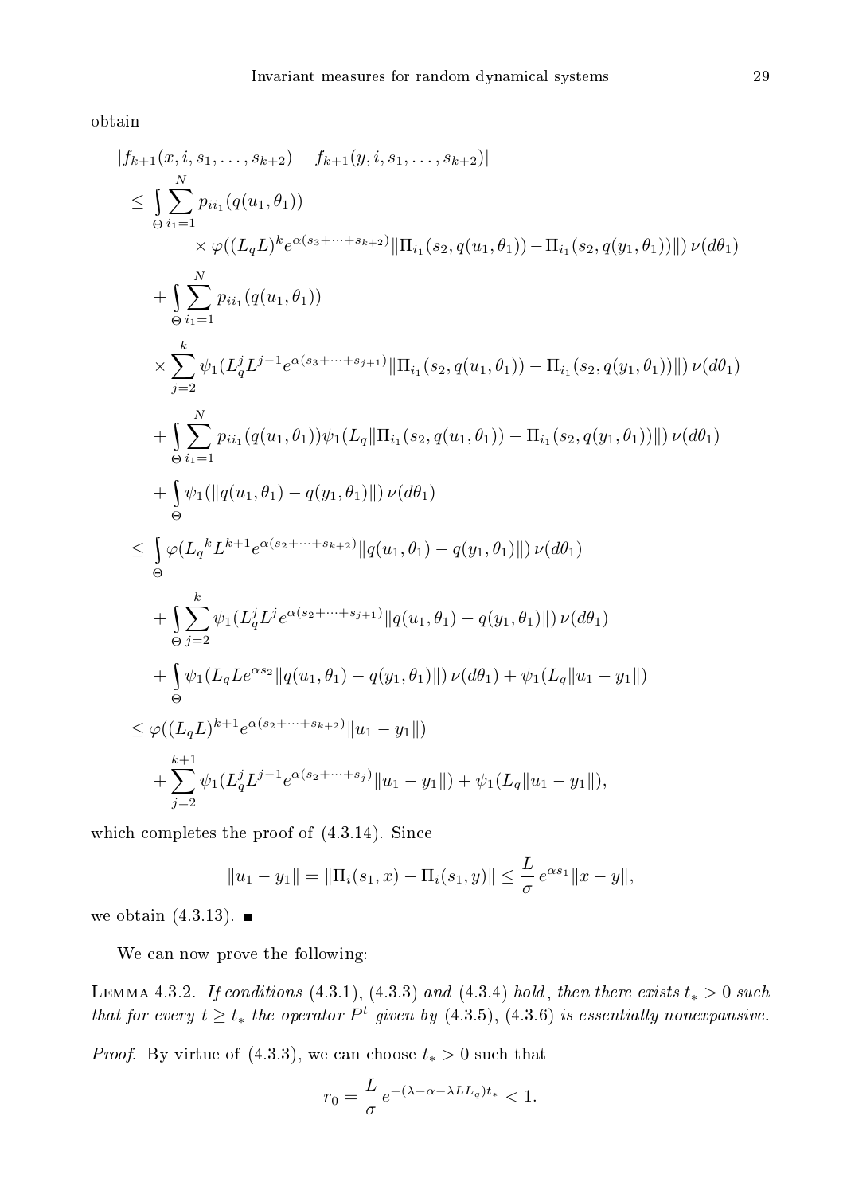obtain

$$
\begin{aligned}
&|f_{k+1}(x, i, s_1, \ldots, s_{k+2}) - f_{k+1}(y, i, s_1, \ldots, s_{k+2})| \\
&\quad \le \int_\Theta \sum_{i_1=1}^N p_{ii_1}(q(u_1, \theta_1)) \\
&\qquad\qquad \times \varphi((L_q L)^k e^{\alpha(s_3+\cdots+s_{k+2})} \|\Pi_{i_1}(s_2, q(u_1, \theta_1)) - \Pi_{i_1}(s_2, q(y_1, \theta_1))\|)\, \nu(d\theta_1) \\
&\qquad + \int_\Theta \sum_{i_1=1}^N p_{ii_1}(q(u_1, \theta_1)) \\
&\qquad \times \sum_{j=2}^k \psi_1(L_q^j L^{j-1} e^{\alpha(s_3+\cdots+s_{j+1})} \|\Pi_{i_1}(s_2, q(u_1, \theta_1)) - \Pi_{i_1}(s_2, q(y_1, \theta_1))\|)\, \nu(d\theta_1) \\
&\qquad + \int_\Theta \sum_{i_1=1}^N p_{ii_1}(q(u_1, \theta_1)) \psi_1(L_q \|\Pi_{i_1}(s_2, q(u_1, \theta_1)) - \Pi_{i_1}(s_2, q(y_1, \theta_1))\|)\, \nu(d\theta_1) \\
&\qquad + \int_\Theta \psi_1(\|q(u_1, \theta_1) - q(y_1, \theta_1)\|)\, \nu(d\theta_1) \\
&\quad \le \int_\Theta \varphi({L_q}^k L^{k+1} e^{\alpha(s_2+\cdots+s_{k+2})} \|q(u_1, \theta_1) - q(y_1, \theta_1)\|)\, \nu(d\theta_1) \\
&\qquad + \int_\Theta \sum_{j=2}^k \psi_1(L_q^j L^j e^{\alpha(s_2+\cdots+s_{j+1})} \|q(u_1, \theta_1) - q(y_1, \theta_1)\|)\, \nu(d\theta_1) \\
&\qquad + \int_\Theta \psi_1(L_q L e^{\alpha s_2} \|q(u_1, \theta_1) - q(y_1, \theta_1)\|)\, \nu(d\theta_1) + \psi_1(L_q \|u_1 - y_1\|) \\
&\quad \le \varphi((L_q L)^{k+1} e^{\alpha(s_2+\cdots+s_{k+2})} \|u_1 - y_1\|) \\
&\qquad + \sum_{j=2}^{k+1} \psi_1(L_q^j L^{j-1} e^{\alpha(s_2+\cdots+s_j)} \|u_1 - y_1\|) + \psi_1(L_q \|u_1 - y_1\|),
\end{aligned}
$$

which completes the proof of (4.3.14). Since

$$
\|u_1 - y_1\| = \|\Pi_i(s_1, x) - \Pi_i(s_1, y)\| \le \frac{L}{\sigma} e^{\alpha s_1} \|x - y\|,
$$

we obtain (4.3.13). ∎

We can now prove the following:

LEMMA 4.3.2. *If conditions* (4.3.1), (4.3.3) *and* (4.3.4) *hold, then there exists* $t_* > 0$ *such that for every* $t \ge t_*$ *the operator* $P^t$ *given by* (4.3.5), (4.3.6) *is essentially nonexpansive.*

*Proof.* By virtue of (4.3.3), we can choose $t_* > 0$ such that

$$
r_0 = \frac{L}{\sigma} e^{-(\lambda - \alpha - \lambda L L_q) t_*} < 1.
$$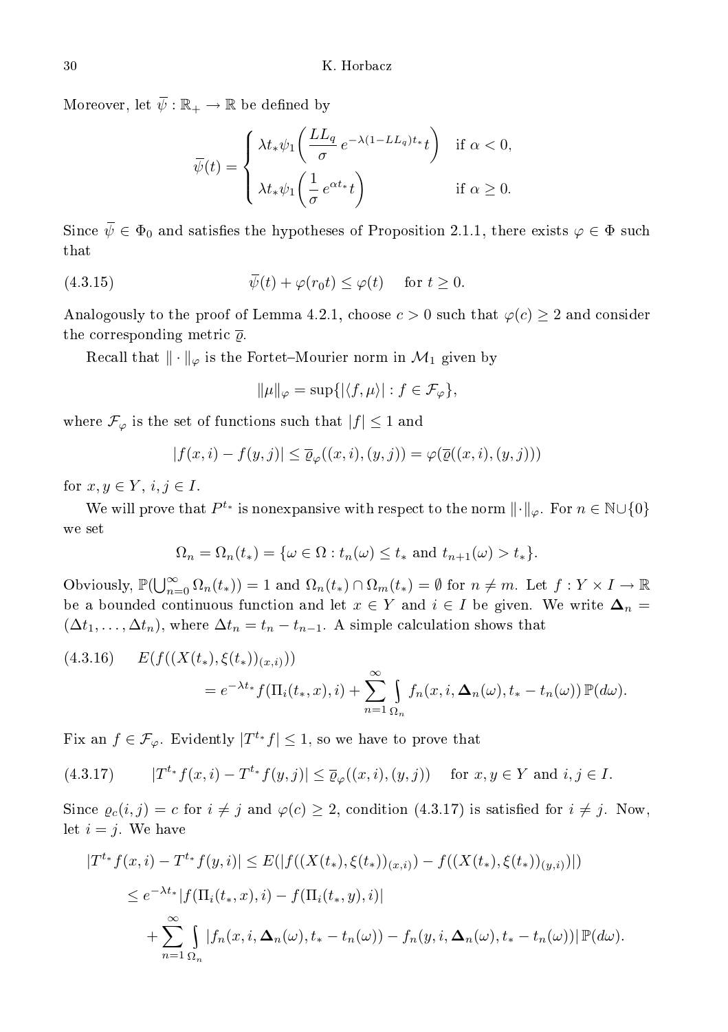Moreover, let $\overline{\psi} : \mathbb{R}_+ \to \mathbb{R}$ be defined by

$$\overline{\psi}(t) = \begin{cases} \lambda t_* \psi_1\left(\dfrac{LL_q}{\sigma}\, e^{-\lambda(1-LL_q)t_*} t\right) & \text{if } \alpha < 0, \\ \lambda t_* \psi_1\left(\dfrac{1}{\sigma}\, e^{\alpha t_*} t\right) & \text{if } \alpha \geq 0. \end{cases}$$

Since $\overline{\psi} \in \Phi_0$ and satisfies the hypotheses of Proposition 2.1.1, there exists $\varphi \in \Phi$ such that

$$\overline{\psi}(t) + \varphi(r_0 t) \leq \varphi(t) \quad \text{for } t \geq 0. \tag{4.3.15}$$

Analogously to the proof of Lemma 4.2.1, choose $c > 0$ such that $\varphi(c) \geq 2$ and consider the corresponding metric $\overline{\varrho}$.

Recall that $\|\cdot\|_\varphi$ is the Fortet–Mourier norm in $\mathcal{M}_1$ given by

$$\|\mu\|_\varphi = \sup\{|\langle f, \mu\rangle| : f \in \mathcal{F}_\varphi\},$$

where $\mathcal{F}_\varphi$ is the set of functions such that $|f| \leq 1$ and

$$|f(x,i) - f(y,j)| \leq \overline{\varrho}_\varphi((x,i),(y,j)) = \varphi(\overline{\varrho}((x,i),(y,j)))$$

for $x, y \in Y$, $i, j \in I$.

We will prove that $P^{t_*}$ is nonexpansive with respect to the norm $\|\cdot\|_\varphi$. For $n \in \mathbb{N} \cup \{0\}$ we set

$$\Omega_n = \Omega_n(t_*) = \{\omega \in \Omega : t_n(\omega) \leq t_* \text{ and } t_{n+1}(\omega) > t_*\}.$$

Obviously, $\mathbb{P}(\bigcup_{n=0}^\infty \Omega_n(t_*)) = 1$ and $\Omega_n(t_*) \cap \Omega_m(t_*) = \emptyset$ for $n \neq m$. Let $f : Y \times I \to \mathbb{R}$ be a bounded continuous function and let $x \in Y$ and $i \in I$ be given. We write $\mathbf{\Delta}_n = (\Delta t_1, \ldots, \Delta t_n)$, where $\Delta t_n = t_n - t_{n-1}$. A simple calculation shows that

$$\begin{aligned} &E(f((X(t_*), \xi(t_*))_{(x,i)})) \\ &\qquad = e^{-\lambda t_*} f(\Pi_i(t_*, x), i) + \sum_{n=1}^\infty \int_{\Omega_n} f_n(x, i, \mathbf{\Delta}_n(\omega), t_* - t_n(\omega))\, \mathbb{P}(d\omega). \end{aligned} \tag{4.3.16}$$

Fix an $f \in \mathcal{F}_\varphi$. Evidently $|T^{t_*} f| \leq 1$, so we have to prove that

$$|T^{t_*} f(x,i) - T^{t_*} f(y,j)| \leq \overline{\varrho}_\varphi((x,i),(y,j)) \quad \text{for } x, y \in Y \text{ and } i, j \in I. \tag{4.3.17}$$

Since $\varrho_c(i,j) = c$ for $i \neq j$ and $\varphi(c) \geq 2$, condition (4.3.17) is satisfied for $i \neq j$. Now, let $i = j$. We have

$$\begin{aligned} |T^{t_*} f(x,i) - T^{t_*} f(y,i)| &\leq E(|f((X(t_*), \xi(t_*))_{(x,i)}) - f((X(t_*), \xi(t_*))_{(y,i)})|) \\ &\leq e^{-\lambda t_*} |f(\Pi_i(t_*, x), i) - f(\Pi_i(t_*, y), i)| \\ &\quad + \sum_{n=1}^\infty \int_{\Omega_n} |f_n(x, i, \mathbf{\Delta}_n(\omega), t_* - t_n(\omega)) - f_n(y, i, \mathbf{\Delta}_n(\omega), t_* - t_n(\omega))|\, \mathbb{P}(d\omega). \end{aligned}$$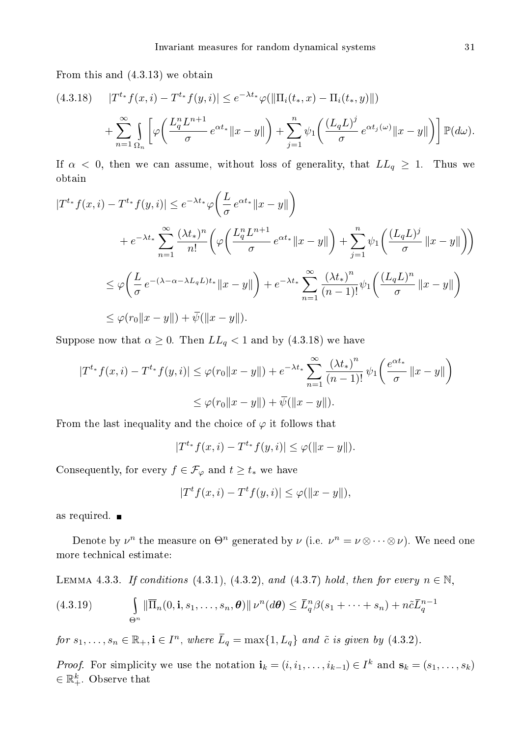From this and (4.3.13) we obtain

$$
\begin{aligned}
(4.3.18)\qquad |T^{t_*} f(x,i) - T^{t_*} f(y,i)| &\le e^{-\lambda t_*}\varphi(\|\Pi_i(t_*,x) - \Pi_i(t_*,y)\|) \\
&+ \sum_{n=1}^{\infty} \int_{\Omega_n} \bigg[\varphi\bigg(\frac{L_q^n L^{n+1}}{\sigma}\, e^{\alpha t_*}\|x-y\|\bigg) + \sum_{j=1}^{n} \psi_1\bigg(\frac{(L_q L)^j}{\sigma}\, e^{\alpha t_j(\omega)}\|x-y\|\bigg)\bigg]\, \mathbb{P}(d\omega).
\end{aligned}
$$

If $\alpha < 0$, then we can assume, without loss of generality, that $LL_q \ge 1$. Thus we obtain

$$
\begin{aligned}
|T^{t_*} f(x,i) - T^{t_*} f(y,i)| &\le e^{-\lambda t_*}\varphi\bigg(\frac{L}{\sigma}\, e^{\alpha t_*}\|x-y\|\bigg) \\
&\quad + e^{-\lambda t_*}\sum_{n=1}^{\infty}\frac{(\lambda t_*)^n}{n!}\bigg(\varphi\bigg(\frac{L_q^n L^{n+1}}{\sigma}\, e^{\alpha t_*}\|x-y\|\bigg) + \sum_{j=1}^{n}\psi_1\bigg(\frac{(L_q L)^j}{\sigma}\,\|x-y\|\bigg)\bigg) \\
&\le \varphi\bigg(\frac{L}{\sigma}\, e^{-(\lambda-\alpha-\lambda L_q L)t_*}\|x-y\|\bigg) + e^{-\lambda t_*}\sum_{n=1}^{\infty}\frac{(\lambda t_*)^n}{(n-1)!}\psi_1\bigg(\frac{(L_q L)^n}{\sigma}\,\|x-y\|\bigg) \\
&\le \varphi(r_0\|x-y\|) + \overline{\psi}(\|x-y\|).
\end{aligned}
$$

Suppose now that $\alpha \ge 0$. Then $LL_q < 1$ and by (4.3.18) we have

$$
\begin{aligned}
|T^{t_*} f(x,i) - T^{t_*} f(y,i)| &\le \varphi(r_0\|x-y\|) + e^{-\lambda t_*}\sum_{n=1}^{\infty}\frac{(\lambda t_*)^n}{(n-1)!}\,\psi_1\bigg(\frac{e^{\alpha t_*}}{\sigma}\,\|x-y\|\bigg) \\
&\le \varphi(r_0\|x-y\|) + \overline{\psi}(\|x-y\|).
\end{aligned}
$$

From the last inequality and the choice of $\varphi$ it follows that

$$
|T^{t_*} f(x,i) - T^{t_*} f(y,i)| \le \varphi(\|x-y\|).
$$

Consequently, for every $f \in \mathcal{F}_\varphi$ and $t \ge t_*$ we have

$$
|T^{t} f(x,i) - T^{t} f(y,i)| \le \varphi(\|x-y\|),
$$

as required. ■

Denote by $\nu^n$ the measure on $\Theta^n$ generated by $\nu$ (i.e. $\nu^n = \nu\otimes\cdots\otimes\nu$). We need one more technical estimate:

Lemma 4.3.3. *If conditions* (4.3.1), (4.3.2), *and* (4.3.7) *hold*, *then for every* $n \in \mathbb{N}$,

$$
(4.3.19)\qquad \int_{\Theta^n} \|\overline{\Pi}_n(0,\mathbf{i},s_1,\ldots,s_n,\boldsymbol{\theta})\|\,\nu^n(d\boldsymbol{\theta}) \le \overline{L}_q^n\beta(s_1+\cdots+s_n) + n\tilde{c}\overline{L}_q^{n-1}
$$

*for* $s_1,\ldots,s_n \in \mathbb{R}_+, \mathbf{i} \in I^n$, *where* $\overline{L}_q = \max\{1, L_q\}$ *and* $\tilde{c}$ *is given by* (4.3.2).

*Proof.* For simplicity we use the notation $\mathbf{i}_k = (i, i_1, \ldots, i_{k-1}) \in I^k$ and $\mathbf{s}_k = (s_1,\ldots,s_k) \in \mathbb{R}_+^k$. Observe that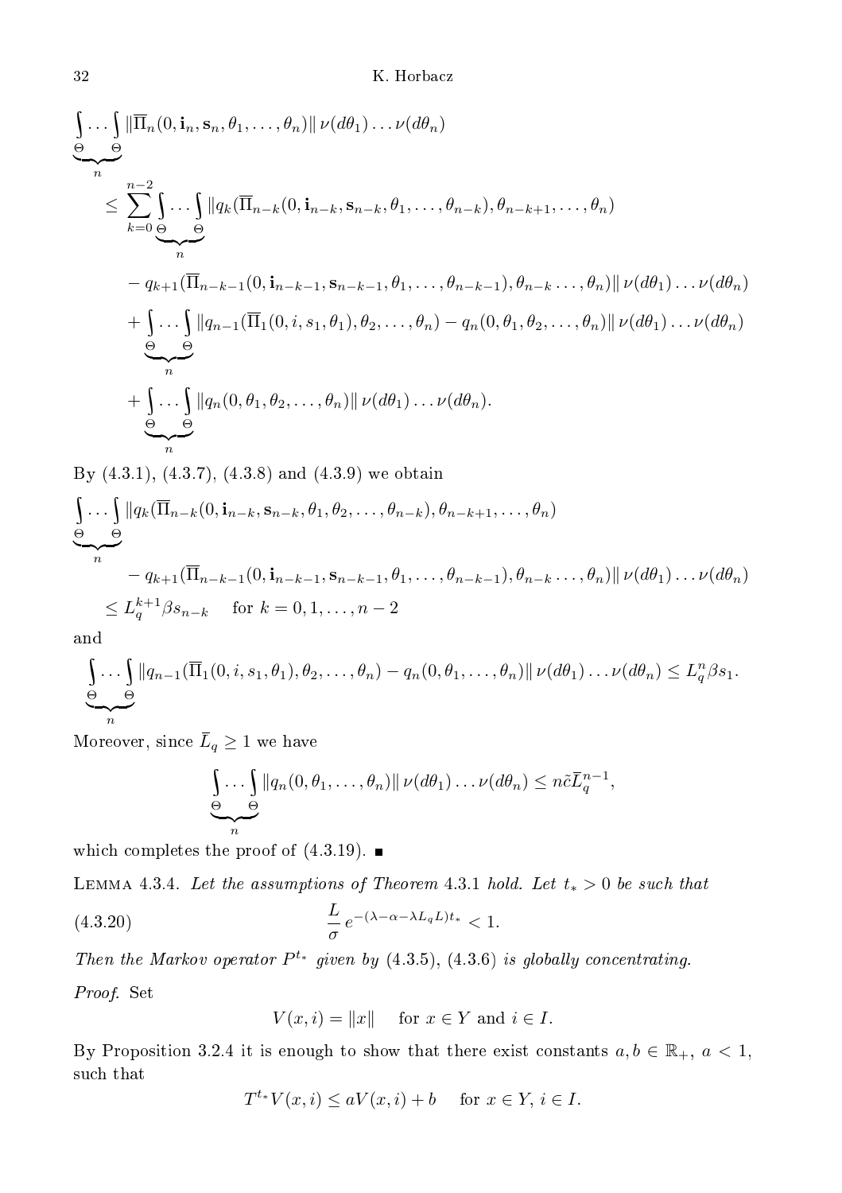$$
\underbrace{\int_\Theta \dots \int_\Theta}_{n} \|\overline{\Pi}_n(0, \mathbf{i}_n, \mathbf{s}_n, \theta_1, \dots, \theta_n)\| \, \nu(d\theta_1) \dots \nu(d\theta_n)
$$

$$
\begin{aligned}
\leq \sum_{k=0}^{n-2} \underbrace{\int_\Theta \dots \int_\Theta}_{n} &\|q_k(\overline{\Pi}_{n-k}(0, \mathbf{i}_{n-k}, \mathbf{s}_{n-k}, \theta_1, \dots, \theta_{n-k}), \theta_{n-k+1}, \dots, \theta_n) \\
&- q_{k+1}(\overline{\Pi}_{n-k-1}(0, \mathbf{i}_{n-k-1}, \mathbf{s}_{n-k-1}, \theta_1, \dots, \theta_{n-k-1}), \theta_{n-k} \dots, \theta_n)\| \, \nu(d\theta_1) \dots \nu(d\theta_n) \\
&+ \underbrace{\int_\Theta \dots \int_\Theta}_{n} \|q_{n-1}(\overline{\Pi}_1(0, i, s_1, \theta_1), \theta_2, \dots, \theta_n) - q_n(0, \theta_1, \theta_2, \dots, \theta_n)\| \, \nu(d\theta_1) \dots \nu(d\theta_n) \\
&+ \underbrace{\int_\Theta \dots \int_\Theta}_{n} \|q_n(0, \theta_1, \theta_2, \dots, \theta_n)\| \, \nu(d\theta_1) \dots \nu(d\theta_n).
\end{aligned}
$$

By (4.3.1), (4.3.7), (4.3.8) and (4.3.9) we obtain

$$
\begin{aligned}
\underbrace{\int_\Theta \dots \int_\Theta}_{n} &\|q_k(\overline{\Pi}_{n-k}(0, \mathbf{i}_{n-k}, \mathbf{s}_{n-k}, \theta_1, \theta_2, \dots, \theta_{n-k}), \theta_{n-k+1}, \dots, \theta_n) \\
&- q_{k+1}(\overline{\Pi}_{n-k-1}(0, \mathbf{i}_{n-k-1}, \mathbf{s}_{n-k-1}, \theta_1, \dots, \theta_{n-k-1}), \theta_{n-k} \dots, \theta_n)\| \, \nu(d\theta_1) \dots \nu(d\theta_n) \\
&\leq L_q^{k+1} \beta s_{n-k} \quad \text{for } k = 0, 1, \dots, n-2
\end{aligned}
$$

and

$$
\underbrace{\int_\Theta \dots \int_\Theta}_{n} \|q_{n-1}(\overline{\Pi}_1(0, i, s_1, \theta_1), \theta_2, \dots, \theta_n) - q_n(0, \theta_1, \dots, \theta_n)\| \, \nu(d\theta_1) \dots \nu(d\theta_n) \leq L_q^n \beta s_1.
$$

Moreover, since $\bar{L}_q \geq 1$ we have

$$
\underbrace{\int_\Theta \dots \int_\Theta}_{n} \|q_n(0, \theta_1, \dots, \theta_n)\| \, \nu(d\theta_1) \dots \nu(d\theta_n) \leq n \tilde{c} \bar{L}_q^{n-1},
$$

which completes the proof of (4.3.19). ∎

Lemma 4.3.4. *Let the assumptions of Theorem 4.3.1 hold. Let $t_* > 0$ be such that*

$$
\frac{L}{\sigma} e^{-(\lambda - \alpha - \lambda L_q L) t_*} < 1. \tag{4.3.20}
$$

*Then the Markov operator $P^{t_*}$ given by (4.3.5), (4.3.6) is globally concentrating.*

*Proof.* Set

$$
V(x, i) = \|x\| \quad \text{for } x \in Y \text{ and } i \in I.
$$

By Proposition 3.2.4 it is enough to show that there exist constants $a, b \in \mathbb{R}_+$, $a < 1$, such that

$$
T^{t_*} V(x, i) \leq a V(x, i) + b \quad \text{for } x \in Y, \, i \in I.
$$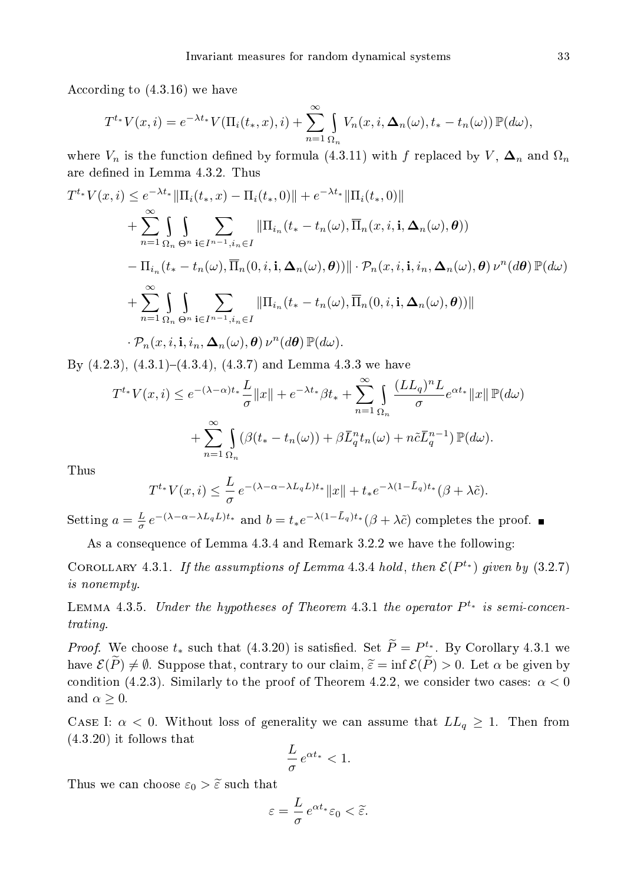According to (4.3.16) we have

$$T^{t_*}V(x,i) = e^{-\lambda t_*} V(\Pi_i(t_*,x),i) + \sum_{n=1}^{\infty} \int_{\Omega_n} V_n(x,i,\mathbf{\Delta}_n(\omega), t_* - t_n(\omega))\, \mathbb{P}(d\omega),$$

where $V_n$ is the function defined by formula (4.3.11) with $f$ replaced by $V$, $\mathbf{\Delta}_n$ and $\Omega_n$ are defined in Lemma 4.3.2. Thus

$$\begin{aligned}
T^{t_*}V(x,i) \le{}& e^{-\lambda t_*} \|\Pi_i(t_*,x) - \Pi_i(t_*,0)\| + e^{-\lambda t_*}\|\Pi_i(t_*,0)\| \\
&+ \sum_{n=1}^{\infty} \int_{\Omega_n} \int_{\Theta^n} \sum_{\mathbf{i}\in I^{n-1}, i_n \in I} \|\Pi_{i_n}(t_* - t_n(\omega), \overline{\Pi}_n(x,i,\mathbf{i},\mathbf{\Delta}_n(\omega),\boldsymbol{\theta})) \\
&- \Pi_{i_n}(t_* - t_n(\omega), \overline{\Pi}_n(0,i,\mathbf{i},\mathbf{\Delta}_n(\omega),\boldsymbol{\theta}))\| \cdot \mathcal{P}_n(x,i,\mathbf{i},i_n,\mathbf{\Delta}_n(\omega),\boldsymbol{\theta})\, \nu^n(d\boldsymbol{\theta})\, \mathbb{P}(d\omega) \\
&+ \sum_{n=1}^{\infty} \int_{\Omega_n} \int_{\Theta^n} \sum_{\mathbf{i}\in I^{n-1}, i_n \in I} \|\Pi_{i_n}(t_* - t_n(\omega), \overline{\Pi}_n(0,i,\mathbf{i},\mathbf{\Delta}_n(\omega),\boldsymbol{\theta}))\| \\
&\cdot \mathcal{P}_n(x,i,\mathbf{i},i_n,\mathbf{\Delta}_n(\omega),\boldsymbol{\theta})\, \nu^n(d\boldsymbol{\theta})\, \mathbb{P}(d\omega).
\end{aligned}$$

By (4.2.3), (4.3.1)–(4.3.4), (4.3.7) and Lemma 4.3.3 we have

$$\begin{aligned}
T^{t_*}V(x,i) \le{}& e^{-(\lambda-\alpha)t_*}\frac{L}{\sigma}\|x\| + e^{-\lambda t_*}\beta t_* + \sum_{n=1}^{\infty}\int_{\Omega_n} \frac{(LL_q)^n L}{\sigma} e^{\alpha t_*}\|x\|\,\mathbb{P}(d\omega) \\
&+ \sum_{n=1}^{\infty}\int_{\Omega_n} (\beta(t_* - t_n(\omega)) + \beta \bar{L}_q^n t_n(\omega) + n\tilde{c}\bar{L}_q^{n-1})\,\mathbb{P}(d\omega).
\end{aligned}$$

Thus

$$T^{t_*}V(x,i) \le \frac{L}{\sigma}\, e^{-(\lambda-\alpha-\lambda L_q L)t_*}\|x\| + t_* e^{-\lambda(1-\bar{L}_q)t_*}(\beta + \lambda\tilde{c}).$$

Setting $a = \frac{L}{\sigma}\, e^{-(\lambda-\alpha-\lambda L_q L)t_*}$ and $b = t_* e^{-\lambda(1-\bar{L}_q)t_*}(\beta+\lambda\tilde{c})$ completes the proof. ∎

As a consequence of Lemma 4.3.4 and Remark 3.2.2 we have the following:

Corollary 4.3.1. *If the assumptions of Lemma 4.3.4 hold, then $\mathcal{E}(P^{t_*})$ given by (3.2.7) is nonempty.*

Lemma 4.3.5. *Under the hypotheses of Theorem 4.3.1 the operator $P^{t_*}$ is semi-concentrating.*

*Proof.* We choose $t_*$ such that (4.3.20) is satisfied. Set $\widetilde{P} = P^{t_*}$. By Corollary 4.3.1 we have $\mathcal{E}(\widetilde{P}) \neq \emptyset$. Suppose that, contrary to our claim, $\widetilde{\varepsilon} = \inf \mathcal{E}(\widetilde{P}) > 0$. Let $\alpha$ be given by condition (4.2.3). Similarly to the proof of Theorem 4.2.2, we consider two cases: $\alpha < 0$ and $\alpha \ge 0$.

Case I: $\alpha < 0$. Without loss of generality we can assume that $LL_q \ge 1$. Then from (4.3.20) it follows that

$$\frac{L}{\sigma}\, e^{\alpha t_*} < 1.$$

Thus we can choose $\varepsilon_0 > \widetilde{\varepsilon}$ such that

$$\varepsilon = \frac{L}{\sigma}\, e^{\alpha t_*}\varepsilon_0 < \widetilde{\varepsilon}.$$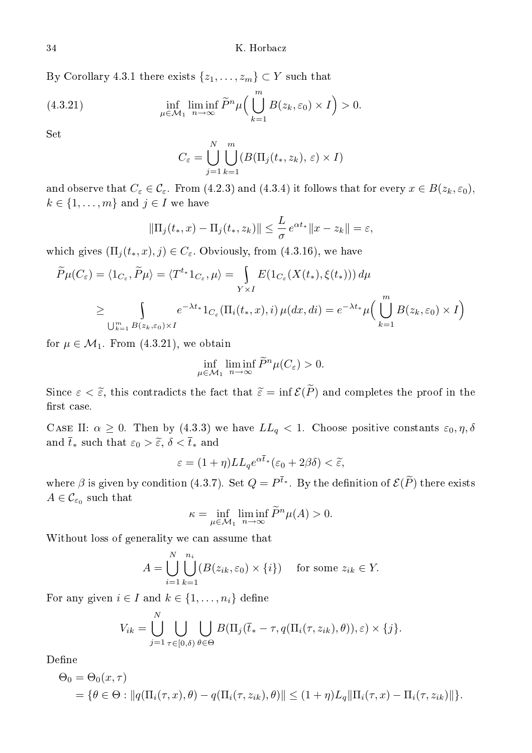By Corollary 4.3.1 there exists $\{z_1, \ldots, z_m\} \subset Y$ such that

$$\inf_{\mu \in \mathcal{M}_1} \liminf_{n\to\infty} \widetilde{P}^n \mu\Big(\bigcup_{k=1}^m B(z_k, \varepsilon_0) \times I\Big) > 0. \tag{4.3.21}$$

Set

$$C_\varepsilon = \bigcup_{j=1}^N \bigcup_{k=1}^m (B(\Pi_j(t_*, z_k), \varepsilon) \times I)$$

and observe that $C_\varepsilon \in \mathcal{C}_\varepsilon$. From (4.2.3) and (4.3.4) it follows that for every $x \in B(z_k, \varepsilon_0)$, $k \in \{1, \ldots, m\}$ and $j \in I$ we have

$$\|\Pi_j(t_*, x) - \Pi_j(t_*, z_k)\| \le \frac{L}{\sigma} e^{\alpha t_*} \|x - z_k\| = \varepsilon,$$

which gives $(\Pi_j(t_*, x), j) \in C_\varepsilon$. Obviously, from (4.3.16), we have

$$\begin{aligned}
\widetilde{P}\mu(C_\varepsilon) &= \langle 1_{C_\varepsilon}, \widetilde{P}\mu\rangle = \langle T^{t_*} 1_{C_\varepsilon}, \mu\rangle = \int_{Y\times I} E(1_{C_\varepsilon}(X(t_*), \xi(t_*)))\, d\mu \\
&\ge \int_{\bigcup_{k=1}^m B(z_k,\varepsilon_0)\times I} e^{-\lambda t_*} 1_{C_\varepsilon}(\Pi_i(t_*, x), i)\, \mu(dx, di) = e^{-\lambda t_*} \mu\Big(\bigcup_{k=1}^m B(z_k, \varepsilon_0) \times I\Big)
\end{aligned}$$

for $\mu \in \mathcal{M}_1$. From (4.3.21), we obtain

$$\inf_{\mu \in \mathcal{M}_1} \liminf_{n\to\infty} \widetilde{P}^n \mu(C_\varepsilon) > 0.$$

Since $\varepsilon < \widetilde{\varepsilon}$, this contradicts the fact that $\widetilde{\varepsilon} = \inf \mathcal{E}(\widetilde{P})$ and completes the proof in the first case.

Case II: $\alpha \ge 0$. Then by (4.3.3) we have $LL_q < 1$. Choose positive constants $\varepsilon_0, \eta, \delta$ and $\bar{t}_*$ such that $\varepsilon_0 > \widetilde{\varepsilon}$, $\delta < \bar{t}_*$ and

$$\varepsilon = (1+\eta) L L_q e^{\alpha \bar{t}_*} (\varepsilon_0 + 2\beta\delta) < \widetilde{\varepsilon},$$

where $\beta$ is given by condition (4.3.7). Set $Q = P^{\bar{t}_*}$. By the definition of $\mathcal{E}(\widetilde{P})$ there exists $A \in \mathcal{C}_{\varepsilon_0}$ such that

$$\kappa = \inf_{\mu \in \mathcal{M}_1} \liminf_{n\to\infty} \widetilde{P}^n \mu(A) > 0.$$

Without loss of generality we can assume that

$$A = \bigcup_{i=1}^N \bigcup_{k=1}^{n_i} (B(z_{ik}, \varepsilon_0) \times \{i\}) \quad \text{ for some } z_{ik} \in Y.$$

For any given $i \in I$ and $k \in \{1, \ldots, n_i\}$ define

$$V_{ik} = \bigcup_{j=1}^N \bigcup_{\tau \in [0,\delta)} \bigcup_{\theta \in \Theta} B(\Pi_j(\bar{t}_* - \tau, q(\Pi_i(\tau, z_{ik}), \theta)), \varepsilon) \times \{j\}.$$

Define

$$\begin{aligned}
\Theta_0 &= \Theta_0(x, \tau) \\
&= \{\theta \in \Theta : \|q(\Pi_i(\tau, x), \theta) - q(\Pi_i(\tau, z_{ik}), \theta)\| \le (1+\eta) L_q \|\Pi_i(\tau, x) - \Pi_i(\tau, z_{ik})\|\}.
\end{aligned}$$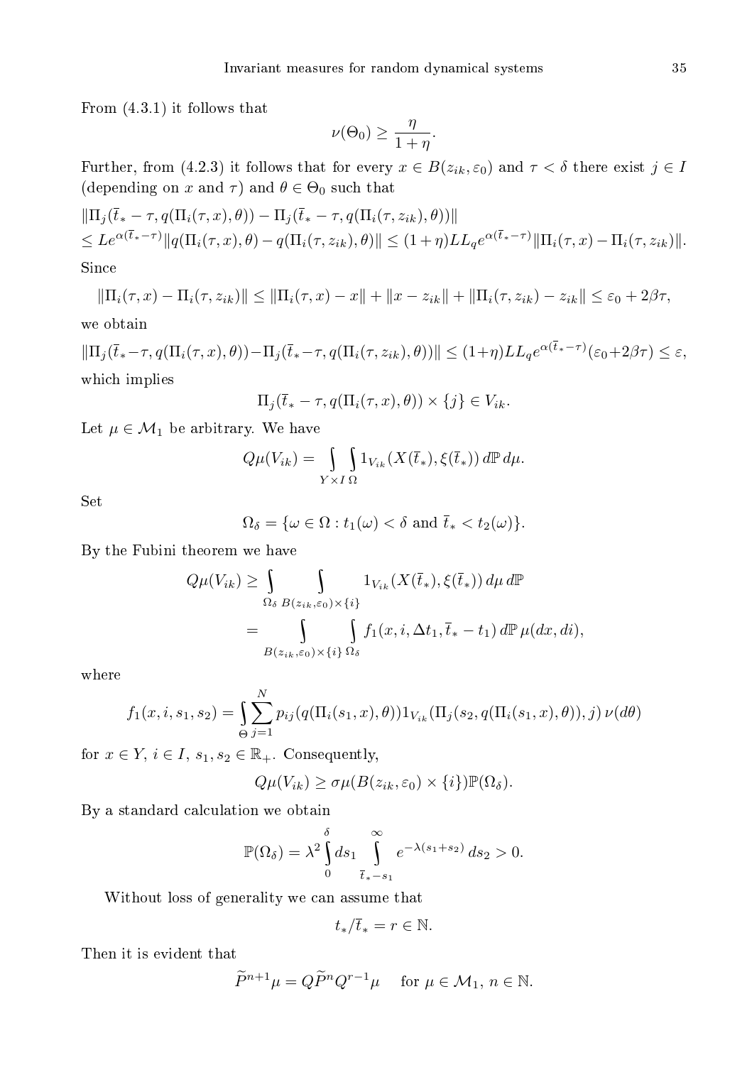From (4.3.1) it follows that

$$\nu(\Theta_0) \geq \frac{\eta}{1+\eta}.$$

Further, from (4.2.3) it follows that for every $x \in B(z_{ik}, \varepsilon_0)$ and $\tau < \delta$ there exist $j \in I$ (depending on $x$ and $\tau$) and $\theta \in \Theta_0$ such that

$$\begin{aligned}
&\|\Pi_j(\bar{t}_* - \tau, q(\Pi_i(\tau, x), \theta)) - \Pi_j(\bar{t}_* - \tau, q(\Pi_i(\tau, z_{ik}), \theta))\| \\
&\leq L e^{\alpha(\bar{t}_* - \tau)} \|q(\Pi_i(\tau, x), \theta) - q(\Pi_i(\tau, z_{ik}), \theta)\| \leq (1+\eta) L L_q e^{\alpha(\bar{t}_* - \tau)} \|\Pi_i(\tau, x) - \Pi_i(\tau, z_{ik})\|.
\end{aligned}$$

Since

$$\|\Pi_i(\tau, x) - \Pi_i(\tau, z_{ik})\| \leq \|\Pi_i(\tau, x) - x\| + \|x - z_{ik}\| + \|\Pi_i(\tau, z_{ik}) - z_{ik}\| \leq \varepsilon_0 + 2\beta\tau,$$

we obtain

$$\|\Pi_j(\bar{t}_* - \tau, q(\Pi_i(\tau, x), \theta)) - \Pi_j(\bar{t}_* - \tau, q(\Pi_i(\tau, z_{ik}), \theta))\| \leq (1+\eta) L L_q e^{\alpha(\bar{t}_* - \tau)} (\varepsilon_0 + 2\beta\tau) \leq \varepsilon,$$

which implies

$$\Pi_j(\bar{t}_* - \tau, q(\Pi_i(\tau, x), \theta)) \times \{j\} \in V_{ik}.$$

Let $\mu \in \mathcal{M}_1$ be arbitrary. We have

$$Q\mu(V_{ik}) = \int_{Y \times I} \int_{\Omega} 1_{V_{ik}}(X(\bar{t}_*), \xi(\bar{t}_*))\, d\mathbb{P}\, d\mu.$$

Set

$$\Omega_\delta = \{\omega \in \Omega : t_1(\omega) < \delta \text{ and } \bar{t}_* < t_2(\omega)\}.$$

By the Fubini theorem we have

$$\begin{aligned}
Q\mu(V_{ik}) &\geq \int_{\Omega_\delta} \int_{B(z_{ik}, \varepsilon_0) \times \{i\}} 1_{V_{ik}}(X(\bar{t}_*), \xi(\bar{t}_*))\, d\mu\, d\mathbb{P} \\
&= \int_{B(z_{ik}, \varepsilon_0) \times \{i\}} \int_{\Omega_\delta} f_1(x, i, \Delta t_1, \bar{t}_* - t_1)\, d\mathbb{P}\, \mu(dx, di),
\end{aligned}$$

where

$$f_1(x, i, s_1, s_2) = \int_{\Theta} \sum_{j=1}^{N} p_{ij}(q(\Pi_i(s_1, x), \theta)) 1_{V_{ik}}(\Pi_j(s_2, q(\Pi_i(s_1, x), \theta)), j)\, \nu(d\theta)$$

for $x \in Y$, $i \in I$, $s_1, s_2 \in \mathbb{R}_+$. Consequently,

$$Q\mu(V_{ik}) \geq \sigma\mu(B(z_{ik}, \varepsilon_0) \times \{i\}) \mathbb{P}(\Omega_\delta).$$

By a standard calculation we obtain

$$\mathbb{P}(\Omega_\delta) = \lambda^2 \int_0^{\delta} ds_1 \int_{\bar{t}_* - s_1}^{\infty} e^{-\lambda(s_1 + s_2)}\, ds_2 > 0.$$

Without loss of generality we can assume that

$$t_*/\bar{t}_* = r \in \mathbb{N}.$$

Then it is evident that

$$\widetilde{P}^{n+1}\mu = Q\widetilde{P}^n Q^{r-1}\mu \quad \text{for } \mu \in \mathcal{M}_1,\ n \in \mathbb{N}.$$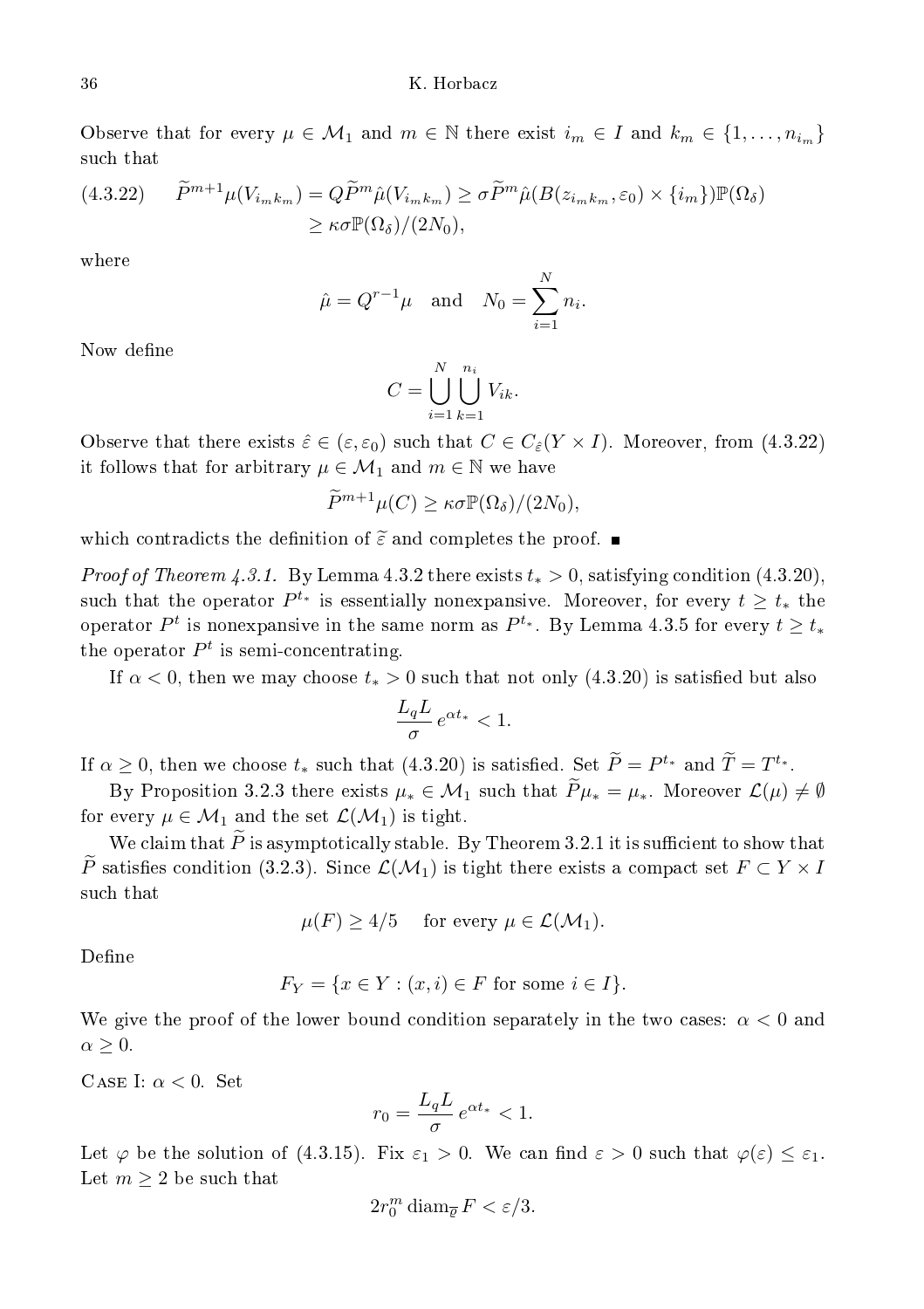Observe that for every $\mu \in \mathcal{M}_1$ and $m \in \mathbb{N}$ there exist $i_m \in I$ and $k_m \in \{1, \ldots, n_{i_m}\}$ such that

$$(4.3.22) \qquad \widetilde{P}^{m+1}\mu(V_{i_m k_m}) = Q\widetilde{P}^m\hat{\mu}(V_{i_m k_m}) \geq \sigma \widetilde{P}^m\hat{\mu}(B(z_{i_m k_m}, \varepsilon_0) \times \{i_m\})\mathbb{P}(\Omega_\delta)$$
$$\geq \kappa\sigma\mathbb{P}(\Omega_\delta)/(2N_0),$$

where

$$\hat{\mu} = Q^{r-1}\mu \quad \text{and} \quad N_0 = \sum_{i=1}^{N} n_i.$$

Now define

$$C = \bigcup_{i=1}^{N} \bigcup_{k=1}^{n_i} V_{ik}.$$

Observe that there exists $\hat{\varepsilon} \in (\varepsilon, \varepsilon_0)$ such that $C \in C_{\hat{\varepsilon}}(Y \times I)$. Moreover, from (4.3.22) it follows that for arbitrary $\mu \in \mathcal{M}_1$ and $m \in \mathbb{N}$ we have

$$\widetilde{P}^{m+1}\mu(C) \geq \kappa\sigma\mathbb{P}(\Omega_\delta)/(2N_0),$$

which contradicts the definition of $\widetilde{\varepsilon}$ and completes the proof. ∎

*Proof of Theorem 4.3.1.* By Lemma 4.3.2 there exists $t_* > 0$, satisfying condition (4.3.20), such that the operator $P^{t_*}$ is essentially nonexpansive. Moreover, for every $t \geq t_*$ the operator $P^t$ is nonexpansive in the same norm as $P^{t_*}$. By Lemma 4.3.5 for every $t \geq t_*$ the operator $P^t$ is semi-concentrating.

If $\alpha < 0$, then we may choose $t_* > 0$ such that not only (4.3.20) is satisfied but also

$$\frac{L_q L}{\sigma} e^{\alpha t_*} < 1.$$

If $\alpha \geq 0$, then we choose $t_*$ such that (4.3.20) is satisfied. Set $\widetilde{P} = P^{t_*}$ and $\widetilde{T} = T^{t_*}$.

By Proposition 3.2.3 there exists $\mu_* \in \mathcal{M}_1$ such that $\widetilde{P}\mu_* = \mu_*$. Moreover $\mathcal{L}(\mu) \neq \emptyset$ for every $\mu \in \mathcal{M}_1$ and the set $\mathcal{L}(\mathcal{M}_1)$ is tight.

We claim that $\widetilde{P}$ is asymptotically stable. By Theorem 3.2.1 it is sufficient to show that $\widetilde{P}$ satisfies condition (3.2.3). Since $\mathcal{L}(\mathcal{M}_1)$ is tight there exists a compact set $F \subset Y \times I$ such that

$$\mu(F) \geq 4/5 \quad \text{for every } \mu \in \mathcal{L}(\mathcal{M}_1).$$

Define

$$F_Y = \{x \in Y : (x, i) \in F \text{ for some } i \in I\}.$$

We give the proof of the lower bound condition separately in the two cases: $\alpha < 0$ and $\alpha \geq 0$.

Case I: $\alpha < 0$. Set

$$r_0 = \frac{L_q L}{\sigma} e^{\alpha t_*} < 1.$$

Let $\varphi$ be the solution of (4.3.15). Fix $\varepsilon_1 > 0$. We can find $\varepsilon > 0$ such that $\varphi(\varepsilon) \leq \varepsilon_1$. Let $m \geq 2$ be such that

$$2r_0^m \operatorname{diam}_{\overline{\varrho}} F < \varepsilon/3.$$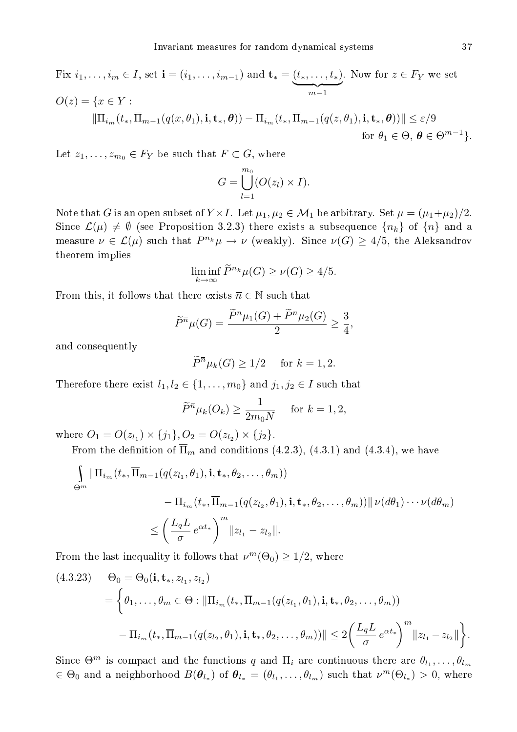Fix $i_1, \dots, i_m \in I$, set $\mathbf{i} = (i_1, \dots, i_{m-1})$ and $\mathbf{t}_* = \underbrace{(t_*, \dots, t_*)}_{m-1}$. Now for $z \in F_Y$ we set

$$
\begin{aligned}
O(z) = \{x \in Y :&\\
&\|\Pi_{i_m}(t_*, \overline{\Pi}_{m-1}(q(x,\theta_1), \mathbf{i}, \mathbf{t}_*, \boldsymbol{\theta})) - \Pi_{i_m}(t_*, \overline{\Pi}_{m-1}(q(z,\theta_1), \mathbf{i}, \mathbf{t}_*, \boldsymbol{\theta}))\| \le \varepsilon/9\\
&\qquad\qquad\qquad\qquad\qquad\qquad\qquad\qquad\text{for } \theta_1 \in \Theta,\ \boldsymbol{\theta} \in \Theta^{m-1}\}.
\end{aligned}
$$

Let $z_1, \dots, z_{m_0} \in F_Y$ be such that $F \subset G$, where

$$G = \bigcup_{l=1}^{m_0} (O(z_l) \times I).$$

Note that $G$ is an open subset of $Y \times I$. Let $\mu_1, \mu_2 \in \mathcal{M}_1$ be arbitrary. Set $\mu = (\mu_1 + \mu_2)/2$. Since $\mathcal{L}(\mu) \ne \emptyset$ (see Proposition 3.2.3) there exists a subsequence $\{n_k\}$ of $\{n\}$ and a measure $\nu \in \mathcal{L}(\mu)$ such that $P^{n_k}\mu \to \nu$ (weakly). Since $\nu(G) \ge 4/5$, the Aleksandrov theorem implies

$$\liminf_{k\to\infty} \widetilde{P}^{n_k}\mu(G) \ge \nu(G) \ge 4/5.$$

From this, it follows that there exists $\overline{n} \in \mathbb{N}$ such that

$$\widetilde{P}^{\overline{n}}\mu(G) = \frac{\widetilde{P}^{\overline{n}}\mu_1(G) + \widetilde{P}^{\overline{n}}\mu_2(G)}{2} \ge \frac{3}{4},$$

and consequently

$$\widetilde{P}^{\overline{n}}\mu_k(G) \ge 1/2 \quad \text{ for } k = 1, 2.$$

Therefore there exist $l_1, l_2 \in \{1, \dots, m_0\}$ and $j_1, j_2 \in I$ such that

$$\widetilde{P}^{\overline{n}}\mu_k(O_k) \ge \frac{1}{2m_0N} \quad \text{ for } k = 1, 2,$$

where $O_1 = O(z_{l_1}) \times \{j_1\}, O_2 = O(z_{l_2}) \times \{j_2\}$.

From the definition of $\overline{\Pi}_m$ and conditions (4.2.3), (4.3.1) and (4.3.4), we have

$$
\begin{aligned}
\int_{\Theta^m} &\|\Pi_{i_m}(t_*, \overline{\Pi}_{m-1}(q(z_{l_1}, \theta_1), \mathbf{i}, \mathbf{t}_*, \theta_2, \dots, \theta_m))\\
&\qquad - \Pi_{i_m}(t_*, \overline{\Pi}_{m-1}(q(z_{l_2}, \theta_1), \mathbf{i}, \mathbf{t}_*, \theta_2, \dots, \theta_m))\| \, \nu(d\theta_1) \cdots \nu(d\theta_m)\\
&\le \left(\frac{L_q L}{\sigma} e^{\alpha t_*}\right)^m \|z_{l_1} - z_{l_2}\|.
\end{aligned}
$$

From the last inequality it follows that $\nu^m(\Theta_0) \ge 1/2$, where

$$
\begin{aligned}
(4.3.23)\quad \Theta_0 &= \Theta_0(\mathbf{i}, \mathbf{t}_*, z_{l_1}, z_{l_2})\\
&= \bigg\{\theta_1, \dots, \theta_m \in \Theta : \|\Pi_{i_m}(t_*, \overline{\Pi}_{m-1}(q(z_{l_1}, \theta_1), \mathbf{i}, \mathbf{t}_*, \theta_2, \dots, \theta_m))\\
&\qquad - \Pi_{i_m}(t_*, \overline{\Pi}_{m-1}(q(z_{l_2}, \theta_1), \mathbf{i}, \mathbf{t}_*, \theta_2, \dots, \theta_m))\| \le 2\left(\frac{L_q L}{\sigma} e^{\alpha t_*}\right)^m \|z_{l_1} - z_{l_2}\|\bigg\}.
\end{aligned}
$$

Since $\Theta^m$ is compact and the functions $q$ and $\Pi_i$ are continuous there are $\theta_{l_1}, \dots, \theta_{l_m} \in \Theta_0$ and a neighborhood $B(\boldsymbol{\theta}_{l_*})$ of $\boldsymbol{\theta}_{l_*} = (\theta_{l_1}, \dots, \theta_{l_m})$ such that $\nu^m(\Theta_{l_*}) > 0$, where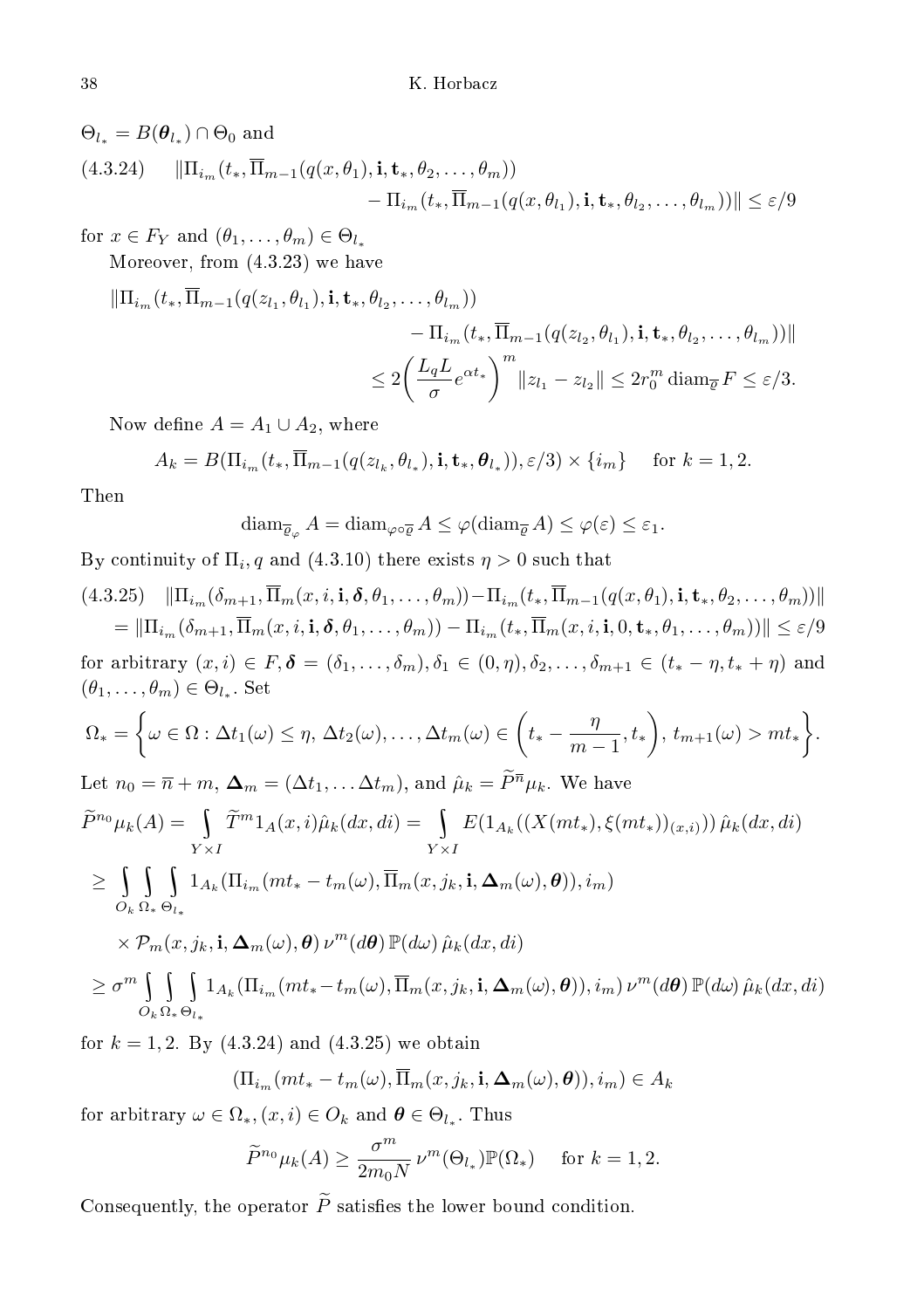$\Theta_{l_*} = B(\boldsymbol{\theta}_{l_*}) \cap \Theta_0$ and

$$
(4.3.24) \quad \|\Pi_{i_m}(t_*, \overline{\Pi}_{m-1}(q(x,\theta_1), \mathbf{i}, \mathbf{t}_*, \theta_2, \dots, \theta_m)) - \Pi_{i_m}(t_*, \overline{\Pi}_{m-1}(q(x,\theta_{l_1}), \mathbf{i}, \mathbf{t}_*, \theta_{l_2}, \dots, \theta_{l_m}))\| \le \varepsilon/9
$$

for $x \in F_Y$ and $(\theta_1, \dots, \theta_m) \in \Theta_{l_*}$

Moreover, from (4.3.23) we have

$$
\begin{aligned}
\|\Pi_{i_m}(t_*, \overline{\Pi}_{m-1}(q(z_{l_1},\theta_{l_1}), \mathbf{i}, \mathbf{t}_*, \theta_{l_2}, \dots, \theta_{l_m})) &- \Pi_{i_m}(t_*, \overline{\Pi}_{m-1}(q(z_{l_2},\theta_{l_1}), \mathbf{i}, \mathbf{t}_*, \theta_{l_2}, \dots, \theta_{l_m}))\| \\
&\le 2\left(\frac{L_q L}{\sigma} e^{\alpha t_*}\right)^m \|z_{l_1} - z_{l_2}\| \le 2 r_0^m \operatorname{diam}_{\overline{\varrho}} F \le \varepsilon/3.
\end{aligned}
$$

Now define $A = A_1 \cup A_2$, where

$$
A_k = B(\Pi_{i_m}(t_*, \overline{\Pi}_{m-1}(q(z_{l_k}, \theta_{l_*}), \mathbf{i}, \mathbf{t}_*, \boldsymbol{\theta}_{l_*})), \varepsilon/3) \times \{i_m\} \quad \text{for } k = 1, 2.
$$

Then

$$
\operatorname{diam}_{\overline{\varrho}_\varphi} A = \operatorname{diam}_{\varphi \circ \overline{\varrho}} A \le \varphi(\operatorname{diam}_{\overline{\varrho}} A) \le \varphi(\varepsilon) \le \varepsilon_1.
$$

By continuity of $\Pi_i, q$ and (4.3.10) there exists $\eta > 0$ such that

$$
\begin{aligned}
(4.3.25) \quad &\|\Pi_{i_m}(\delta_{m+1}, \overline{\Pi}_m(x, i, \mathbf{i}, \boldsymbol{\delta}, \theta_1, \dots, \theta_m)) - \Pi_{i_m}(t_*, \overline{\Pi}_{m-1}(q(x,\theta_1), \mathbf{i}, \mathbf{t}_*, \theta_2, \dots, \theta_m))\| \\
&= \|\Pi_{i_m}(\delta_{m+1}, \overline{\Pi}_m(x, i, \mathbf{i}, \boldsymbol{\delta}, \theta_1, \dots, \theta_m)) - \Pi_{i_m}(t_*, \overline{\Pi}_m(x, i, \mathbf{i}, 0, \mathbf{t}_*, \theta_1, \dots, \theta_m))\| \le \varepsilon/9
\end{aligned}
$$

for arbitrary $(x,i) \in F$, $\boldsymbol{\delta} = (\delta_1, \dots, \delta_m)$, $\delta_1 \in (0, \eta)$, $\delta_2, \dots, \delta_{m+1} \in (t_* - \eta, t_* + \eta)$ and $(\theta_1, \dots, \theta_m) \in \Theta_{l_*}$. Set

$$
\Omega_* = \left\{\omega \in \Omega : \Delta t_1(\omega) \le \eta,\, \Delta t_2(\omega), \dots, \Delta t_m(\omega) \in \left(t_* - \frac{\eta}{m-1}, t_*\right),\, t_{m+1}(\omega) > m t_*\right\}.
$$

Let $n_0 = \overline{n} + m$, $\boldsymbol{\Delta}_m = (\Delta t_1, \dots \Delta t_m)$, and $\hat{\mu}_k = \widetilde{P}^{\overline{n}} \mu_k$. We have

$$
\begin{aligned}
\widetilde{P}^{n_0} \mu_k(A) &= \int_{Y \times I} \widetilde{T}^m 1_A(x,i) \hat{\mu}_k(dx, di) = \int_{Y \times I} E(1_{A_k}((X(mt_*), \xi(mt_*))_{(x,i)}))\, \hat{\mu}_k(dx, di) \\
&\ge \int_{O_k} \int_{\Omega_*} \int_{\Theta_{l_*}} 1_{A_k}(\Pi_{i_m}(mt_* - t_m(\omega), \overline{\Pi}_m(x, j_k, \mathbf{i}, \boldsymbol{\Delta}_m(\omega), \boldsymbol{\theta})), i_m) \\
&\quad \times \mathcal{P}_m(x, j_k, \mathbf{i}, \boldsymbol{\Delta}_m(\omega), \boldsymbol{\theta})\, \nu^m(d\boldsymbol{\theta})\, \mathbb{P}(d\omega)\, \hat{\mu}_k(dx, di) \\
&\ge \sigma^m \int_{O_k} \int_{\Omega_*} \int_{\Theta_{l_*}} 1_{A_k}(\Pi_{i_m}(mt_* - t_m(\omega), \overline{\Pi}_m(x, j_k, \mathbf{i}, \boldsymbol{\Delta}_m(\omega), \boldsymbol{\theta})), i_m)\, \nu^m(d\boldsymbol{\theta})\, \mathbb{P}(d\omega)\, \hat{\mu}_k(dx, di)
\end{aligned}
$$

for $k = 1, 2$. By (4.3.24) and (4.3.25) we obtain

$$
(\Pi_{i_m}(mt_* - t_m(\omega), \overline{\Pi}_m(x, j_k, \mathbf{i}, \boldsymbol{\Delta}_m(\omega), \boldsymbol{\theta})), i_m) \in A_k
$$

for arbitrary $\omega \in \Omega_*$, $(x,i) \in O_k$ and $\boldsymbol{\theta} \in \Theta_{l_*}$. Thus

$$
\widetilde{P}^{n_0} \mu_k(A) \ge \frac{\sigma^m}{2 m_0 N} \nu^m(\Theta_{l_*}) \mathbb{P}(\Omega_*) \quad \text{for } k = 1, 2.
$$

Consequently, the operator $\widetilde{P}$ satisfies the lower bound condition.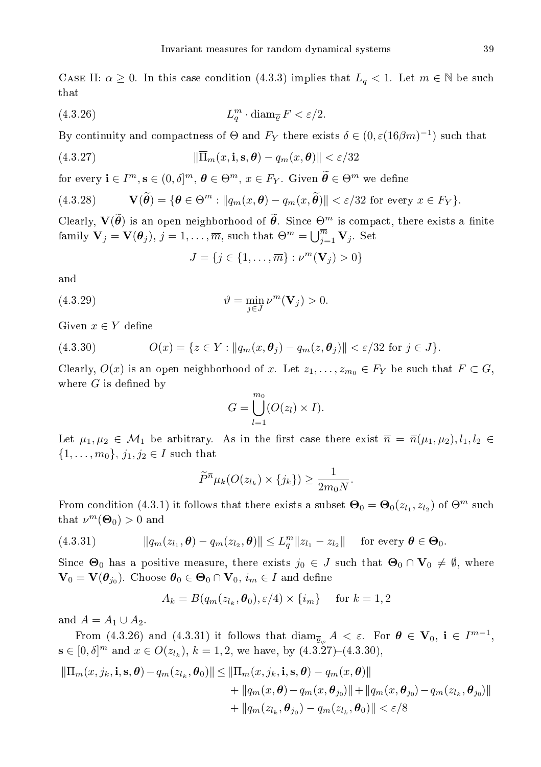CASE II: $\alpha \geq 0$. In this case condition (4.3.3) implies that $L_q < 1$. Let $m \in \mathbb{N}$ be such that

$$L_q^m \cdot \operatorname{diam}_{\overline{\varrho}} F < \varepsilon/2. \tag{4.3.26}$$

By continuity and compactness of $\Theta$ and $F_Y$ there exists $\delta \in (0, \varepsilon(16\beta m)^{-1})$ such that

$$\|\overline{\Pi}_m(x, \mathbf{i}, \mathbf{s}, \boldsymbol{\theta}) - q_m(x, \boldsymbol{\theta})\| < \varepsilon/32 \tag{4.3.27}$$

for every $\mathbf{i} \in I^m, \mathbf{s} \in (0, \delta]^m$, $\boldsymbol{\theta} \in \Theta^m$, $x \in F_Y$. Given $\widetilde{\boldsymbol{\theta}} \in \Theta^m$ we define

$$\mathbf{V}(\widetilde{\boldsymbol{\theta}}) = \{\boldsymbol{\theta} \in \Theta^m : \|q_m(x, \boldsymbol{\theta}) - q_m(x, \widetilde{\boldsymbol{\theta}})\| < \varepsilon/32 \text{ for every } x \in F_Y\}. \tag{4.3.28}$$

Clearly, $\mathbf{V}(\widetilde{\boldsymbol{\theta}})$ is an open neighborhood of $\widetilde{\boldsymbol{\theta}}$. Since $\Theta^m$ is compact, there exists a finite family $\mathbf{V}_j = \mathbf{V}(\boldsymbol{\theta}_j)$, $j = 1, \ldots, \overline{m}$, such that $\Theta^m = \bigcup_{j=1}^{\overline{m}} \mathbf{V}_j$. Set

$$J = \{j \in \{1, \ldots, \overline{m}\} : \nu^m(\mathbf{V}_j) > 0\}$$

and

$$\vartheta = \min_{j \in J} \nu^m(\mathbf{V}_j) > 0. \tag{4.3.29}$$

Given $x \in Y$ define

$$O(x) = \{z \in Y : \|q_m(x, \boldsymbol{\theta}_j) - q_m(z, \boldsymbol{\theta}_j)\| < \varepsilon/32 \text{ for } j \in J\}. \tag{4.3.30}$$

Clearly, $O(x)$ is an open neighborhood of $x$. Let $z_1, \ldots, z_{m_0} \in F_Y$ be such that $F \subset G$, where $G$ is defined by

$$G = \bigcup_{l=1}^{m_0} (O(z_l) \times I).$$

Let $\mu_1, \mu_2 \in \mathcal{M}_1$ be arbitrary. As in the first case there exist $\overline{n} = \overline{n}(\mu_1, \mu_2), l_1, l_2 \in \{1, \ldots, m_0\}$, $j_1, j_2 \in I$ such that

$$\widetilde{P}^{\overline{n}} \mu_k(O(z_{l_k}) \times \{j_k\}) \geq \frac{1}{2m_0 N}.$$

From condition (4.3.1) it follows that there exists a subset $\boldsymbol{\Theta}_0 = \boldsymbol{\Theta}_0(z_{l_1}, z_{l_2})$ of $\Theta^m$ such that $\nu^m(\boldsymbol{\Theta}_0) > 0$ and

$$\|q_m(z_{l_1}, \boldsymbol{\theta}) - q_m(z_{l_2}, \boldsymbol{\theta})\| \leq L_q^m \|z_{l_1} - z_{l_2}\| \quad \text{for every } \boldsymbol{\theta} \in \boldsymbol{\Theta}_0. \tag{4.3.31}$$

Since $\boldsymbol{\Theta}_0$ has a positive measure, there exists $j_0 \in J$ such that $\boldsymbol{\Theta}_0 \cap \mathbf{V}_0 \neq \emptyset$, where $\mathbf{V}_0 = \mathbf{V}(\boldsymbol{\theta}_{j_0})$. Choose $\boldsymbol{\theta}_0 \in \boldsymbol{\Theta}_0 \cap \mathbf{V}_0$, $i_m \in I$ and define

$$A_k = B(q_m(z_{l_k}, \boldsymbol{\theta}_0), \varepsilon/4) \times \{i_m\} \quad \text{for } k = 1, 2$$

and $A = A_1 \cup A_2$.

From (4.3.26) and (4.3.31) it follows that $\operatorname{diam}_{\overline{\varrho}_\varphi} A < \varepsilon$. For $\boldsymbol{\theta} \in \mathbf{V}_0$, $\mathbf{i} \in I^{m-1}$, $\mathbf{s} \in [0, \delta]^m$ and $x \in O(z_{l_k})$, $k = 1, 2$, we have, by (4.3.27)–(4.3.30),

$$\begin{aligned}
\|\overline{\Pi}_m(x, j_k, \mathbf{i}, \mathbf{s}, \boldsymbol{\theta}) - q_m(z_{l_k}, \boldsymbol{\theta}_0)\| \leq{}& \|\overline{\Pi}_m(x, j_k, \mathbf{i}, \mathbf{s}, \boldsymbol{\theta}) - q_m(x, \boldsymbol{\theta})\| \\
&+ \|q_m(x, \boldsymbol{\theta}) - q_m(x, \boldsymbol{\theta}_{j_0})\| + \|q_m(x, \boldsymbol{\theta}_{j_0}) - q_m(z_{l_k}, \boldsymbol{\theta}_{j_0})\| \\
&+ \|q_m(z_{l_k}, \boldsymbol{\theta}_{j_0}) - q_m(z_{l_k}, \boldsymbol{\theta}_0)\| < \varepsilon/8
\end{aligned}$$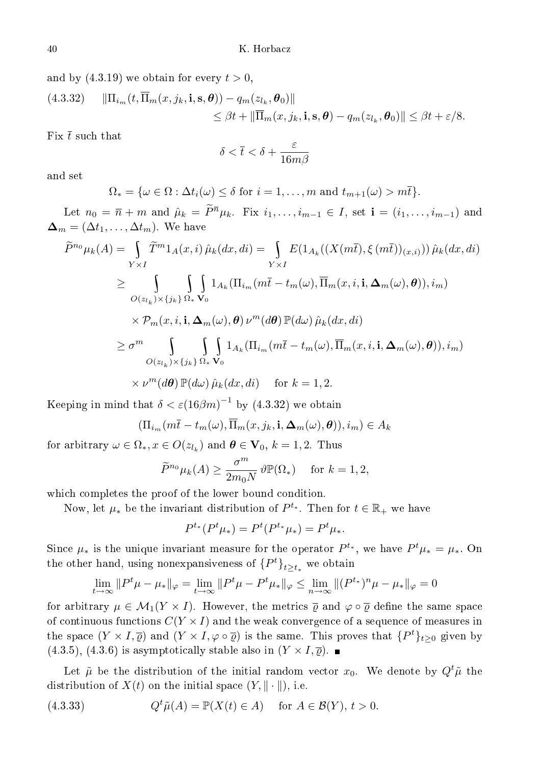and by (4.3.19) we obtain for every $t > 0$,

$$
\begin{aligned}
(4.3.32) \qquad \|\Pi_{i_m}(t, \overline{\Pi}_m(x, j_k, \mathbf{i}, \mathbf{s}, \boldsymbol{\theta})) - q_m(z_{l_k}, \boldsymbol{\theta}_0)\| \\
\le \beta t + \|\overline{\Pi}_m(x, j_k, \mathbf{i}, \mathbf{s}, \boldsymbol{\theta}) - q_m(z_{l_k}, \boldsymbol{\theta}_0)\| \le \beta t + \varepsilon/8.
\end{aligned}
$$

Fix $\bar{t}$ such that

$$
\delta < \bar{t} < \delta + \frac{\varepsilon}{16 m \beta}
$$

and set

$$
\Omega_* = \{\omega \in \Omega : \Delta t_i(\omega) \le \delta \text{ for } i = 1, \ldots, m \text{ and } t_{m+1}(\omega) > m\bar{t}\}.
$$

Let $n_0 = \bar{n} + m$ and $\hat{\mu}_k = \widetilde{P}^{\bar{n}} \mu_k$. Fix $i_1, \ldots, i_{m-1} \in I$, set $\mathbf{i} = (i_1, \ldots, i_{m-1})$ and $\boldsymbol{\Delta}_m = (\Delta t_1, \ldots, \Delta t_m)$. We have

$$
\begin{aligned}
\widetilde{P}^{n_0} \mu_k(A) &= \int_{Y \times I} \widetilde{T}^m 1_A(x, i)\, \hat{\mu}_k(dx, di) = \int_{Y \times I} E(1_{A_k}((X(m\bar{t}), \xi(m\bar{t}))_{(x,i)}))\, \hat{\mu}_k(dx, di) \\
&\ge \int_{O(z_{l_k}) \times \{j_k\}} \int_{\Omega_*} \int_{\mathbf{V}_0} 1_{A_k}(\Pi_{i_m}(m\bar{t} - t_m(\omega), \overline{\Pi}_m(x, i, \mathbf{i}, \boldsymbol{\Delta}_m(\omega), \boldsymbol{\theta})), i_m) \\
&\qquad \times \mathcal{P}_m(x, i, \mathbf{i}, \boldsymbol{\Delta}_m(\omega), \boldsymbol{\theta})\, \nu^m(d\boldsymbol{\theta})\, \mathbb{P}(d\omega)\, \hat{\mu}_k(dx, di) \\
&\ge \sigma^m \int_{O(z_{l_k}) \times \{j_k\}} \int_{\Omega_*} \int_{\mathbf{V}_0} 1_{A_k}(\Pi_{i_m}(m\bar{t} - t_m(\omega), \overline{\Pi}_m(x, i, \mathbf{i}, \boldsymbol{\Delta}_m(\omega), \boldsymbol{\theta})), i_m) \\
&\qquad \times \nu^m(d\boldsymbol{\theta})\, \mathbb{P}(d\omega)\, \hat{\mu}_k(dx, di) \qquad \text{for } k = 1, 2.
\end{aligned}
$$

Keeping in mind that $\delta < \varepsilon(16\beta m)^{-1}$ by (4.3.32) we obtain

$$
(\Pi_{i_m}(m\bar{t} - t_m(\omega), \overline{\Pi}_m(x, j_k, \mathbf{i}, \boldsymbol{\Delta}_m(\omega), \boldsymbol{\theta})), i_m) \in A_k
$$

for arbitrary $\omega \in \Omega_*, x \in O(z_{l_k})$ and $\boldsymbol{\theta} \in \mathbf{V}_0$, $k = 1, 2$. Thus

$$
\widetilde{P}^{n_0} \mu_k(A) \ge \frac{\sigma^m}{2 m_0 N} \vartheta \mathbb{P}(\Omega_*) \qquad \text{for } k = 1, 2,
$$

which completes the proof of the lower bound condition.

Now, let $\mu_*$ be the invariant distribution of $P^{t_*}$. Then for $t \in \mathbb{R}_+$ we have

$$
P^{t_*}(P^t \mu_*) = P^t(P^{t_*} \mu_*) = P^t \mu_*.
$$

Since $\mu_*$ is the unique invariant measure for the operator $P^{t_*}$, we have $P^t \mu_* = \mu_*$. On the other hand, using nonexpansiveness of $\{P^t\}_{t \ge t_*}$ we obtain

$$
\lim_{t \to \infty} \|P^t \mu - \mu_*\|_\varphi = \lim_{t \to \infty} \|P^t \mu - P^t \mu_*\|_\varphi \le \lim_{n \to \infty} \|(P^{t_*})^n \mu - \mu_*\|_\varphi = 0
$$

for arbitrary $\mu \in \mathcal{M}_1(Y \times I)$. However, the metrics $\bar{\varrho}$ and $\varphi \circ \bar{\varrho}$ define the same space of continuous functions $C(Y \times I)$ and the weak convergence of a sequence of measures in the space $(Y \times I, \bar{\varrho})$ and $(Y \times I, \varphi \circ \bar{\varrho})$ is the same. This proves that $\{P^t\}_{t \ge 0}$ given by (4.3.5), (4.3.6) is asymptotically stable also in $(Y \times I, \bar{\varrho})$. ∎

Let $\tilde{\mu}$ be the distribution of the initial random vector $x_0$. We denote by $Q^t \tilde{\mu}$ the distribution of $X(t)$ on the initial space $(Y, \|\cdot\|)$, i.e.

$$
(4.3.33) \qquad Q^t \tilde{\mu}(A) = \mathbb{P}(X(t) \in A) \quad \text{ for } A \in \mathcal{B}(Y),\ t > 0.
$$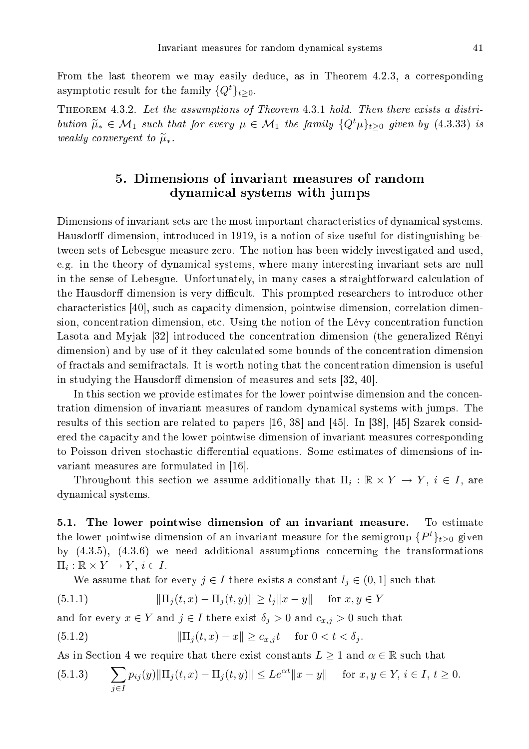From the last theorem we may easily deduce, as in Theorem 4.2.3, a corresponding asymptotic result for the family $\{Q^t\}_{t\geq 0}$.

THEOREM 4.3.2. *Let the assumptions of Theorem* 4.3.1 *hold. Then there exists a distribution* $\widetilde{\mu}_* \in \mathcal{M}_1$ *such that for every* $\mu \in \mathcal{M}_1$ *the family* $\{Q^t\mu\}_{t\geq 0}$ *given by* (4.3.33) *is weakly convergent to* $\widetilde{\mu}_*$.

# 5. Dimensions of invariant measures of random dynamical systems with jumps

Dimensions of invariant sets are the most important characteristics of dynamical systems. Hausdorff dimension, introduced in 1919, is a notion of size useful for distinguishing between sets of Lebesgue measure zero. The notion has been widely investigated and used, e.g. in the theory of dynamical systems, where many interesting invariant sets are null in the sense of Lebesgue. Unfortunately, in many cases a straightforward calculation of the Hausdorff dimension is very difficult. This prompted researchers to introduce other characteristics [40], such as capacity dimension, pointwise dimension, correlation dimension, concentration dimension, etc. Using the notion of the Lévy concentration function Lasota and Myjak [32] introduced the concentration dimension (the generalized Rényi dimension) and by use of it they calculated some bounds of the concentration dimension of fractals and semifractals. It is worth noting that the concentration dimension is useful in studying the Hausdorff dimension of measures and sets [32, 40].

In this section we provide estimates for the lower pointwise dimension and the concentration dimension of invariant measures of random dynamical systems with jumps. The results of this section are related to papers [16, 38] and [45]. In [38], [45] Szarek considered the capacity and the lower pointwise dimension of invariant measures corresponding to Poisson driven stochastic differential equations. Some estimates of dimensions of invariant measures are formulated in [16].

Throughout this section we assume additionally that $\Pi_i : \mathbb{R} \times Y \to Y$, $i \in I$, are dynamical systems.

**5.1. The lower pointwise dimension of an invariant measure.** To estimate the lower pointwise dimension of an invariant measure for the semigroup $\{P^t\}_{t\geq 0}$ given by (4.3.5), (4.3.6) we need additional assumptions concerning the transformations $\Pi_i : \mathbb{R} \times Y \to Y$, $i \in I$.

We assume that for every $j \in I$ there exists a constant $l_j \in (0, 1]$ such that

$$\|\Pi_j(t,x) - \Pi_j(t,y)\| \geq l_j\|x - y\| \quad \text{for } x, y \in Y \tag{5.1.1}$$

and for every $x \in Y$ and $j \in I$ there exist $\delta_j > 0$ and $c_{x,j} > 0$ such that

$$\|\Pi_j(t,x) - x\| \geq c_{x,j}t \quad \text{for } 0 < t < \delta_j. \tag{5.1.2}$$

As in Section 4 we require that there exist constants $L \geq 1$ and $\alpha \in \mathbb{R}$ such that

$$\sum_{j\in I} p_{ij}(y)\|\Pi_j(t,x) - \Pi_j(t,y)\| \leq Le^{\alpha t}\|x - y\| \quad \text{for } x, y \in Y,\ i \in I,\ t \geq 0. \tag{5.1.3}$$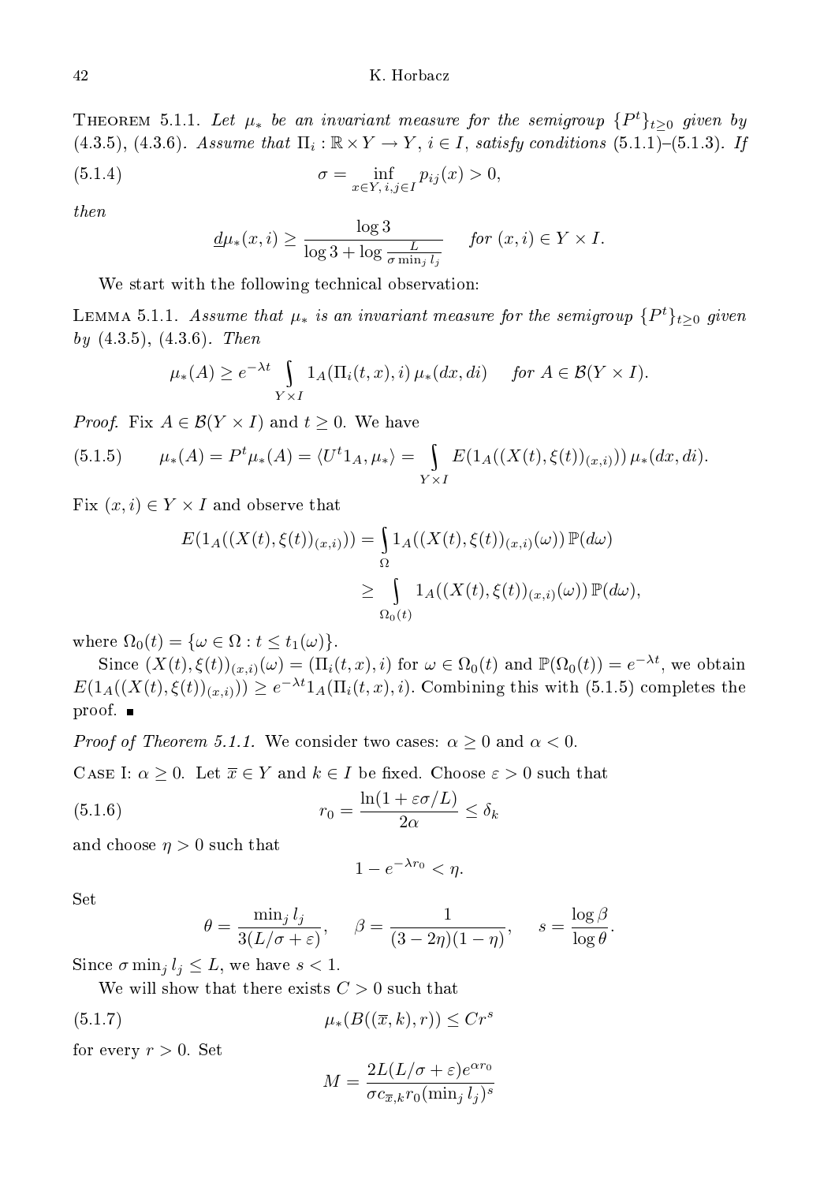**Theorem 5.1.1.** *Let $\mu_*$ be an invariant measure for the semigroup $\{P^t\}_{t\ge 0}$ given by (4.3.5), (4.3.6). Assume that $\Pi_i : \mathbb{R}\times Y \to Y$, $i \in I$, satisfy conditions (5.1.1)–(5.1.3). If*

$$\sigma = \inf_{x\in Y,\, i,j\in I} p_{ij}(x) > 0, \tag{5.1.4}$$

*then*

$$\underline{d}\mu_*(x,i) \ge \frac{\log 3}{\log 3 + \log \frac{L}{\sigma \min_j l_j}} \quad \text{for } (x,i) \in Y\times I.$$

We start with the following technical observation:

**Lemma 5.1.1.** *Assume that $\mu_*$ is an invariant measure for the semigroup $\{P^t\}_{t\ge 0}$ given by (4.3.5), (4.3.6). Then*

$$\mu_*(A) \ge e^{-\lambda t} \int_{Y\times I} 1_A(\Pi_i(t,x), i)\, \mu_*(dx,di) \quad \text{for } A \in \mathcal{B}(Y\times I).$$

*Proof.* Fix $A \in \mathcal{B}(Y\times I)$ and $t \ge 0$. We have

$$\mu_*(A) = P^t\mu_*(A) = \langle U^t 1_A, \mu_*\rangle = \int_{Y\times I} E(1_A((X(t),\xi(t))_{(x,i)}))\, \mu_*(dx,di). \tag{5.1.5}$$

Fix $(x,i) \in Y\times I$ and observe that

$$\begin{aligned} E(1_A((X(t),\xi(t))_{(x,i)})) &= \int_\Omega 1_A((X(t),\xi(t))_{(x,i)}(\omega))\, \mathbb{P}(d\omega) \\ &\ge \int_{\Omega_0(t)} 1_A((X(t),\xi(t))_{(x,i)}(\omega))\, \mathbb{P}(d\omega), \end{aligned}$$

where $\Omega_0(t) = \{\omega \in \Omega : t \le t_1(\omega)\}$.

Since $(X(t),\xi(t))_{(x,i)}(\omega) = (\Pi_i(t,x), i)$ for $\omega \in \Omega_0(t)$ and $\mathbb{P}(\Omega_0(t)) = e^{-\lambda t}$, we obtain $E(1_A((X(t),\xi(t))_{(x,i)})) \ge e^{-\lambda t} 1_A(\Pi_i(t,x), i)$. Combining this with (5.1.5) completes the proof. ∎

*Proof of Theorem 5.1.1.* We consider two cases: $\alpha \ge 0$ and $\alpha < 0$.

Case I: $\alpha \ge 0$. Let $\overline{x} \in Y$ and $k \in I$ be fixed. Choose $\varepsilon > 0$ such that

$$r_0 = \frac{\ln(1+\varepsilon\sigma/L)}{2\alpha} \le \delta_k \tag{5.1.6}$$

and choose $\eta > 0$ such that

$$1 - e^{-\lambda r_0} < \eta.$$

Set

$$\theta = \frac{\min_j l_j}{3(L/\sigma + \varepsilon)}, \qquad \beta = \frac{1}{(3-2\eta)(1-\eta)}, \qquad s = \frac{\log\beta}{\log\theta}.$$

Since $\sigma \min_j l_j \le L$, we have $s < 1$.

We will show that there exists $C > 0$ such that

$$\mu_*(B((\overline{x},k),r)) \le C r^s \tag{5.1.7}$$

for every $r > 0$. Set

$$M = \frac{2L(L/\sigma+\varepsilon)e^{\alpha r_0}}{\sigma c_{\overline{x},k} r_0 (\min_j l_j)^s}$$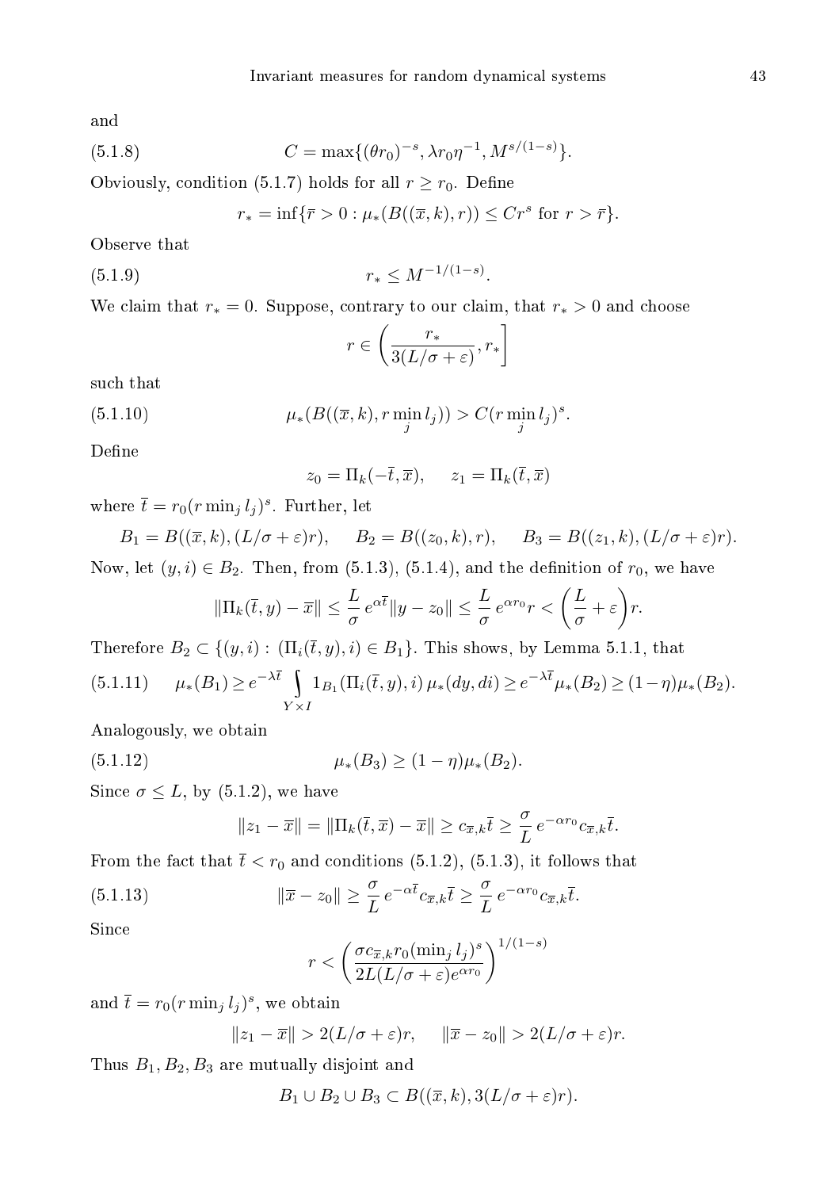and

$$C = \max\{(\theta r_0)^{-s}, \lambda r_0 \eta^{-1}, M^{s/(1-s)}\}. \tag{5.1.8}$$

Obviously, condition (5.1.7) holds for all $r \geq r_0$. Define

$$r_* = \inf\{\overline{r} > 0 : \mu_*(B((\overline{x}, k), r)) \leq Cr^s \text{ for } r > \overline{r}\}.$$

Observe that

$$r_* \leq M^{-1/(1-s)}. \tag{5.1.9}$$

We claim that $r_* = 0$. Suppose, contrary to our claim, that $r_* > 0$ and choose

$$r \in \left( \frac{r_*}{3(L/\sigma + \varepsilon)}, r_* \right]$$

such that

$$\mu_*(B((\overline{x}, k), r \min_j l_j)) > C(r \min_j l_j)^s. \tag{5.1.10}$$

Define

$$z_0 = \Pi_k(-\overline{t}, \overline{x}), \qquad z_1 = \Pi_k(\overline{t}, \overline{x})$$

where $\overline{t} = r_0(r \min_j l_j)^s$. Further, let

$$B_1 = B((\overline{x}, k), (L/\sigma + \varepsilon)r), \qquad B_2 = B((z_0, k), r), \qquad B_3 = B((z_1, k), (L/\sigma + \varepsilon)r).$$

Now, let $(y, i) \in B_2$. Then, from (5.1.3), (5.1.4), and the definition of $r_0$, we have

$$\|\Pi_k(\overline{t}, y) - \overline{x}\| \leq \frac{L}{\sigma} e^{\alpha \overline{t}} \|y - z_0\| \leq \frac{L}{\sigma} e^{\alpha r_0} r < \left( \frac{L}{\sigma} + \varepsilon \right) r.$$

Therefore $B_2 \subset \{(y, i) : (\Pi_i(\overline{t}, y), i) \in B_1\}$. This shows, by Lemma 5.1.1, that

$$\mu_*(B_1) \geq e^{-\lambda \overline{t}} \int_{Y \times I} 1_{B_1}(\Pi_i(\overline{t}, y), i)\, \mu_*(dy, di) \geq e^{-\lambda \overline{t}} \mu_*(B_2) \geq (1 - \eta)\mu_*(B_2). \tag{5.1.11}$$

Analogously, we obtain

$$\mu_*(B_3) \geq (1 - \eta)\mu_*(B_2). \tag{5.1.12}$$

Since $\sigma \leq L$, by (5.1.2), we have

$$\|z_1 - \overline{x}\| = \|\Pi_k(\overline{t}, \overline{x}) - \overline{x}\| \geq c_{\overline{x},k} \overline{t} \geq \frac{\sigma}{L} e^{-\alpha r_0} c_{\overline{x},k} \overline{t}.$$

From the fact that $\overline{t} < r_0$ and conditions (5.1.2), (5.1.3), it follows that

$$\|\overline{x} - z_0\| \geq \frac{\sigma}{L} e^{-\alpha \overline{t}} c_{\overline{x},k} \overline{t} \geq \frac{\sigma}{L} e^{-\alpha r_0} c_{\overline{x},k} \overline{t}. \tag{5.1.13}$$

Since

$$r < \left( \frac{\sigma c_{\overline{x},k} r_0 (\min_j l_j)^s}{2L(L/\sigma + \varepsilon) e^{\alpha r_0}} \right)^{1/(1-s)}$$

and $\overline{t} = r_0(r \min_j l_j)^s$, we obtain

$$\|z_1 - \overline{x}\| > 2(L/\sigma + \varepsilon)r, \qquad \|\overline{x} - z_0\| > 2(L/\sigma + \varepsilon)r.$$

Thus $B_1, B_2, B_3$ are mutually disjoint and

$$B_1 \cup B_2 \cup B_3 \subset B((\overline{x}, k), 3(L/\sigma + \varepsilon)r).$$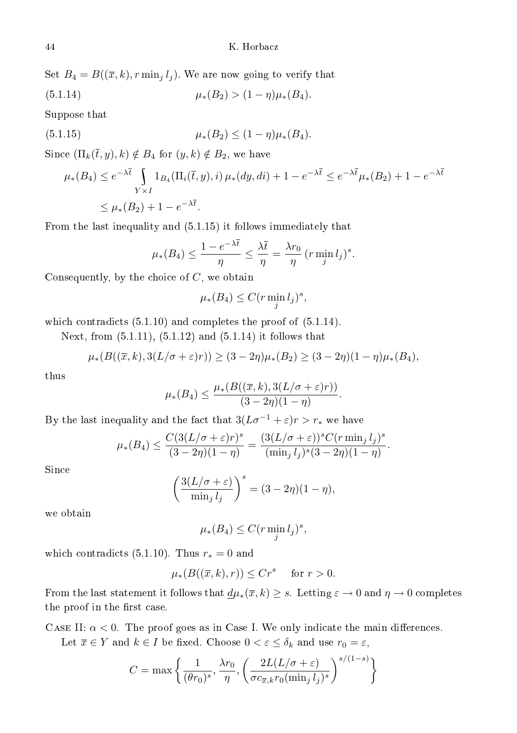Set $B_4 = B((\overline{x}, k), r \min_j l_j)$. We are now going to verify that

$$\mu_*(B_2) > (1-\eta)\mu_*(B_4). \tag{5.1.14}$$

Suppose that

$$\mu_*(B_2) \le (1-\eta)\mu_*(B_4). \tag{5.1.15}$$

Since $(\Pi_k(\overline{t}, y), k) \notin B_4$ for $(y, k) \notin B_2$, we have

$$\mu_*(B_4) \le e^{-\lambda \overline{t}} \int_{Y \times I} 1_{B_4}(\Pi_i(\overline{t}, y), i)\, \mu_*(dy, di) + 1 - e^{-\lambda \overline{t}} \le e^{-\lambda \overline{t}} \mu_*(B_2) + 1 - e^{-\lambda \overline{t}}$$

$$\le \mu_*(B_2) + 1 - e^{-\lambda \overline{t}}.$$

From the last inequality and (5.1.15) it follows immediately that

$$\mu_*(B_4) \le \frac{1 - e^{-\lambda \overline{t}}}{\eta} \le \frac{\lambda \overline{t}}{\eta} = \frac{\lambda r_0}{\eta} (r \min_j l_j)^s.$$

Consequently, by the choice of $C$, we obtain

$$\mu_*(B_4) \le C(r \min_j l_j)^s,$$

which contradicts (5.1.10) and completes the proof of (5.1.14).

Next, from (5.1.11), (5.1.12) and (5.1.14) it follows that

$$\mu_*(B((\overline{x}, k), 3(L/\sigma + \varepsilon)r)) \ge (3 - 2\eta)\mu_*(B_2) \ge (3 - 2\eta)(1-\eta)\mu_*(B_4),$$

thus

$$\mu_*(B_4) \le \frac{\mu_*(B((\overline{x}, k), 3(L/\sigma + \varepsilon)r))}{(3-2\eta)(1-\eta)}.$$

By the last inequality and the fact that $3(L\sigma^{-1} + \varepsilon)r > r_*$ we have

$$\mu_*(B_4) \le \frac{C(3(L/\sigma + \varepsilon)r)^s}{(3-2\eta)(1-\eta)} = \frac{(3(L/\sigma + \varepsilon))^s C(r \min_j l_j)^s}{(\min_j l_j)^s (3-2\eta)(1-\eta)}.$$

Since

$$\left( \frac{3(L/\sigma + \varepsilon)}{\min_j l_j} \right)^s = (3-2\eta)(1-\eta),$$

we obtain

$$\mu_*(B_4) \le C(r \min_j l_j)^s,$$

which contradicts (5.1.10). Thus $r_* = 0$ and

$$\mu_*(B((\overline{x}, k), r)) \le Cr^s \quad \text{for } r > 0.$$

From the last statement it follows that $\underline{d}\mu_*(\overline{x}, k) \ge s$. Letting $\varepsilon \to 0$ and $\eta \to 0$ completes the proof in the first case.

Case II: $\alpha < 0$. The proof goes as in Case I. We only indicate the main differences.

Let $\overline{x} \in Y$ and $k \in I$ be fixed. Choose $0 < \varepsilon \le \delta_k$ and use $r_0 = \varepsilon$,

$$C = \max \left\{ \frac{1}{(\theta r_0)^s}, \frac{\lambda r_0}{\eta}, \left( \frac{2L(L/\sigma + \varepsilon)}{\sigma c_{\overline{x}, k} r_0 (\min_j l_j)^s} \right)^{s/(1-s)} \right\}$$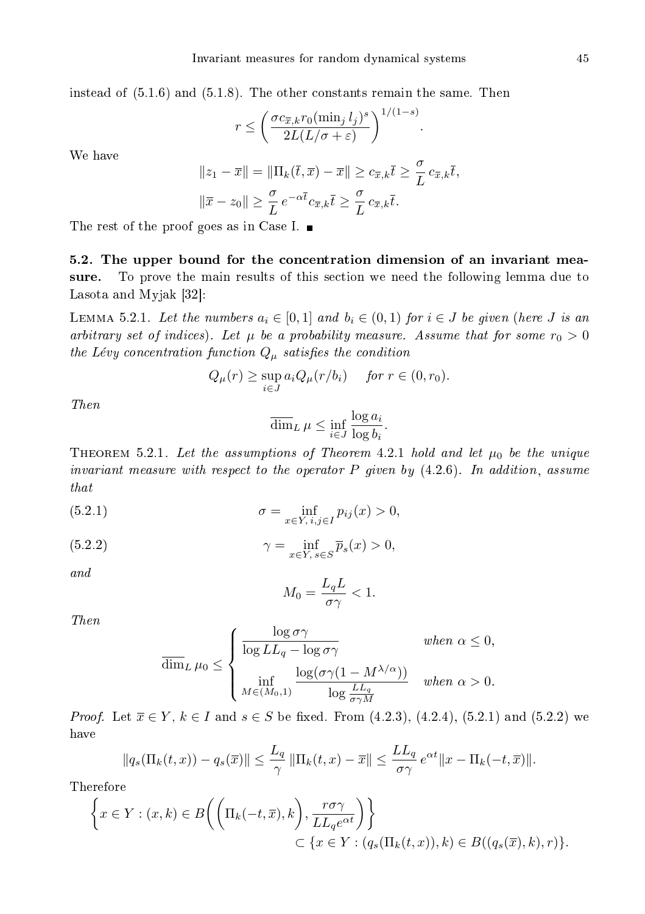instead of (5.1.6) and (5.1.8). The other constants remain the same. Then

$$r \leq \left(\frac{\sigma c_{\overline{x},k} r_0 (\min_j l_j)^s}{2L(L/\sigma + \varepsilon)}\right)^{1/(1-s)}.$$

We have

$$\|z_1 - \overline{x}\| = \|\Pi_k(\overline{t}, \overline{x}) - \overline{x}\| \geq c_{\overline{x},k}\overline{t} \geq \frac{\sigma}{L}\, c_{\overline{x},k}\overline{t},$$

$$\|\overline{x} - z_0\| \geq \frac{\sigma}{L}\, e^{-\alpha \overline{t}} c_{\overline{x},k}\overline{t} \geq \frac{\sigma}{L}\, c_{\overline{x},k}\overline{t}.$$

The rest of the proof goes as in Case I. ■

**5.2. The upper bound for the concentration dimension of an invariant measure.** To prove the main results of this section we need the following lemma due to Lasota and Myjak [32]:

Lemma 5.2.1. *Let the numbers $a_i \in [0,1]$ and $b_i \in (0,1)$ for $i \in J$ be given (here $J$ is an arbitrary set of indices). Let $\mu$ be a probability measure. Assume that for some $r_0 > 0$ the Lévy concentration function $Q_\mu$ satisfies the condition*

$$Q_\mu(r) \geq \sup_{i \in J} a_i Q_\mu(r/b_i) \quad \text{ for } r \in (0, r_0).$$

*Then*

$$\overline{\dim}_L\, \mu \leq \inf_{i \in J} \frac{\log a_i}{\log b_i}.$$

Theorem 5.2.1. *Let the assumptions of Theorem 4.2.1 hold and let $\mu_0$ be the unique invariant measure with respect to the operator $P$ given by (4.2.6). In addition, assume that*

$$\sigma = \inf_{x \in Y,\, i,j \in I} p_{ij}(x) > 0, \tag{5.2.1}$$

$$\gamma = \inf_{x \in Y,\, s \in S} \overline{p}_s(x) > 0, \tag{5.2.2}$$

*and*

$$M_0 = \frac{L_q L}{\sigma\gamma} < 1.$$

*Then*

$$\overline{\dim}_L\, \mu_0 \leq \begin{cases} \dfrac{\log \sigma\gamma}{\log LL_q - \log \sigma\gamma} & \text{when } \alpha \leq 0, \\[2ex] \displaystyle\inf_{M \in (M_0, 1)} \frac{\log(\sigma\gamma(1 - M^{\lambda/\alpha}))}{\log \frac{LL_q}{\sigma\gamma M}} & \text{when } \alpha > 0. \end{cases}$$

*Proof.* Let $\overline{x} \in Y$, $k \in I$ and $s \in S$ be fixed. From (4.2.3), (4.2.4), (5.2.1) and (5.2.2) we have

$$\|q_s(\Pi_k(t,x)) - q_s(\overline{x})\| \leq \frac{L_q}{\gamma}\, \|\Pi_k(t,x) - \overline{x}\| \leq \frac{LL_q}{\sigma\gamma}\, e^{\alpha t} \|x - \Pi_k(-t, \overline{x})\|.$$

Therefore

$$\left\{x \in Y : (x,k) \in B\left(\left(\Pi_k(-t, \overline{x}), k\right), \frac{r\sigma\gamma}{LL_q e^{\alpha t}}\right)\right\} \subset \{x \in Y : (q_s(\Pi_k(t,x)), k) \in B((q_s(\overline{x}), k), r)\}.$$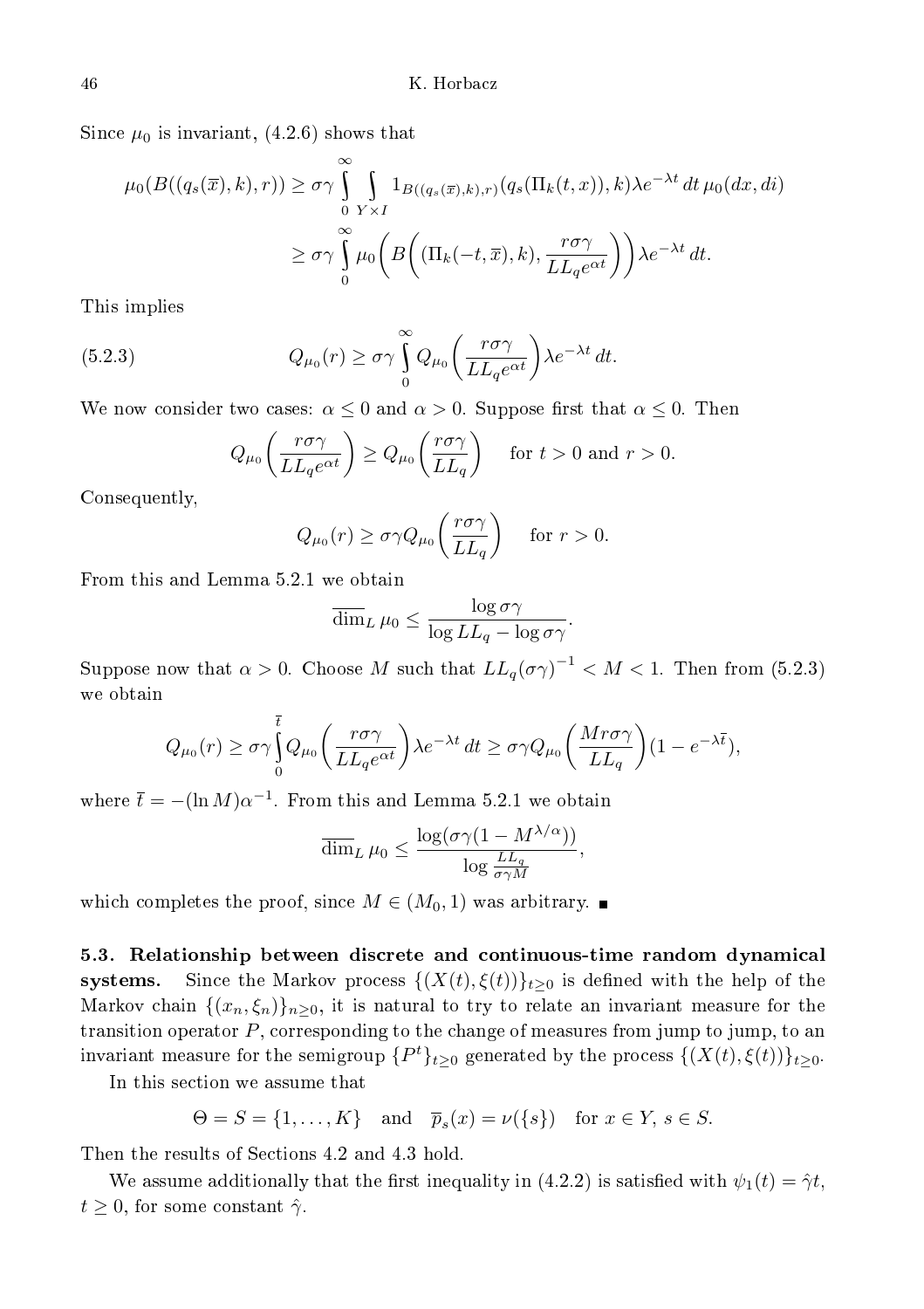Since $\mu_0$ is invariant, (4.2.6) shows that

$$\mu_0(B((q_s(\overline{x}),k),r)) \geq \sigma\gamma \int_0^\infty \int_{Y\times I} 1_{B((q_s(\overline{x}),k),r)}(q_s(\Pi_k(t,x)),k)\lambda e^{-\lambda t}\,dt\,\mu_0(dx,di)$$

$$\geq \sigma\gamma \int_0^\infty \mu_0\bigg(B\bigg((\Pi_k(-t,\overline{x}),k), \frac{r\sigma\gamma}{LL_q e^{\alpha t}}\bigg)\bigg)\lambda e^{-\lambda t}\,dt.$$

This implies

$$Q_{\mu_0}(r) \geq \sigma\gamma \int_0^\infty Q_{\mu_0}\bigg(\frac{r\sigma\gamma}{LL_q e^{\alpha t}}\bigg)\lambda e^{-\lambda t}\,dt. \tag{5.2.3}$$

We now consider two cases: $\alpha \leq 0$ and $\alpha > 0$. Suppose first that $\alpha \leq 0$. Then

$$Q_{\mu_0}\bigg(\frac{r\sigma\gamma}{LL_q e^{\alpha t}}\bigg) \geq Q_{\mu_0}\bigg(\frac{r\sigma\gamma}{LL_q}\bigg) \quad \text{for } t > 0 \text{ and } r > 0.$$

Consequently,

$$Q_{\mu_0}(r) \geq \sigma\gamma Q_{\mu_0}\bigg(\frac{r\sigma\gamma}{LL_q}\bigg) \quad \text{for } r > 0.$$

From this and Lemma 5.2.1 we obtain

$$\overline{\dim}_L\,\mu_0 \leq \frac{\log \sigma\gamma}{\log LL_q - \log \sigma\gamma}.$$

Suppose now that $\alpha > 0$. Choose $M$ such that $LL_q(\sigma\gamma)^{-1} < M < 1$. Then from (5.2.3) we obtain

$$Q_{\mu_0}(r) \geq \sigma\gamma \int_0^{\overline{t}} Q_{\mu_0}\bigg(\frac{r\sigma\gamma}{LL_q e^{\alpha t}}\bigg)\lambda e^{-\lambda t}\,dt \geq \sigma\gamma Q_{\mu_0}\bigg(\frac{Mr\sigma\gamma}{LL_q}\bigg)(1-e^{-\lambda\overline{t}}),$$

where $\overline{t} = -(\ln M)\alpha^{-1}$. From this and Lemma 5.2.1 we obtain

$$\overline{\dim}_L\,\mu_0 \leq \frac{\log(\sigma\gamma(1-M^{\lambda/\alpha}))}{\log\frac{LL_q}{\sigma\gamma M}},$$

which completes the proof, since $M \in (M_0, 1)$ was arbitrary. ∎

**5.3. Relationship between discrete and continuous-time random dynamical systems.** Since the Markov process $\{(X(t),\xi(t))\}_{t\geq 0}$ is defined with the help of the Markov chain $\{(x_n,\xi_n)\}_{n\geq 0}$, it is natural to try to relate an invariant measure for the transition operator $P$, corresponding to the change of measures from jump to jump, to an invariant measure for the semigroup $\{P^t\}_{t\geq 0}$ generated by the process $\{(X(t),\xi(t))\}_{t\geq 0}$.

In this section we assume that

$$\Theta = S = \{1,\ldots,K\} \quad \text{and} \quad \overline{p}_s(x) = \nu(\{s\}) \quad \text{for } x \in Y,\ s \in S.$$

Then the results of Sections 4.2 and 4.3 hold.

We assume additionally that the first inequality in (4.2.2) is satisfied with $\psi_1(t) = \hat{\gamma}t$, $t \geq 0$, for some constant $\hat{\gamma}$.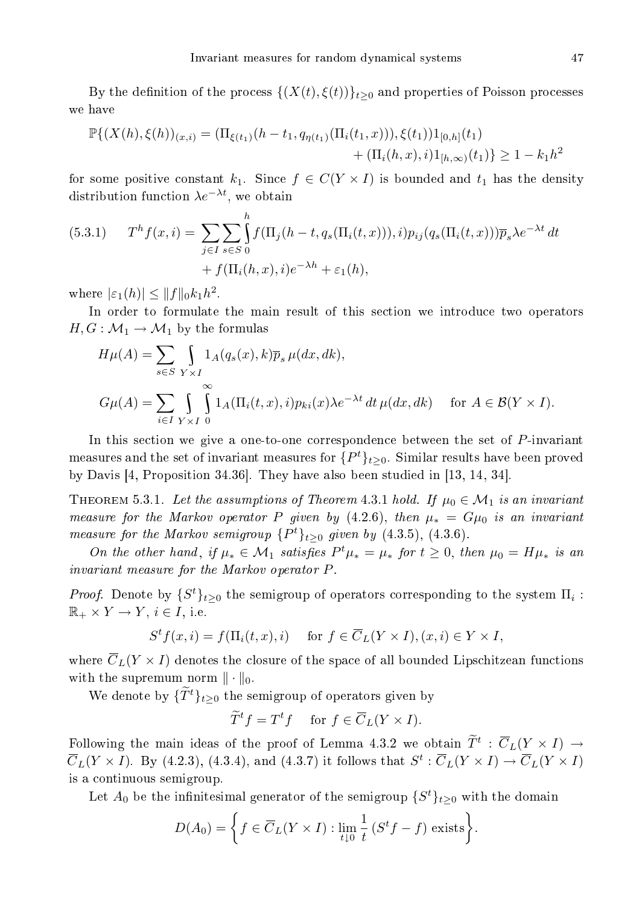By the definition of the process $\{(X(t),\xi(t))\}_{t\geq 0}$ and properties of Poisson processes we have

$$\mathbb{P}\{(X(h),\xi(h))_{(x,i)} = (\Pi_{\xi(t_1)}(h-t_1, q_{\eta(t_1)}(\Pi_i(t_1,x))),\xi(t_1))1_{[0,h]}(t_1) + (\Pi_i(h,x),i)1_{[h,\infty)}(t_1)\} \geq 1 - k_1h^2$$

for some positive constant $k_1$. Since $f\in C(Y\times I)$ is bounded and $t_1$ has the density distribution function $\lambda e^{-\lambda t}$, we obtain

$$T^h f(x,i) = \sum_{j\in I}\sum_{s\in S}\int_0^h f(\Pi_j(h-t, q_s(\Pi_i(t,x))), i)p_{ij}(q_s(\Pi_i(t,x)))\overline{p}_s\lambda e^{-\lambda t}\,dt + f(\Pi_i(h,x),i)e^{-\lambda h} + \varepsilon_1(h), \tag{5.3.1}$$

where $|\varepsilon_1(h)|\leq \|f\|_0 k_1 h^2$.

In order to formulate the main result of this section we introduce two operators $H,G:\mathcal{M}_1\to\mathcal{M}_1$ by the formulas

$$H\mu(A) = \sum_{s\in S}\int_{Y\times I} 1_A(q_s(x),k)\overline{p}_s\,\mu(dx,dk),$$

$$G\mu(A) = \sum_{i\in I}\int_{Y\times I}\int_0^\infty 1_A(\Pi_i(t,x),i)p_{ki}(x)\lambda e^{-\lambda t}\,dt\,\mu(dx,dk)\quad \text{ for } A\in\mathcal{B}(Y\times I).$$

In this section we give a one-to-one correspondence between the set of $P$-invariant measures and the set of invariant measures for $\{P^t\}_{t\geq 0}$. Similar results have been proved by Davis [4, Proposition 34.36]. They have also been studied in [13, 14, 34].

Theorem 5.3.1. *Let the assumptions of Theorem 4.3.1 hold. If $\mu_0\in\mathcal{M}_1$ is an invariant measure for the Markov operator $P$ given by (4.2.6), then $\mu_* = G\mu_0$ is an invariant measure for the Markov semigroup $\{P^t\}_{t\geq 0}$ given by (4.3.5), (4.3.6).*

*On the other hand, if $\mu_*\in\mathcal{M}_1$ satisfies $P^t\mu_* = \mu_*$ for $t\geq 0$, then $\mu_0 = H\mu_*$ is an invariant measure for the Markov operator $P$.*

*Proof.* Denote by $\{S^t\}_{t\geq 0}$ the semigroup of operators corresponding to the system $\Pi_i : \mathbb{R}_+\times Y\to Y$, $i\in I$, i.e.

$$S^t f(x,i) = f(\Pi_i(t,x),i)\quad \text{ for } f\in\overline{C}_L(Y\times I), (x,i)\in Y\times I,$$

where $\overline{C}_L(Y\times I)$ denotes the closure of the space of all bounded Lipschitzean functions with the supremum norm $\|\cdot\|_0$.

We denote by $\{\widetilde{T}^t\}_{t\geq 0}$ the semigroup of operators given by

$$\widetilde{T}^t f = T^t f\quad \text{ for } f\in\overline{C}_L(Y\times I).$$

Following the main ideas of the proof of Lemma 4.3.2 we obtain $\widetilde{T}^t:\overline{C}_L(Y\times I)\to\overline{C}_L(Y\times I)$. By (4.2.3), (4.3.4), and (4.3.7) it follows that $S^t:\overline{C}_L(Y\times I)\to\overline{C}_L(Y\times I)$ is a continuous semigroup.

Let $A_0$ be the infinitesimal generator of the semigroup $\{S^t\}_{t\geq 0}$ with the domain

$$D(A_0) = \left\{f\in\overline{C}_L(Y\times I) : \lim_{t\downarrow 0}\frac{1}{t}\,(S^t f - f) \text{ exists}\right\}.$$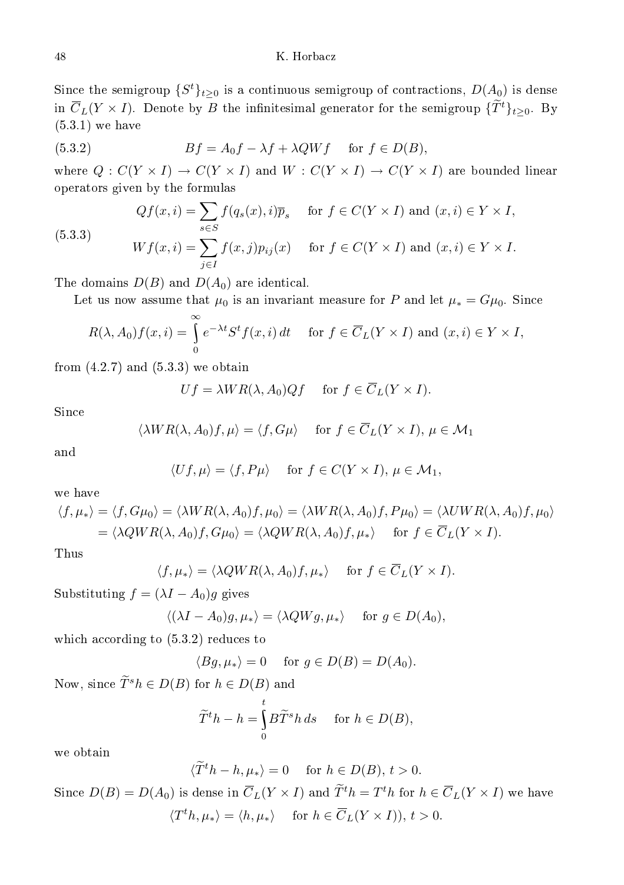Since the semigroup $\{S^t\}_{t\geq 0}$ is a continuous semigroup of contractions, $D(A_0)$ is dense in $\overline{C}_L(Y\times I)$. Denote by $B$ the infinitesimal generator for the semigroup $\{\widetilde{T}^t\}_{t\geq 0}$. By (5.3.1) we have

$$Bf = A_0 f - \lambda f + \lambda QWf \quad \text{ for } f\in D(B), \tag{5.3.2}$$

where $Q: C(Y\times I)\to C(Y\times I)$ and $W: C(Y\times I)\to C(Y\times I)$ are bounded linear operators given by the formulas

$$\begin{aligned} Qf(x,i) &= \sum_{s\in S} f(q_s(x),i)\overline{p}_s \quad \text{ for } f\in C(Y\times I) \text{ and } (x,i)\in Y\times I,\\ Wf(x,i) &= \sum_{j\in I} f(x,j)p_{ij}(x) \quad \text{ for } f\in C(Y\times I) \text{ and } (x,i)\in Y\times I. \end{aligned} \tag{5.3.3}$$

The domains $D(B)$ and $D(A_0)$ are identical.

Let us now assume that $\mu_0$ is an invariant measure for $P$ and let $\mu_* = G\mu_0$. Since

$$R(\lambda,A_0)f(x,i) = \int_0^\infty e^{-\lambda t}S^t f(x,i)\,dt \quad \text{ for } f\in \overline{C}_L(Y\times I) \text{ and } (x,i)\in Y\times I,$$

from (4.2.7) and (5.3.3) we obtain

$$Uf = \lambda W R(\lambda,A_0)Qf \quad \text{ for } f\in \overline{C}_L(Y\times I).$$

Since

$$\langle \lambda W R(\lambda,A_0)f,\mu\rangle = \langle f, G\mu\rangle \quad \text{ for } f\in \overline{C}_L(Y\times I),\ \mu\in\mathcal{M}_1$$

and

$$\langle Uf,\mu\rangle = \langle f, P\mu\rangle \quad \text{ for } f\in C(Y\times I),\ \mu\in\mathcal{M}_1,$$

we have

$$\begin{aligned} \langle f,\mu_*\rangle &= \langle f, G\mu_0\rangle = \langle \lambda W R(\lambda,A_0)f,\mu_0\rangle = \langle \lambda W R(\lambda,A_0)f,P\mu_0\rangle = \langle \lambda U W R(\lambda,A_0)f,\mu_0\rangle\\ &= \langle \lambda Q W R(\lambda,A_0)f,G\mu_0\rangle = \langle \lambda Q W R(\lambda,A_0)f,\mu_*\rangle \quad \text{ for } f\in \overline{C}_L(Y\times I). \end{aligned}$$

Thus

$$\langle f,\mu_*\rangle = \langle \lambda Q W R(\lambda,A_0)f,\mu_*\rangle \quad \text{ for } f\in \overline{C}_L(Y\times I).$$

Substituting $f=(\lambda I - A_0)g$ gives

$$\langle (\lambda I - A_0)g,\mu_*\rangle = \langle \lambda QWg,\mu_*\rangle \quad \text{ for } g\in D(A_0),$$

which according to (5.3.2) reduces to

$$\langle Bg,\mu_*\rangle = 0 \quad \text{ for } g\in D(B)=D(A_0).$$

Now, since $\widetilde{T}^s h\in D(B)$ for $h\in D(B)$ and

$$\widetilde{T}^t h - h = \int_0^t B\widetilde{T}^s h\,ds \quad \text{ for } h\in D(B),$$

we obtain

$$\langle \widetilde{T}^t h - h,\mu_*\rangle = 0 \quad \text{ for } h\in D(B),\ t>0.$$

Since $D(B)=D(A_0)$ is dense in $\overline{C}_L(Y\times I)$ and $\widetilde{T}^t h = T^t h$ for $h\in \overline{C}_L(Y\times I)$ we have

$$\langle T^t h,\mu_*\rangle = \langle h,\mu_*\rangle \quad \text{ for } h\in \overline{C}_L(Y\times I)),\ t>0.$$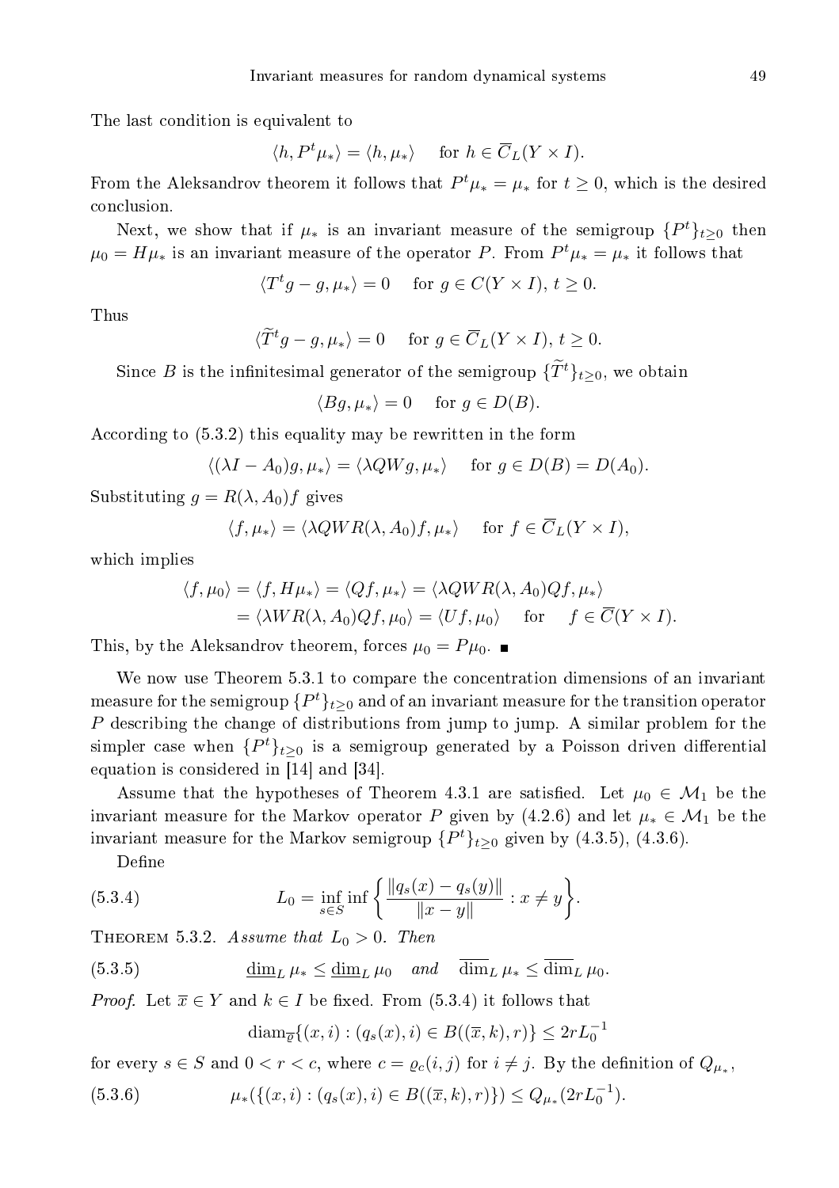The last condition is equivalent to

$$\langle h, P^t\mu_*\rangle = \langle h, \mu_*\rangle \quad \text{for } h \in \overline{C}_L(Y\times I).$$

From the Aleksandrov theorem it follows that $P^t\mu_* = \mu_*$ for $t \ge 0$, which is the desired conclusion.

Next, we show that if $\mu_*$ is an invariant measure of the semigroup $\{P^t\}_{t\ge 0}$ then $\mu_0 = H\mu_*$ is an invariant measure of the operator $P$. From $P^t\mu_* = \mu_*$ it follows that

$$\langle T^t g - g, \mu_*\rangle = 0 \quad \text{for } g \in C(Y\times I),\ t \ge 0.$$

Thus

$$\langle \widetilde{T}^t g - g, \mu_*\rangle = 0 \quad \text{for } g \in \overline{C}_L(Y\times I),\ t \ge 0.$$

Since $B$ is the infinitesimal generator of the semigroup $\{\widetilde{T}^t\}_{t\ge 0}$, we obtain

$$\langle Bg, \mu_*\rangle = 0 \quad \text{for } g \in D(B).$$

According to (5.3.2) this equality may be rewritten in the form

$$\langle (\lambda I - A_0)g, \mu_*\rangle = \langle \lambda QWg, \mu_*\rangle \quad \text{for } g \in D(B) = D(A_0).$$

Substituting $g = R(\lambda, A_0)f$ gives

$$\langle f, \mu_*\rangle = \langle \lambda QWR(\lambda, A_0)f, \mu_*\rangle \quad \text{for } f \in \overline{C}_L(Y\times I),$$

which implies

$$\begin{aligned}\langle f, \mu_0\rangle &= \langle f, H\mu_*\rangle = \langle Qf, \mu_*\rangle = \langle \lambda QWR(\lambda, A_0)Qf, \mu_*\rangle \\ &= \langle \lambda WR(\lambda, A_0)Qf, \mu_0\rangle = \langle Uf, \mu_0\rangle \quad \text{for} \quad f \in \overline{C}(Y\times I).\end{aligned}$$

This, by the Aleksandrov theorem, forces $\mu_0 = P\mu_0$. ∎

We now use Theorem 5.3.1 to compare the concentration dimensions of an invariant measure for the semigroup $\{P^t\}_{t\ge 0}$ and of an invariant measure for the transition operator $P$ describing the change of distributions from jump to jump. A similar problem for the simpler case when $\{P^t\}_{t\ge 0}$ is a semigroup generated by a Poisson driven differential equation is considered in [14] and [34].

Assume that the hypotheses of Theorem 4.3.1 are satisfied. Let $\mu_0 \in \mathcal{M}_1$ be the invariant measure for the Markov operator $P$ given by (4.2.6) and let $\mu_* \in \mathcal{M}_1$ be the invariant measure for the Markov semigroup $\{P^t\}_{t\ge 0}$ given by (4.3.5), (4.3.6).

Define

$$L_0 = \inf_{s\in S} \inf \left\{ \frac{\|q_s(x) - q_s(y)\|}{\|x-y\|} : x \ne y \right\}. \tag{5.3.4}$$

**Theorem 5.3.2.** *Assume that $L_0 > 0$. Then*

$$\underline{\dim}_L\, \mu_* \le \underline{\dim}_L\, \mu_0 \quad \text{and} \quad \overline{\dim}_L\, \mu_* \le \overline{\dim}_L\, \mu_0. \tag{5.3.5}$$

*Proof.* Let $\overline{x} \in Y$ and $k \in I$ be fixed. From (5.3.4) it follows that

$$\operatorname{diam}_{\overline{\varrho}}\{(x,i) : (q_s(x), i) \in B((\overline{x}, k), r)\} \le 2rL_0^{-1}$$

for every $s \in S$ and $0 < r < c$, where $c = \varrho_c(i,j)$ for $i \ne j$. By the definition of $Q_{\mu_*}$,

$$\mu_*(\{(x,i) : (q_s(x), i) \in B((\overline{x}, k), r)\}) \le Q_{\mu_*}(2rL_0^{-1}). \tag{5.3.6}$$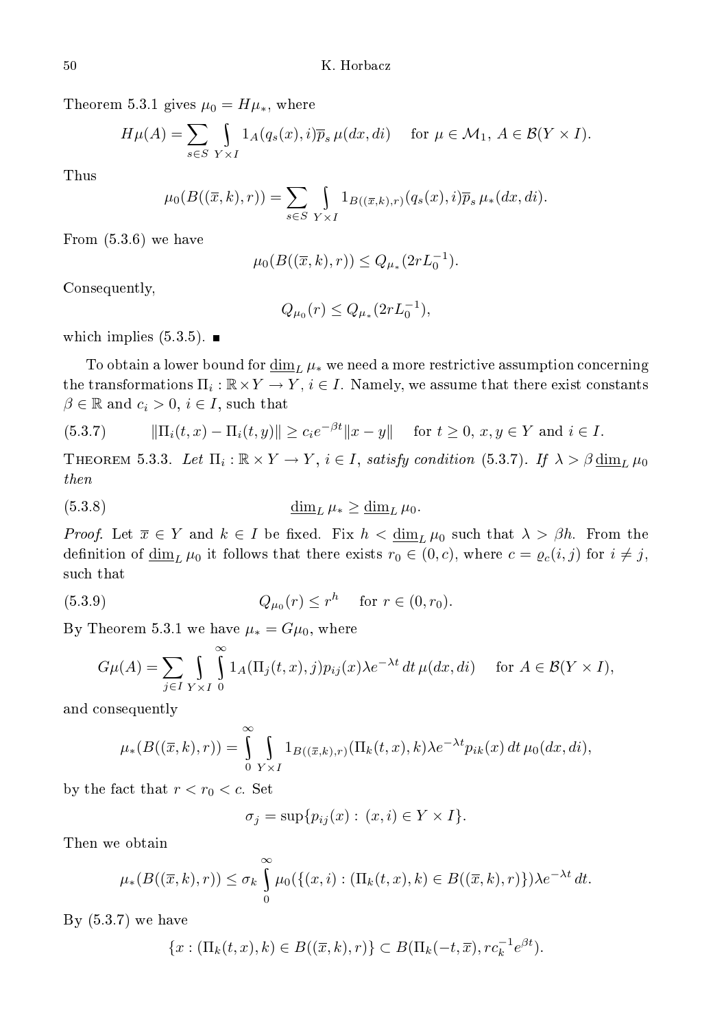Theorem 5.3.1 gives $\mu_0 = H\mu_*$, where

$$H\mu(A) = \sum_{s\in S} \int_{Y\times I} 1_A(q_s(x), i)\overline{p}_s\, \mu(dx, di) \quad \text{for } \mu \in \mathcal{M}_1,\ A \in \mathcal{B}(Y \times I).$$

Thus

$$\mu_0(B((\overline{x}, k), r)) = \sum_{s\in S} \int_{Y\times I} 1_{B((\overline{x},k),r)}(q_s(x), i)\overline{p}_s\, \mu_*(dx, di).$$

From (5.3.6) we have

$$\mu_0(B((\overline{x}, k), r)) \le Q_{\mu_*}(2rL_0^{-1}).$$

Consequently,

$$Q_{\mu_0}(r) \le Q_{\mu_*}(2rL_0^{-1}),$$

which implies (5.3.5). ■

To obtain a lower bound for $\underline{\dim}_L \mu_*$ we need a more restrictive assumption concerning the transformations $\Pi_i : \mathbb{R}\times Y \to Y$, $i \in I$. Namely, we assume that there exist constants $\beta \in \mathbb{R}$ and $c_i > 0$, $i \in I$, such that

$$\|\Pi_i(t, x) - \Pi_i(t, y)\| \ge c_i e^{-\beta t}\|x - y\| \quad \text{for } t \ge 0,\ x, y \in Y \text{ and } i \in I. \tag{5.3.7}$$

**Theorem 5.3.3.** *Let $\Pi_i : \mathbb{R} \times Y \to Y$, $i \in I$, satisfy condition* (5.3.7). *If $\lambda > \beta\, \underline{\dim}_L \mu_0$ then*

$$\underline{\dim}_L \mu_* \ge \underline{\dim}_L \mu_0. \tag{5.3.8}$$

*Proof.* Let $\overline{x} \in Y$ and $k \in I$ be fixed. Fix $h < \underline{\dim}_L \mu_0$ such that $\lambda > \beta h$. From the definition of $\underline{\dim}_L \mu_0$ it follows that there exists $r_0 \in (0, c)$, where $c = \varrho_c(i, j)$ for $i \ne j$, such that

$$Q_{\mu_0}(r) \le r^h \quad \text{for } r \in (0, r_0). \tag{5.3.9}$$

By Theorem 5.3.1 we have $\mu_* = G\mu_0$, where

$$G\mu(A) = \sum_{j\in I} \int_{Y\times I} \int_0^\infty 1_A(\Pi_j(t, x), j)p_{ij}(x)\lambda e^{-\lambda t}\, dt\, \mu(dx, di) \quad \text{for } A \in \mathcal{B}(Y \times I),$$

and consequently

$$\mu_*(B((\overline{x}, k), r)) = \int_0^\infty \int_{Y\times I} 1_{B((\overline{x},k),r)}(\Pi_k(t, x), k)\lambda e^{-\lambda t} p_{ik}(x)\, dt\, \mu_0(dx, di),$$

by the fact that $r < r_0 < c$. Set

$$\sigma_j = \sup\{p_{ij}(x) : (x, i) \in Y \times I\}.$$

Then we obtain

$$\mu_*(B((\overline{x}, k), r)) \le \sigma_k \int_0^\infty \mu_0(\{(x, i) : (\Pi_k(t, x), k) \in B((\overline{x}, k), r)\})\lambda e^{-\lambda t}\, dt.$$

By (5.3.7) we have

$$\{x : (\Pi_k(t, x), k) \in B((\overline{x}, k), r)\} \subset B(\Pi_k(-t, \overline{x}), rc_k^{-1}e^{\beta t}).$$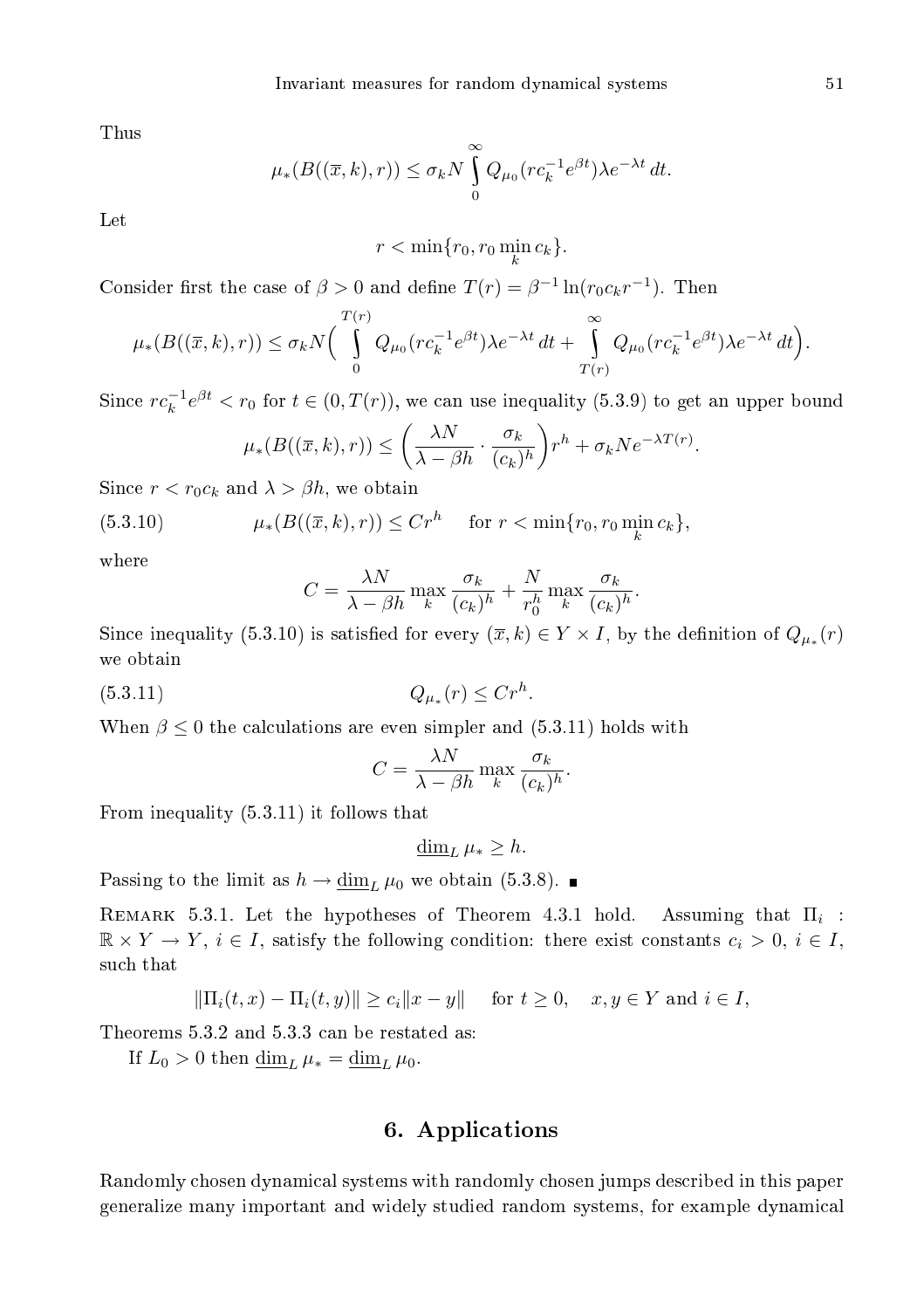Thus

$$\mu_*(B((\overline{x},k),r)) \le \sigma_k N \int_0^\infty Q_{\mu_0}(rc_k^{-1}e^{\beta t})\lambda e^{-\lambda t}\,dt.$$

Let

$$r < \min\{r_0, r_0 \min_k c_k\}.$$

Consider first the case of $\beta > 0$ and define $T(r) = \beta^{-1}\ln(r_0 c_k r^{-1})$. Then

$$\mu_*(B((\overline{x},k),r)) \le \sigma_k N\Big(\int_0^{T(r)} Q_{\mu_0}(rc_k^{-1}e^{\beta t})\lambda e^{-\lambda t}\,dt + \int_{T(r)}^\infty Q_{\mu_0}(rc_k^{-1}e^{\beta t})\lambda e^{-\lambda t}\,dt\Big).$$

Since $rc_k^{-1}e^{\beta t} < r_0$ for $t \in (0, T(r))$, we can use inequality (5.3.9) to get an upper bound

$$\mu_*(B((\overline{x},k),r)) \le \left(\frac{\lambda N}{\lambda - \beta h}\cdot\frac{\sigma_k}{(c_k)^h}\right)r^h + \sigma_k N e^{-\lambda T(r)}.$$

Since $r < r_0 c_k$ and $\lambda > \beta h$, we obtain

$$\mu_*(B((\overline{x},k),r)) \le Cr^h \quad \text{for } r < \min\{r_0, r_0\min_k c_k\}, \tag{5.3.10}$$

where

$$C = \frac{\lambda N}{\lambda - \beta h}\max_k \frac{\sigma_k}{(c_k)^h} + \frac{N}{r_0^h}\max_k\frac{\sigma_k}{(c_k)^h}.$$

Since inequality (5.3.10) is satisfied for every $(\overline{x},k) \in Y \times I$, by the definition of $Q_{\mu_*}(r)$ we obtain

$$Q_{\mu_*}(r) \le Cr^h. \tag{5.3.11}$$

When $\beta \le 0$ the calculations are even simpler and (5.3.11) holds with

$$C = \frac{\lambda N}{\lambda - \beta h}\max_k\frac{\sigma_k}{(c_k)^h}.$$

From inequality (5.3.11) it follows that

$$\underline{\dim}_L\,\mu_* \ge h.$$

Passing to the limit as $h \to \underline{\dim}_L\,\mu_0$ we obtain (5.3.8). ∎

Remark 5.3.1. Let the hypotheses of Theorem 4.3.1 hold. Assuming that $\Pi_i : \mathbb{R}\times Y \to Y$, $i \in I$, satisfy the following condition: there exist constants $c_i > 0$, $i \in I$, such that

$$\|\Pi_i(t,x) - \Pi_i(t,y)\| \ge c_i\|x-y\| \quad \text{for } t \ge 0, \quad x,y \in Y \text{ and } i \in I,$$

Theorems 5.3.2 and 5.3.3 can be restated as:

If $L_0 > 0$ then $\underline{\dim}_L\,\mu_* = \underline{\dim}_L\,\mu_0$.

## 6. Applications

Randomly chosen dynamical systems with randomly chosen jumps described in this paper generalize many important and widely studied random systems, for example dynamical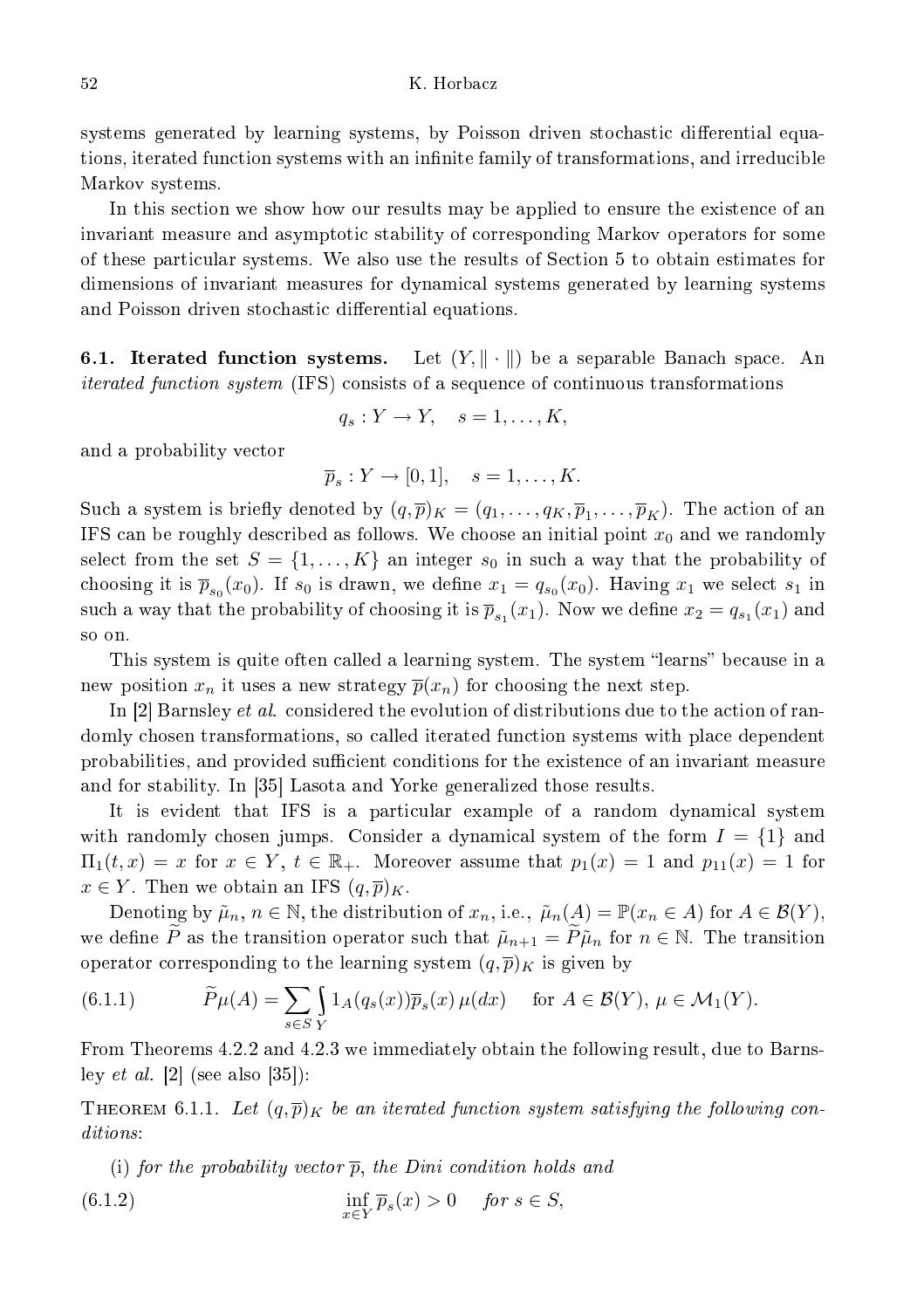systems generated by learning systems, by Poisson driven stochastic differential equations, iterated function systems with an infinite family of transformations, and irreducible Markov systems.

In this section we show how our results may be applied to ensure the existence of an invariant measure and asymptotic stability of corresponding Markov operators for some of these particular systems. We also use the results of Section 5 to obtain estimates for dimensions of invariant measures for dynamical systems generated by learning systems and Poisson driven stochastic differential equations.

**6.1. Iterated function systems.** Let $(Y, \|\cdot\|)$ be a separable Banach space. An *iterated function system* (IFS) consists of a sequence of continuous transformations

$$q_s : Y \to Y, \quad s = 1, \ldots, K,$$

and a probability vector

$$\overline{p}_s : Y \to [0,1], \quad s = 1, \ldots, K.$$

Such a system is briefly denoted by $(q, \overline{p})_K = (q_1, \ldots, q_K, \overline{p}_1, \ldots, \overline{p}_K)$. The action of an IFS can be roughly described as follows. We choose an initial point $x_0$ and we randomly select from the set $S = \{1, \ldots, K\}$ an integer $s_0$ in such a way that the probability of choosing it is $\overline{p}_{s_0}(x_0)$. If $s_0$ is drawn, we define $x_1 = q_{s_0}(x_0)$. Having $x_1$ we select $s_1$ in such a way that the probability of choosing it is $\overline{p}_{s_1}(x_1)$. Now we define $x_2 = q_{s_1}(x_1)$ and so on.

This system is quite often called a learning system. The system "learns" because in a new position $x_n$ it uses a new strategy $\overline{p}(x_n)$ for choosing the next step.

In [2] Barnsley *et al.* considered the evolution of distributions due to the action of randomly chosen transformations, so called iterated function systems with place dependent probabilities, and provided sufficient conditions for the existence of an invariant measure and for stability. In [35] Lasota and Yorke generalized those results.

It is evident that IFS is a particular example of a random dynamical system with randomly chosen jumps. Consider a dynamical system of the form $I = \{1\}$ and $\Pi_1(t, x) = x$ for $x \in Y$, $t \in \mathbb{R}_+$. Moreover assume that $p_1(x) = 1$ and $p_{11}(x) = 1$ for $x \in Y$. Then we obtain an IFS $(q, \overline{p})_K$.

Denoting by $\tilde{\mu}_n$, $n \in \mathbb{N}$, the distribution of $x_n$, i.e., $\tilde{\mu}_n(A) = \mathbb{P}(x_n \in A)$ for $A \in \mathcal{B}(Y)$, we define $\widetilde{P}$ as the transition operator such that $\tilde{\mu}_{n+1} = \widetilde{P}\tilde{\mu}_n$ for $n \in \mathbb{N}$. The transition operator corresponding to the learning system $(q, \overline{p})_K$ is given by

$$\widetilde{P}\mu(A) = \sum_{s \in S} \int_Y 1_A(q_s(x)) \overline{p}_s(x)\, \mu(dx) \quad \text{for } A \in \mathcal{B}(Y),\ \mu \in \mathcal{M}_1(Y). \tag{6.1.1}$$

From Theorems 4.2.2 and 4.2.3 we immediately obtain the following result, due to Barnsley *et al.* [2] (see also [35]):

THEOREM 6.1.1. *Let $(q, \overline{p})_K$ be an iterated function system satisfying the following conditions*:

(i) *for the probability vector $\overline{p}$, the Dini condition holds and*

$$\inf_{x \in Y} \overline{p}_s(x) > 0 \quad \text{for } s \in S, \tag{6.1.2}$$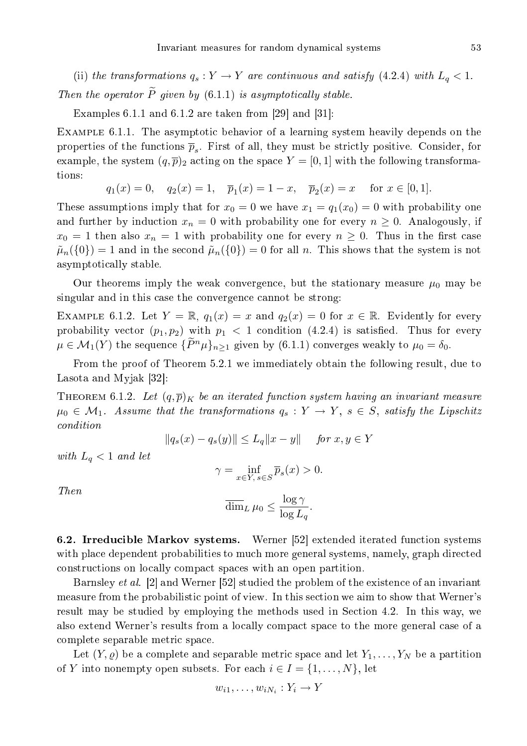(ii) *the transformations* $q_s : Y \to Y$ *are continuous and satisfy* (4.2.4) *with* $L_q < 1$.

*Then the operator* $\widetilde{P}$ *given by* (6.1.1) *is asymptotically stable.*

Examples 6.1.1 and 6.1.2 are taken from [29] and [31]:

Example 6.1.1. The asymptotic behavior of a learning system heavily depends on the properties of the functions $\overline{p}_s$. First of all, they must be strictly positive. Consider, for example, the system $(q, \overline{p})_2$ acting on the space $Y = [0, 1]$ with the following transformations:

$$q_1(x) = 0, \quad q_2(x) = 1, \quad \overline{p}_1(x) = 1 - x, \quad \overline{p}_2(x) = x \quad \text{ for } x \in [0, 1].$$

These assumptions imply that for $x_0 = 0$ we have $x_1 = q_1(x_0) = 0$ with probability one and further by induction $x_n = 0$ with probability one for every $n \geq 0$. Analogously, if $x_0 = 1$ then also $x_n = 1$ with probability one for every $n \geq 0$. Thus in the first case $\tilde{\mu}_n(\{0\}) = 1$ and in the second $\tilde{\mu}_n(\{0\}) = 0$ for all $n$. This shows that the system is not asymptotically stable.

Our theorems imply the weak convergence, but the stationary measure $\mu_0$ may be singular and in this case the convergence cannot be strong:

Example 6.1.2. Let $Y = \mathbb{R}$, $q_1(x) = x$ and $q_2(x) = 0$ for $x \in \mathbb{R}$. Evidently for every probability vector $(p_1, p_2)$ with $p_1 < 1$ condition (4.2.4) is satisfied. Thus for every $\mu \in \mathcal{M}_1(Y)$ the sequence $\{\widetilde{P}^n \mu\}_{n \geq 1}$ given by (6.1.1) converges weakly to $\mu_0 = \delta_0$.

From the proof of Theorem 5.2.1 we immediately obtain the following result, due to Lasota and Myjak [32]:

Theorem 6.1.2. *Let* $(q, \overline{p})_K$ *be an iterated function system having an invariant measure* $\mu_0 \in \mathcal{M}_1$. *Assume that the transformations* $q_s : Y \to Y$, $s \in S$, *satisfy the Lipschitz condition*

$$\|q_s(x) - q_s(y)\| \leq L_q \|x - y\| \quad \text{ for } x, y \in Y$$

*with* $L_q < 1$ *and let*

$$\gamma = \inf_{x \in Y,\, s \in S} \overline{p}_s(x) > 0.$$

*Then*

$$\overline{\dim}_L \, \mu_0 \leq \frac{\log \gamma}{\log L_q}.$$

**6.2. Irreducible Markov systems.** Werner [52] extended iterated function systems with place dependent probabilities to much more general systems, namely, graph directed constructions on locally compact spaces with an open partition.

Barnsley *et al.* [2] and Werner [52] studied the problem of the existence of an invariant measure from the probabilistic point of view. In this section we aim to show that Werner's result may be studied by employing the methods used in Section 4.2. In this way, we also extend Werner's results from a locally compact space to the more general case of a complete separable metric space.

Let $(Y, \varrho)$ be a complete and separable metric space and let $Y_1, \ldots, Y_N$ be a partition of $Y$ into nonempty open subsets. For each $i \in I = \{1, \ldots, N\}$, let

$$w_{i1}, \ldots, w_{iN_i} : Y_i \to Y$$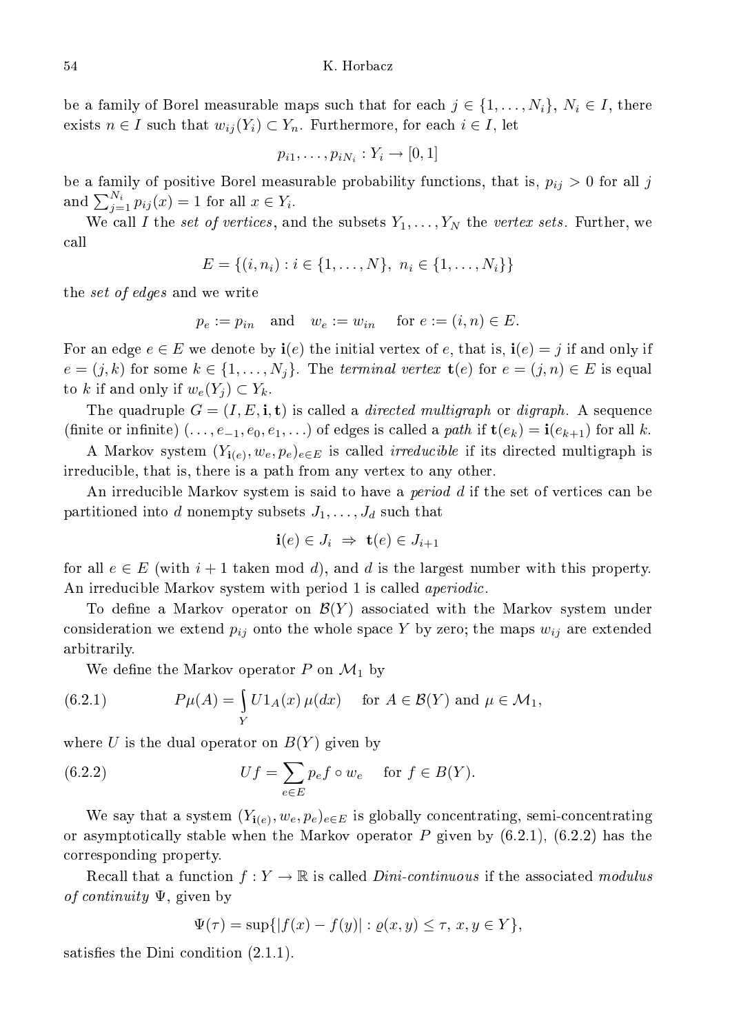be a family of Borel measurable maps such that for each $j \in \{1, \ldots, N_i\}$, $N_i \in I$, there exists $n \in I$ such that $w_{ij}(Y_i) \subset Y_n$. Furthermore, for each $i \in I$, let

$$p_{i1}, \ldots, p_{iN_i} : Y_i \to [0,1]$$

be a family of positive Borel measurable probability functions, that is, $p_{ij} > 0$ for all $j$ and $\sum_{j=1}^{N_i} p_{ij}(x) = 1$ for all $x \in Y_i$.

We call $I$ the *set of vertices*, and the subsets $Y_1, \ldots, Y_N$ the *vertex sets*. Further, we call

$$E = \{(i, n_i) : i \in \{1, \ldots, N\},\ n_i \in \{1, \ldots, N_i\}\}$$

the *set of edges* and we write

$$p_e := p_{in} \quad \text{and} \quad w_e := w_{in} \quad \text{ for } e := (i,n) \in E.$$

For an edge $e \in E$ we denote by $\mathbf{i}(e)$ the initial vertex of $e$, that is, $\mathbf{i}(e) = j$ if and only if $e = (j,k)$ for some $k \in \{1, \ldots, N_j\}$. The *terminal vertex* $\mathbf{t}(e)$ for $e = (j,n) \in E$ is equal to $k$ if and only if $w_e(Y_j) \subset Y_k$.

The quadruple $G = (I, E, \mathbf{i}, \mathbf{t})$ is called a *directed multigraph* or *digraph*. A sequence (finite or infinite) $(\ldots, e_{-1}, e_0, e_1, \ldots)$ of edges is called a *path* if $\mathbf{t}(e_k) = \mathbf{i}(e_{k+1})$ for all $k$.

A Markov system $(Y_{\mathbf{i}(e)}, w_e, p_e)_{e \in E}$ is called *irreducible* if its directed multigraph is irreducible, that is, there is a path from any vertex to any other.

An irreducible Markov system is said to have a *period* $d$ if the set of vertices can be partitioned into $d$ nonempty subsets $J_1, \ldots, J_d$ such that

$$\mathbf{i}(e) \in J_i \ \Rightarrow\ \mathbf{t}(e) \in J_{i+1}$$

for all $e \in E$ (with $i+1$ taken mod $d$), and $d$ is the largest number with this property. An irreducible Markov system with period 1 is called *aperiodic*.

To define a Markov operator on $\mathcal{B}(Y)$ associated with the Markov system under consideration we extend $p_{ij}$ onto the whole space $Y$ by zero; the maps $w_{ij}$ are extended arbitrarily.

We define the Markov operator $P$ on $\mathcal{M}_1$ by

$$P\mu(A) = \int_Y U1_A(x)\, \mu(dx) \quad \text{ for } A \in \mathcal{B}(Y) \text{ and } \mu \in \mathcal{M}_1, \tag{6.2.1}$$

where $U$ is the dual operator on $B(Y)$ given by

$$Uf = \sum_{e \in E} p_e f \circ w_e \quad \text{ for } f \in B(Y). \tag{6.2.2}$$

We say that a system $(Y_{\mathbf{i}(e)}, w_e, p_e)_{e \in E}$ is globally concentrating, semi-concentrating or asymptotically stable when the Markov operator $P$ given by (6.2.1), (6.2.2) has the corresponding property.

Recall that a function $f : Y \to \mathbb{R}$ is called *Dini-continuous* if the associated *modulus of continuity* $\Psi$, given by

$$\Psi(\tau) = \sup\{|f(x) - f(y)| : \varrho(x,y) \le \tau,\ x, y \in Y\},$$

satisfies the Dini condition (2.1.1).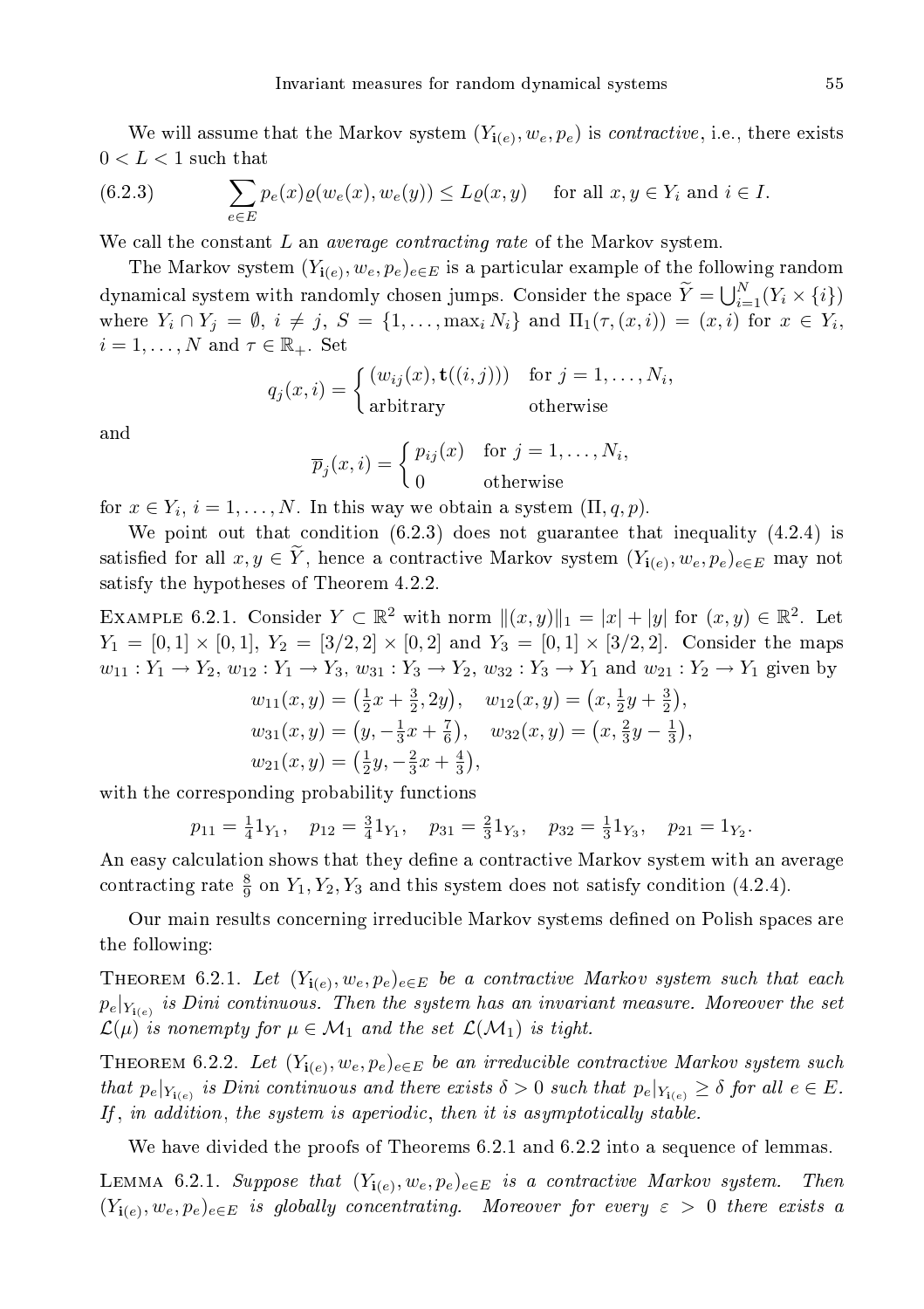We will assume that the Markov system $(Y_{\mathbf{i}(e)}, w_e, p_e)$ is *contractive*, i.e., there exists $0 < L < 1$ such that

$$\sum_{e \in E} p_e(x)\varrho(w_e(x), w_e(y)) \le L\varrho(x, y) \quad \text{for all } x, y \in Y_i \text{ and } i \in I. \tag{6.2.3}$$

We call the constant $L$ an *average contracting rate* of the Markov system.

The Markov system $(Y_{\mathbf{i}(e)}, w_e, p_e)_{e \in E}$ is a particular example of the following random dynamical system with randomly chosen jumps. Consider the space $\widetilde{Y} = \bigcup_{i=1}^{N}(Y_i \times \{i\})$ where $Y_i \cap Y_j = \emptyset$, $i \neq j$, $S = \{1, \ldots, \max_i N_i\}$ and $\Pi_1(\tau, (x, i)) = (x, i)$ for $x \in Y_i$, $i = 1, \ldots, N$ and $\tau \in \mathbb{R}_+$. Set

$$q_j(x, i) = \begin{cases} (w_{ij}(x), \mathbf{t}((i, j))) & \text{for } j = 1, \ldots, N_i, \\ \text{arbitrary} & \text{otherwise} \end{cases}$$

and

$$\overline{p}_j(x, i) = \begin{cases} p_{ij}(x) & \text{for } j = 1, \ldots, N_i, \\ 0 & \text{otherwise} \end{cases}$$

for $x \in Y_i$, $i = 1, \ldots, N$. In this way we obtain a system $(\Pi, q, p)$.

We point out that condition (6.2.3) does not guarantee that inequality (4.2.4) is satisfied for all $x, y \in \widetilde{Y}$, hence a contractive Markov system $(Y_{\mathbf{i}(e)}, w_e, p_e)_{e \in E}$ may not satisfy the hypotheses of Theorem 4.2.2.

Example 6.2.1. Consider $Y \subset \mathbb{R}^2$ with norm $\|(x, y)\|_1 = |x| + |y|$ for $(x, y) \in \mathbb{R}^2$. Let $Y_1 = [0, 1] \times [0, 1]$, $Y_2 = [3/2, 2] \times [0, 2]$ and $Y_3 = [0, 1] \times [3/2, 2]$. Consider the maps $w_{11} : Y_1 \to Y_2$, $w_{12} : Y_1 \to Y_3$, $w_{31} : Y_3 \to Y_2$, $w_{32} : Y_3 \to Y_1$ and $w_{21} : Y_2 \to Y_1$ given by

$$w_{11}(x, y) = \left(\tfrac{1}{2}x + \tfrac{3}{2}, 2y\right), \quad w_{12}(x, y) = \left(x, \tfrac{1}{2}y + \tfrac{3}{2}\right),$$
$$w_{31}(x, y) = \left(y, -\tfrac{1}{3}x + \tfrac{7}{6}\right), \quad w_{32}(x, y) = \left(x, \tfrac{2}{3}y - \tfrac{1}{3}\right),$$
$$w_{21}(x, y) = \left(\tfrac{1}{2}y, -\tfrac{2}{3}x + \tfrac{4}{3}\right),$$

with the corresponding probability functions

$$p_{11} = \tfrac{1}{4}1_{Y_1}, \quad p_{12} = \tfrac{3}{4}1_{Y_1}, \quad p_{31} = \tfrac{2}{3}1_{Y_3}, \quad p_{32} = \tfrac{1}{3}1_{Y_3}, \quad p_{21} = 1_{Y_2}.$$

An easy calculation shows that they define a contractive Markov system with an average contracting rate $\frac{8}{9}$ on $Y_1, Y_2, Y_3$ and this system does not satisfy condition (4.2.4).

Our main results concerning irreducible Markov systems defined on Polish spaces are the following:

Theorem 6.2.1. *Let $(Y_{\mathbf{i}(e)}, w_e, p_e)_{e \in E}$ be a contractive Markov system such that each $p_e|_{Y_{\mathbf{i}(e)}}$ is Dini continuous. Then the system has an invariant measure. Moreover the set $\mathcal{L}(\mu)$ is nonempty for $\mu \in \mathcal{M}_1$ and the set $\mathcal{L}(\mathcal{M}_1)$ is tight.*

Theorem 6.2.2. *Let $(Y_{\mathbf{i}(e)}, w_e, p_e)_{e \in E}$ be an irreducible contractive Markov system such that $p_e|_{Y_{\mathbf{i}(e)}}$ is Dini continuous and there exists $\delta > 0$ such that $p_e|_{Y_{\mathbf{i}(e)}} \ge \delta$ for all $e \in E$. If, in addition, the system is aperiodic, then it is asymptotically stable.*

We have divided the proofs of Theorems 6.2.1 and 6.2.2 into a sequence of lemmas.

Lemma 6.2.1. *Suppose that $(Y_{\mathbf{i}(e)}, w_e, p_e)_{e \in E}$ is a contractive Markov system. Then $(Y_{\mathbf{i}(e)}, w_e, p_e)_{e \in E}$ is globally concentrating. Moreover for every $\varepsilon > 0$ there exists a*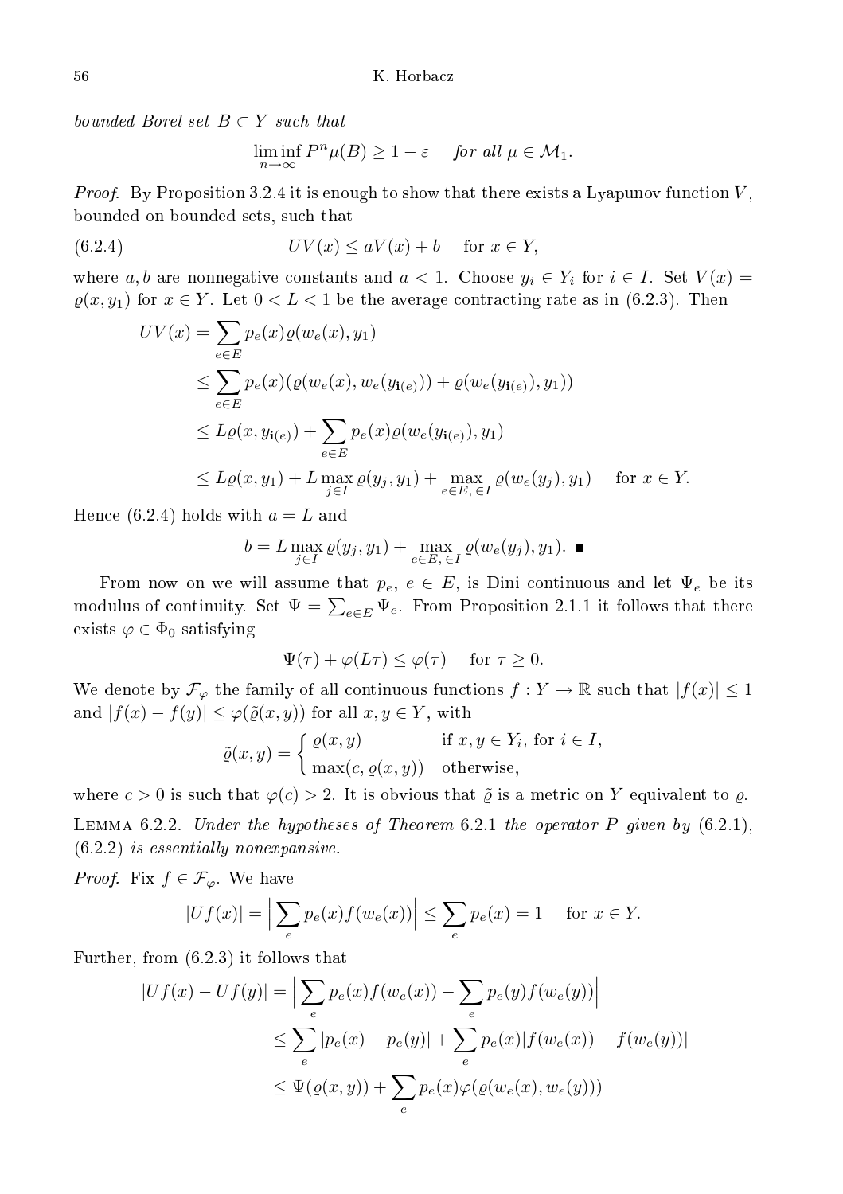*bounded Borel set $B \subset Y$ such that*

$$\liminf_{n\to\infty} P^n\mu(B) \geq 1-\varepsilon \quad \textit{for all } \mu \in \mathcal{M}_1.$$

*Proof.* By Proposition 3.2.4 it is enough to show that there exists a Lyapunov function $V$, bounded on bounded sets, such that

$$UV(x) \leq aV(x) + b \quad \text{for } x \in Y, \tag{6.2.4}$$

where $a, b$ are nonnegative constants and $a < 1$. Choose $y_i \in Y_i$ for $i \in I$. Set $V(x) = \varrho(x, y_1)$ for $x \in Y$. Let $0 < L < 1$ be the average contracting rate as in (6.2.3). Then

$$\begin{aligned}
UV(x) &= \sum_{e\in E} p_e(x)\varrho(w_e(x), y_1)\\
&\leq \sum_{e\in E} p_e(x)(\varrho(w_e(x), w_e(y_{\mathbf{i}(e)})) + \varrho(w_e(y_{\mathbf{i}(e)}), y_1))\\
&\leq L\varrho(x, y_{\mathbf{i}(e)}) + \sum_{e\in E} p_e(x)\varrho(w_e(y_{\mathbf{i}(e)}), y_1)\\
&\leq L\varrho(x, y_1) + L\max_{j\in I}\varrho(y_j, y_1) + \max_{e\in E,\, \in I}\varrho(w_e(y_j), y_1) \quad \text{for } x \in Y.
\end{aligned}$$

Hence (6.2.4) holds with $a = L$ and

$$b = L\max_{j\in I}\varrho(y_j, y_1) + \max_{e\in E,\, \in I}\varrho(w_e(y_j), y_1). \ \blacksquare$$

From now on we will assume that $p_e$, $e \in E$, is Dini continuous and let $\Psi_e$ be its modulus of continuity. Set $\Psi = \sum_{e\in E}\Psi_e$. From Proposition 2.1.1 it follows that there exists $\varphi \in \Phi_0$ satisfying

$$\Psi(\tau) + \varphi(L\tau) \leq \varphi(\tau) \quad \text{for } \tau \geq 0.$$

We denote by $\mathcal{F}_\varphi$ the family of all continuous functions $f : Y \to \mathbb{R}$ such that $|f(x)| \leq 1$ and $|f(x) - f(y)| \leq \varphi(\tilde{\varrho}(x, y))$ for all $x, y \in Y$, with

$$\tilde{\varrho}(x, y) = \begin{cases} \varrho(x, y) & \text{if } x, y \in Y_i, \text{ for } i \in I,\\ \max(c, \varrho(x, y)) & \text{otherwise,}\end{cases}$$

where $c > 0$ is such that $\varphi(c) > 2$. It is obvious that $\tilde{\varrho}$ is a metric on $Y$ equivalent to $\varrho$.

Lemma 6.2.2. *Under the hypotheses of Theorem 6.2.1 the operator $P$ given by (6.2.1), (6.2.2) is essentially nonexpansive.*

*Proof.* Fix $f \in \mathcal{F}_\varphi$. We have

$$|Uf(x)| = \Big|\sum_e p_e(x) f(w_e(x))\Big| \leq \sum_e p_e(x) = 1 \quad \text{for } x \in Y.$$

Further, from (6.2.3) it follows that

$$\begin{aligned}
|Uf(x) - Uf(y)| &= \Big|\sum_e p_e(x) f(w_e(x)) - \sum_e p_e(y) f(w_e(y))\Big|\\
&\leq \sum_e |p_e(x) - p_e(y)| + \sum_e p_e(x)|f(w_e(x)) - f(w_e(y))|\\
&\leq \Psi(\varrho(x, y)) + \sum_e p_e(x)\varphi(\varrho(w_e(x), w_e(y)))
\end{aligned}$$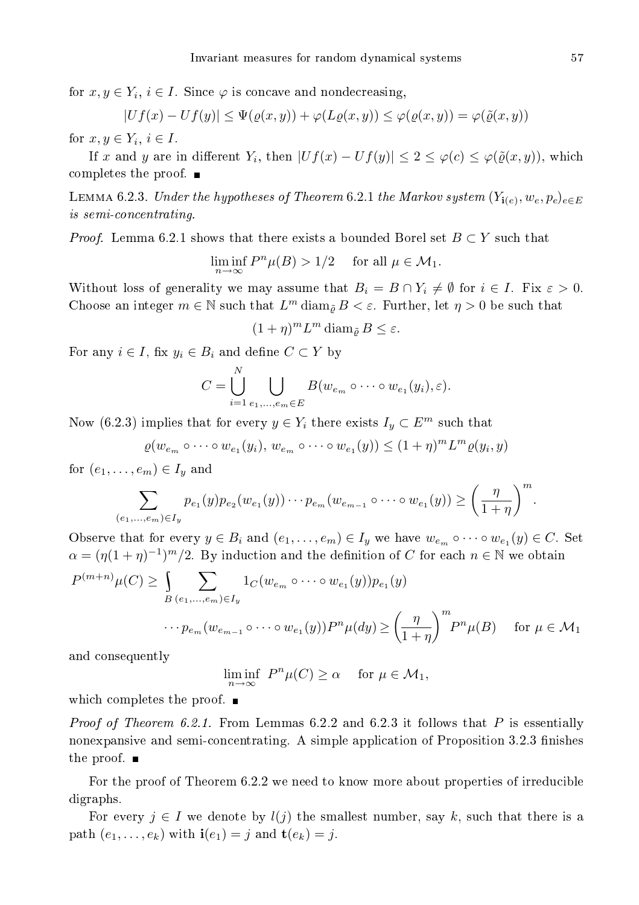for $x, y \in Y_i$, $i \in I$. Since $\varphi$ is concave and nondecreasing,

$$|Uf(x) - Uf(y)| \le \Psi(\varrho(x,y)) + \varphi(L\varrho(x,y)) \le \varphi(\varrho(x,y)) = \varphi(\tilde{\varrho}(x,y))$$

for $x, y \in Y_i$, $i \in I$.

If $x$ and $y$ are in different $Y_i$, then $|Uf(x) - Uf(y)| \le 2 \le \varphi(c) \le \varphi(\tilde{\varrho}(x,y))$, which completes the proof. ∎

Lemma 6.2.3. *Under the hypotheses of Theorem* 6.2.1 *the Markov system* $(Y_{\mathbf{i}(e)}, w_e, p_e)_{e\in E}$ *is semi-concentrating.*

*Proof.* Lemma 6.2.1 shows that there exists a bounded Borel set $B \subset Y$ such that

$$\liminf_{n\to\infty} P^n\mu(B) > 1/2 \quad \text{ for all } \mu \in \mathcal{M}_1.$$

Without loss of generality we may assume that $B_i = B \cap Y_i \ne \emptyset$ for $i \in I$. Fix $\varepsilon > 0$. Choose an integer $m \in \mathbb{N}$ such that $L^m \operatorname{diam}_{\tilde{\varrho}} B < \varepsilon$. Further, let $\eta > 0$ be such that

$$(1+\eta)^m L^m \operatorname{diam}_{\tilde{\varrho}} B \le \varepsilon.$$

For any $i \in I$, fix $y_i \in B_i$ and define $C \subset Y$ by

$$C = \bigcup_{i=1}^{N} \bigcup_{e_1,\ldots,e_m \in E} B(w_{e_m} \circ \cdots \circ w_{e_1}(y_i), \varepsilon).$$

Now (6.2.3) implies that for every $y \in Y_i$ there exists $I_y \subset E^m$ such that

$$\varrho(w_{e_m} \circ \cdots \circ w_{e_1}(y_i),\, w_{e_m} \circ \cdots \circ w_{e_1}(y)) \le (1+\eta)^m L^m \varrho(y_i, y)$$

for $(e_1, \ldots, e_m) \in I_y$ and

$$\sum_{(e_1,\ldots,e_m)\in I_y} p_{e_1}(y) p_{e_2}(w_{e_1}(y)) \cdots p_{e_m}(w_{e_{m-1}} \circ \cdots \circ w_{e_1}(y)) \ge \left(\frac{\eta}{1+\eta}\right)^m.$$

Observe that for every $y \in B_i$ and $(e_1, \ldots, e_m) \in I_y$ we have $w_{e_m} \circ \cdots \circ w_{e_1}(y) \in C$. Set $\alpha = (\eta(1+\eta)^{-1})^m/2$. By induction and the definition of $C$ for each $n \in \mathbb{N}$ we obtain

$$\begin{aligned} P^{(m+n)}\mu(C) \ge \int_B \sum_{(e_1,\ldots,e_m)\in I_y} & 1_C(w_{e_m} \circ \cdots \circ w_{e_1}(y)) p_{e_1}(y) \\ & \cdots p_{e_m}(w_{e_{m-1}} \circ \cdots \circ w_{e_1}(y)) P^n\mu(dy) \ge \left(\frac{\eta}{1+\eta}\right)^m P^n\mu(B) \quad \text{ for } \mu \in \mathcal{M}_1 \end{aligned}$$

and consequently

$$\liminf_{n\to\infty} P^n\mu(C) \ge \alpha \quad \text{ for } \mu \in \mathcal{M}_1,$$

which completes the proof. ∎

*Proof of Theorem 6.2.1.* From Lemmas 6.2.2 and 6.2.3 it follows that $P$ is essentially nonexpansive and semi-concentrating. A simple application of Proposition 3.2.3 finishes the proof. ∎

For the proof of Theorem 6.2.2 we need to know more about properties of irreducible digraphs.

For every $j \in I$ we denote by $l(j)$ the smallest number, say $k$, such that there is a path $(e_1, \ldots, e_k)$ with $\mathbf{i}(e_1) = j$ and $\mathbf{t}(e_k) = j$.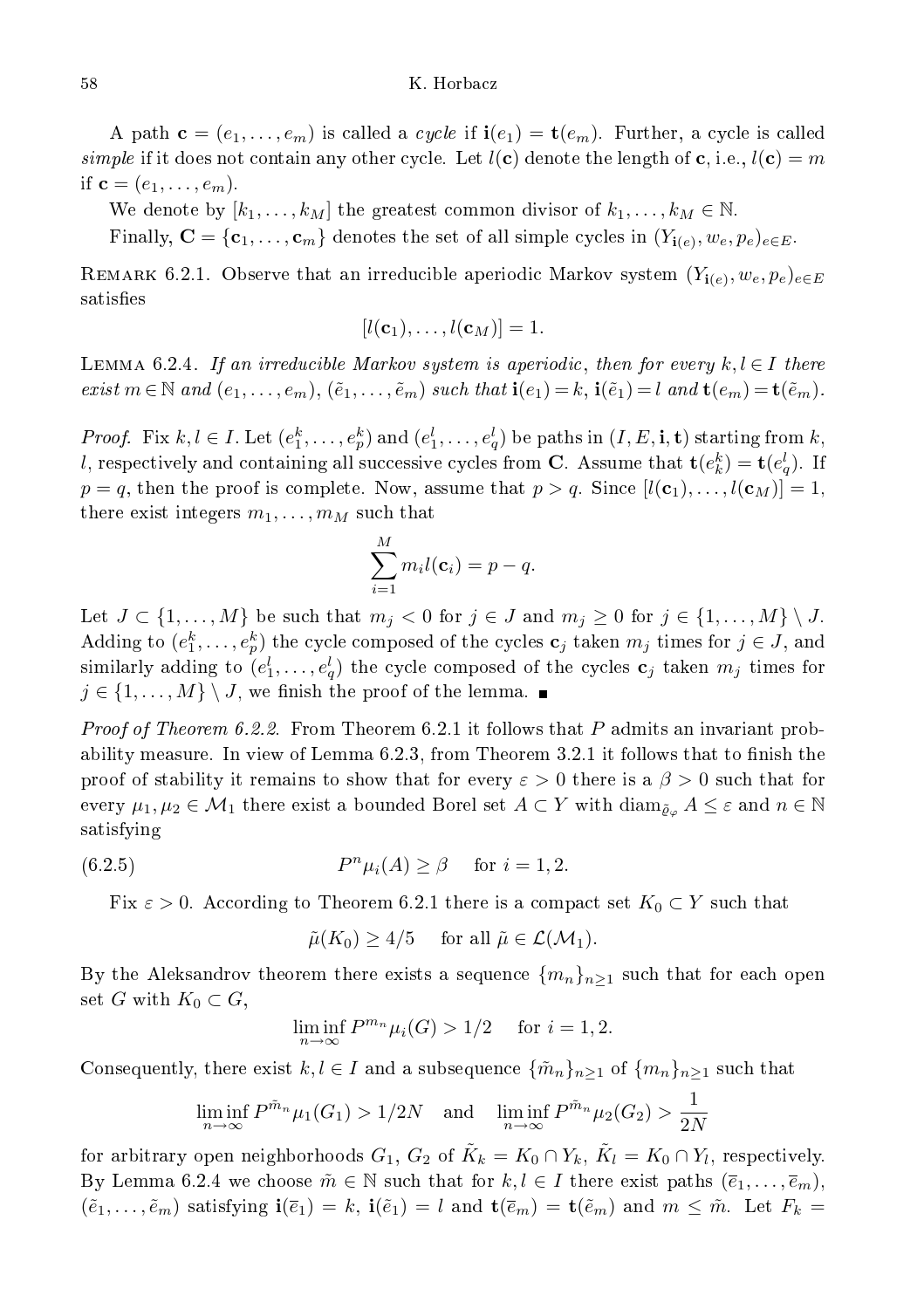A path $\mathbf{c} = (e_1, \ldots, e_m)$ is called a *cycle* if $\mathbf{i}(e_1) = \mathbf{t}(e_m)$. Further, a cycle is called *simple* if it does not contain any other cycle. Let $l(\mathbf{c})$ denote the length of $\mathbf{c}$, i.e., $l(\mathbf{c}) = m$ if $\mathbf{c} = (e_1, \ldots, e_m)$.

We denote by $[k_1, \ldots, k_M]$ the greatest common divisor of $k_1, \ldots, k_M \in \mathbb{N}$.

Finally, $\mathbf{C} = \{\mathbf{c}_1, \ldots, \mathbf{c}_m\}$ denotes the set of all simple cycles in $(Y_{\mathbf{i}(e)}, w_e, p_e)_{e \in E}$.

Remark 6.2.1. Observe that an irreducible aperiodic Markov system $(Y_{\mathbf{i}(e)}, w_e, p_e)_{e \in E}$ satisfies

$$[l(\mathbf{c}_1), \ldots, l(\mathbf{c}_M)] = 1.$$

Lemma 6.2.4. *If an irreducible Markov system is aperiodic, then for every $k, l \in I$ there exist $m \in \mathbb{N}$ and $(e_1, \ldots, e_m)$, $(\tilde{e}_1, \ldots, \tilde{e}_m)$ such that $\mathbf{i}(e_1) = k$, $\mathbf{i}(\tilde{e}_1) = l$ and $\mathbf{t}(e_m) = \mathbf{t}(\tilde{e}_m)$.*

*Proof.* Fix $k, l \in I$. Let $(e_1^k, \ldots, e_p^k)$ and $(e_1^l, \ldots, e_q^l)$ be paths in $(I, E, \mathbf{i}, \mathbf{t})$ starting from $k$, $l$, respectively and containing all successive cycles from $\mathbf{C}$. Assume that $\mathbf{t}(e_k^k) = \mathbf{t}(e_q^l)$. If $p = q$, then the proof is complete. Now, assume that $p > q$. Since $[l(\mathbf{c}_1), \ldots, l(\mathbf{c}_M)] = 1$, there exist integers $m_1, \ldots, m_M$ such that

$$\sum_{i=1}^{M} m_i l(\mathbf{c}_i) = p - q.$$

Let $J \subset \{1, \ldots, M\}$ be such that $m_j < 0$ for $j \in J$ and $m_j \geq 0$ for $j \in \{1, \ldots, M\} \setminus J$. Adding to $(e_1^k, \ldots, e_p^k)$ the cycle composed of the cycles $\mathbf{c}_j$ taken $m_j$ times for $j \in J$, and similarly adding to $(e_1^l, \ldots, e_q^l)$ the cycle composed of the cycles $\mathbf{c}_j$ taken $m_j$ times for $j \in \{1, \ldots, M\} \setminus J$, we finish the proof of the lemma. ∎

*Proof of Theorem 6.2.2.* From Theorem 6.2.1 it follows that $P$ admits an invariant probability measure. In view of Lemma 6.2.3, from Theorem 3.2.1 it follows that to finish the proof of stability it remains to show that for every $\varepsilon > 0$ there is a $\beta > 0$ such that for every $\mu_1, \mu_2 \in \mathcal{M}_1$ there exist a bounded Borel set $A \subset Y$ with $\operatorname{diam}_{\tilde{\varrho}_\varphi} A \leq \varepsilon$ and $n \in \mathbb{N}$ satisfying

$$P^n \mu_i(A) \geq \beta \quad \text{for } i = 1, 2. \tag{6.2.5}$$

Fix $\varepsilon > 0$. According to Theorem 6.2.1 there is a compact set $K_0 \subset Y$ such that

$$\tilde{\mu}(K_0) \geq 4/5 \quad \text{for all } \tilde{\mu} \in \mathcal{L}(\mathcal{M}_1).$$

By the Aleksandrov theorem there exists a sequence $\{m_n\}_{n \geq 1}$ such that for each open set $G$ with $K_0 \subset G$,

$$\liminf_{n \to \infty} P^{m_n} \mu_i(G) > 1/2 \quad \text{for } i = 1, 2.$$

Consequently, there exist $k, l \in I$ and a subsequence $\{\tilde{m}_n\}_{n \geq 1}$ of $\{m_n\}_{n \geq 1}$ such that

$$\liminf_{n \to \infty} P^{\tilde{m}_n} \mu_1(G_1) > 1/2N \quad \text{and} \quad \liminf_{n \to \infty} P^{\tilde{m}_n} \mu_2(G_2) > \frac{1}{2N}$$

for arbitrary open neighborhoods $G_1$, $G_2$ of $\tilde{K}_k = K_0 \cap Y_k$, $\tilde{K}_l = K_0 \cap Y_l$, respectively. By Lemma 6.2.4 we choose $\tilde{m} \in \mathbb{N}$ such that for $k, l \in I$ there exist paths $(\overline{e}_1, \ldots, \overline{e}_m)$, $(\tilde{e}_1, \ldots, \tilde{e}_m)$ satisfying $\mathbf{i}(\overline{e}_1) = k$, $\mathbf{i}(\tilde{e}_1) = l$ and $\mathbf{t}(\overline{e}_m) = \mathbf{t}(\tilde{e}_m)$ and $m \leq \tilde{m}$. Let $F_k =$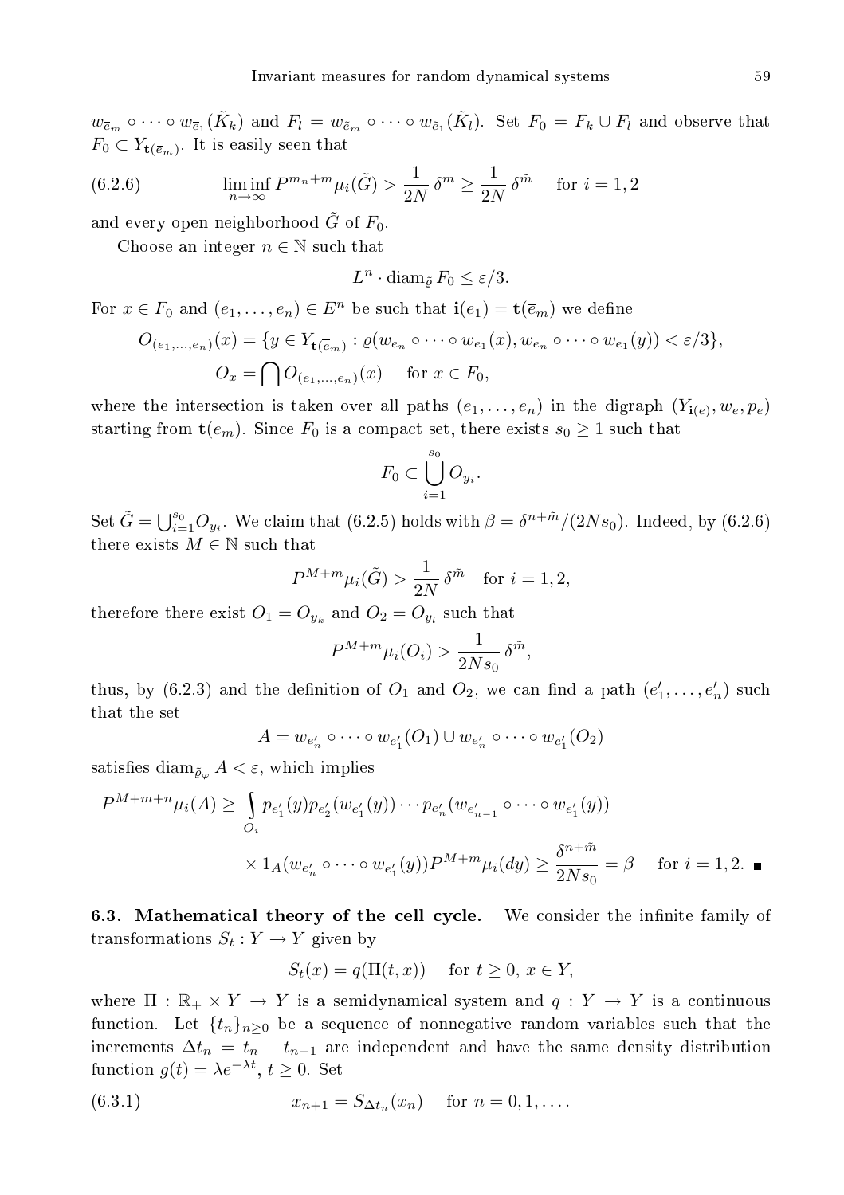$w_{\overline{e}_m} \circ \cdots \circ w_{\overline{e}_1}(\tilde{K}_k)$ and $F_l = w_{\tilde{e}_m} \circ \cdots \circ w_{\tilde{e}_1}(\tilde{K}_l)$. Set $F_0 = F_k \cup F_l$ and observe that $F_0 \subset Y_{\mathbf{t}(\overline{e}_m)}$. It is easily seen that

$$\liminf_{n\to\infty} P^{m_n+m}\mu_i(\tilde{G}) > \frac{1}{2N}\,\delta^m \geq \frac{1}{2N}\,\delta^{\tilde{m}} \quad \text{for } i=1,2 \tag{6.2.6}$$

and every open neighborhood $\tilde{G}$ of $F_0$.

Choose an integer $n \in \mathbb{N}$ such that

$$L^n \cdot \operatorname{diam}_{\tilde{\varrho}} F_0 \leq \varepsilon/3.$$

For $x \in F_0$ and $(e_1,\ldots,e_n) \in E^n$ be such that $\mathbf{i}(e_1) = \mathbf{t}(\overline{e}_m)$ we define

$$O_{(e_1,\ldots,e_n)}(x) = \{y \in Y_{\mathbf{t}(\overline{e}_m)} : \varrho(w_{e_n} \circ \cdots \circ w_{e_1}(x), w_{e_n} \circ \cdots \circ w_{e_1}(y)) < \varepsilon/3\},$$

$$O_x = \bigcap O_{(e_1,\ldots,e_n)}(x) \quad \text{ for } x \in F_0,$$

where the intersection is taken over all paths $(e_1,\ldots,e_n)$ in the digraph $(Y_{\mathbf{i}(e)}, w_e, p_e)$ starting from $\mathbf{t}(e_m)$. Since $F_0$ is a compact set, there exists $s_0 \geq 1$ such that

$$F_0 \subset \bigcup_{i=1}^{s_0} O_{y_i}.$$

Set $\tilde{G} = \bigcup_{i=1}^{s_0} O_{y_i}$. We claim that (6.2.5) holds with $\beta = \delta^{n+\tilde{m}}/(2Ns_0)$. Indeed, by (6.2.6) there exists $M \in \mathbb{N}$ such that

$$P^{M+m}\mu_i(\tilde{G}) > \frac{1}{2N}\,\delta^{\tilde{m}} \quad \text{for } i=1,2,$$

therefore there exist $O_1 = O_{y_k}$ and $O_2 = O_{y_l}$ such that

$$P^{M+m}\mu_i(O_i) > \frac{1}{2Ns_0}\,\delta^{\tilde{m}},$$

thus, by (6.2.3) and the definition of $O_1$ and $O_2$, we can find a path $(e_1',\ldots,e_n')$ such that the set

$$A = w_{e_n'} \circ \cdots \circ w_{e_1'}(O_1) \cup w_{e_n'} \circ \cdots \circ w_{e_1'}(O_2)$$

satisfies $\operatorname{diam}_{\tilde{\varrho}_\varphi} A < \varepsilon$, which implies

$$P^{M+m+n}\mu_i(A) \geq \int_{O_i} p_{e_1'}(y)p_{e_2'}(w_{e_1'}(y)) \cdots p_{e_n'}(w_{e_{n-1}'} \circ \cdots \circ w_{e_1'}(y))$$
$$\times 1_A(w_{e_n'} \circ \cdots \circ w_{e_1'}(y))P^{M+m}\mu_i(dy) \geq \frac{\delta^{n+\tilde{m}}}{2Ns_0} = \beta \quad \text{ for } i=1,2. \ \blacksquare$$

**6.3. Mathematical theory of the cell cycle.** We consider the infinite family of transformations $S_t : Y \to Y$ given by

$$S_t(x) = q(\Pi(t,x)) \quad \text{ for } t \geq 0,\, x \in Y,$$

where $\Pi : \mathbb{R}_+ \times Y \to Y$ is a semidynamical system and $q : Y \to Y$ is a continuous function. Let $\{t_n\}_{n\geq 0}$ be a sequence of nonnegative random variables such that the increments $\Delta t_n = t_n - t_{n-1}$ are independent and have the same density distribution function $g(t) = \lambda e^{-\lambda t}$, $t \geq 0$. Set

$$x_{n+1} = S_{\Delta t_n}(x_n) \quad \text{ for } n = 0,1,\ldots. \tag{6.3.1}$$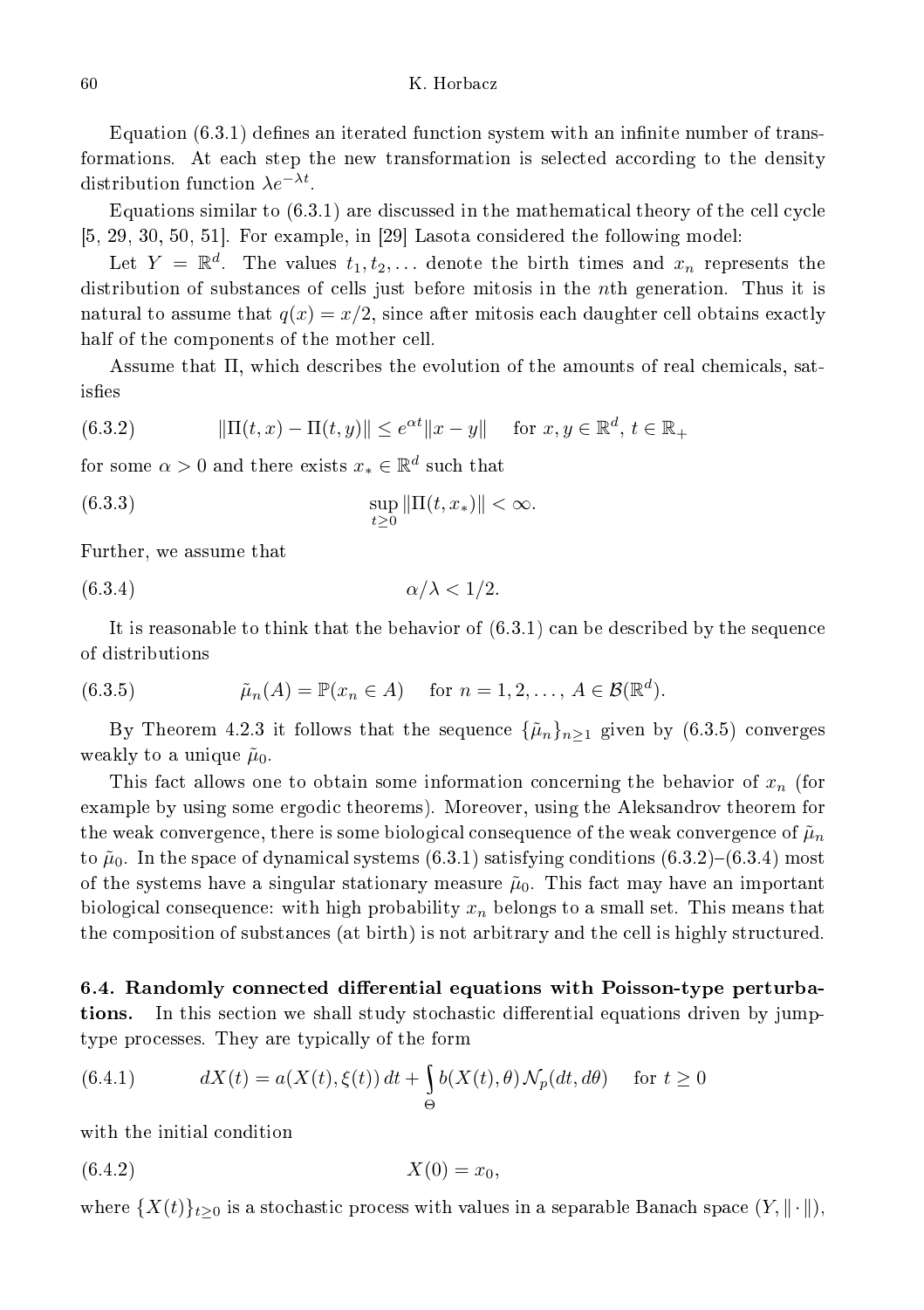Equation (6.3.1) defines an iterated function system with an infinite number of transformations. At each step the new transformation is selected according to the density distribution function $\lambda e^{-\lambda t}$.

Equations similar to (6.3.1) are discussed in the mathematical theory of the cell cycle [5, 29, 30, 50, 51]. For example, in [29] Lasota considered the following model:

Let $Y = \mathbb{R}^d$. The values $t_1, t_2, \dots$ denote the birth times and $x_n$ represents the distribution of substances of cells just before mitosis in the $n$th generation. Thus it is natural to assume that $q(x) = x/2$, since after mitosis each daughter cell obtains exactly half of the components of the mother cell.

Assume that $\Pi$, which describes the evolution of the amounts of real chemicals, satisfies

$$\|\Pi(t,x) - \Pi(t,y)\| \le e^{\alpha t}\|x - y\| \quad \text{for } x, y \in \mathbb{R}^d,\ t \in \mathbb{R}_+ \tag{6.3.2}$$

for some $\alpha > 0$ and there exists $x_* \in \mathbb{R}^d$ such that

$$\sup_{t \ge 0} \|\Pi(t, x_*)\| < \infty. \tag{6.3.3}$$

Further, we assume that

$$\alpha/\lambda < 1/2. \tag{6.3.4}$$

It is reasonable to think that the behavior of (6.3.1) can be described by the sequence of distributions

$$\tilde{\mu}_n(A) = \mathbb{P}(x_n \in A) \quad \text{for } n = 1, 2, \dots,\ A \in \mathcal{B}(\mathbb{R}^d). \tag{6.3.5}$$

By Theorem 4.2.3 it follows that the sequence $\{\tilde{\mu}_n\}_{n \ge 1}$ given by (6.3.5) converges weakly to a unique $\tilde{\mu}_0$.

This fact allows one to obtain some information concerning the behavior of $x_n$ (for example by using some ergodic theorems). Moreover, using the Aleksandrov theorem for the weak convergence, there is some biological consequence of the weak convergence of $\tilde{\mu}_n$ to $\tilde{\mu}_0$. In the space of dynamical systems (6.3.1) satisfying conditions (6.3.2)–(6.3.4) most of the systems have a singular stationary measure $\tilde{\mu}_0$. This fact may have an important biological consequence: with high probability $x_n$ belongs to a small set. This means that the composition of substances (at birth) is not arbitrary and the cell is highly structured.

**6.4. Randomly connected differential equations with Poisson-type perturbations.** In this section we shall study stochastic differential equations driven by jump-type processes. They are typically of the form

$$dX(t) = a(X(t), \xi(t))\,dt + \int_{\Theta} b(X(t), \theta)\,\mathcal{N}_p(dt, d\theta) \quad \text{for } t \ge 0 \tag{6.4.1}$$

with the initial condition

$$X(0) = x_0, \tag{6.4.2}$$

where $\{X(t)\}_{t \ge 0}$ is a stochastic process with values in a separable Banach space $(Y, \|\cdot\|)$,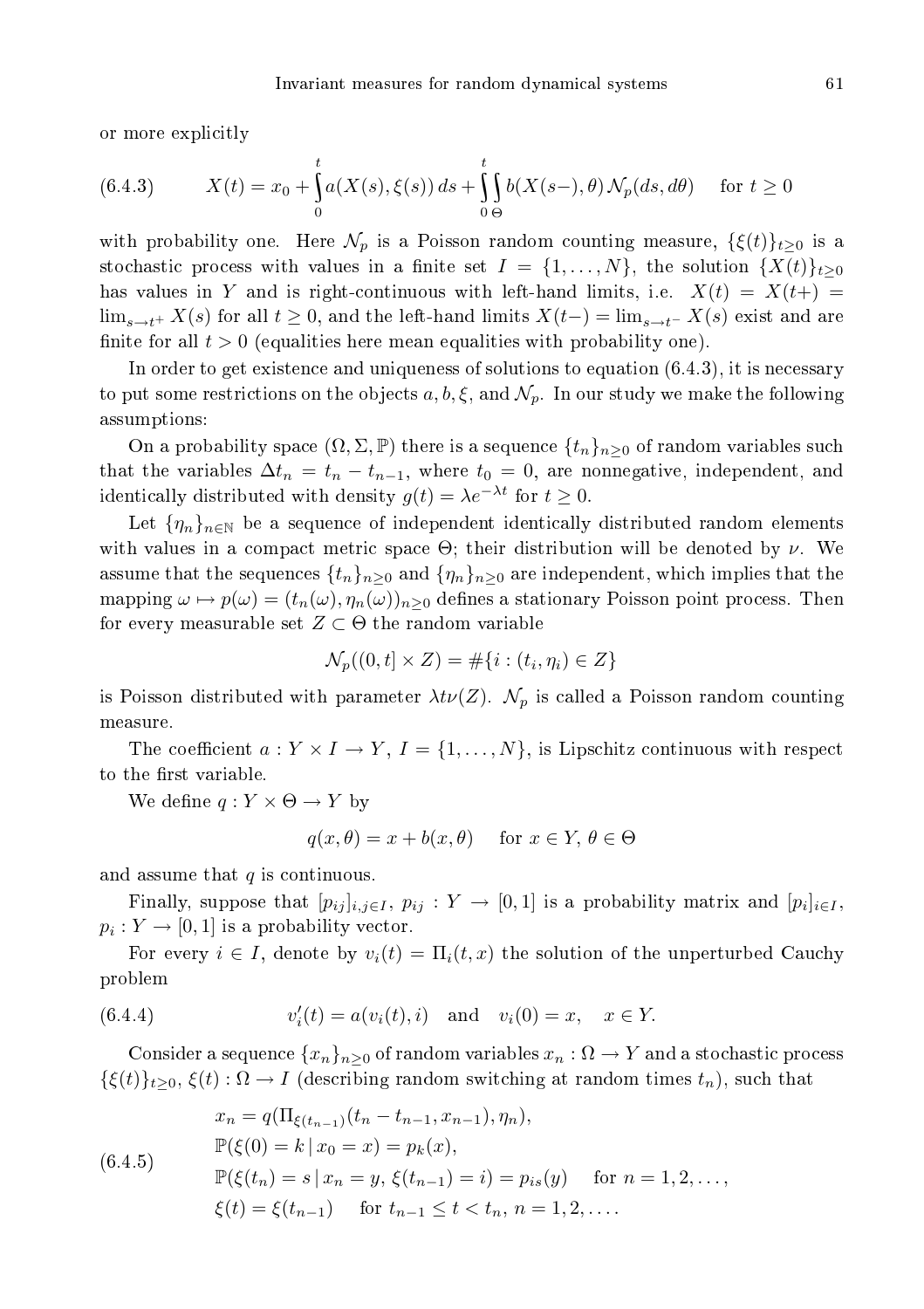or more explicitly

$$X(t) = x_0 + \int_0^t a(X(s), \xi(s))\, ds + \int_0^t \int_\Theta b(X(s-), \theta)\, \mathcal{N}_p(ds, d\theta) \quad \text{for } t \geq 0 \tag{6.4.3}$$

with probability one. Here $\mathcal{N}_p$ is a Poisson random counting measure, $\{\xi(t)\}_{t\geq 0}$ is a stochastic process with values in a finite set $I = \{1, \ldots, N\}$, the solution $\{X(t)\}_{t\geq 0}$ has values in $Y$ and is right-continuous with left-hand limits, i.e. $X(t) = X(t+) = \lim_{s\to t^+} X(s)$ for all $t \geq 0$, and the left-hand limits $X(t-) = \lim_{s\to t^-} X(s)$ exist and are finite for all $t > 0$ (equalities here mean equalities with probability one).

In order to get existence and uniqueness of solutions to equation (6.4.3), it is necessary to put some restrictions on the objects $a, b, \xi$, and $\mathcal{N}_p$. In our study we make the following assumptions:

On a probability space $(\Omega, \Sigma, \mathbb{P})$ there is a sequence $\{t_n\}_{n\geq 0}$ of random variables such that the variables $\Delta t_n = t_n - t_{n-1}$, where $t_0 = 0$, are nonnegative, independent, and identically distributed with density $g(t) = \lambda e^{-\lambda t}$ for $t \geq 0$.

Let $\{\eta_n\}_{n\in\mathbb{N}}$ be a sequence of independent identically distributed random elements with values in a compact metric space $\Theta$; their distribution will be denoted by $\nu$. We assume that the sequences $\{t_n\}_{n\geq 0}$ and $\{\eta_n\}_{n\geq 0}$ are independent, which implies that the mapping $\omega \mapsto p(\omega) = (t_n(\omega), \eta_n(\omega))_{n\geq 0}$ defines a stationary Poisson point process. Then for every measurable set $Z \subset \Theta$ the random variable

$$\mathcal{N}_p((0, t] \times Z) = \#\{i : (t_i, \eta_i) \in Z\}$$

is Poisson distributed with parameter $\lambda t \nu(Z)$. $\mathcal{N}_p$ is called a Poisson random counting measure.

The coefficient $a : Y \times I \to Y$, $I = \{1, \ldots, N\}$, is Lipschitz continuous with respect to the first variable.

We define $q : Y \times \Theta \to Y$ by

$$q(x, \theta) = x + b(x, \theta) \quad \text{for } x \in Y,\ \theta \in \Theta$$

and assume that $q$ is continuous.

Finally, suppose that $[p_{ij}]_{i,j\in I}$, $p_{ij} : Y \to [0, 1]$ is a probability matrix and $[p_i]_{i\in I}$, $p_i : Y \to [0, 1]$ is a probability vector.

For every $i \in I$, denote by $v_i(t) = \Pi_i(t, x)$ the solution of the unperturbed Cauchy problem

$$v_i'(t) = a(v_i(t), i) \quad \text{and} \quad v_i(0) = x, \quad x \in Y. \tag{6.4.4}$$

Consider a sequence $\{x_n\}_{n\geq 0}$ of random variables $x_n : \Omega \to Y$ and a stochastic process $\{\xi(t)\}_{t\geq 0}$, $\xi(t) : \Omega \to I$ (describing random switching at random times $t_n$), such that

$$\begin{aligned}
&x_n = q(\Pi_{\xi(t_{n-1})}(t_n - t_{n-1}, x_{n-1}), \eta_n),\\
&\mathbb{P}(\xi(0) = k \,|\, x_0 = x) = p_k(x),\\
&\mathbb{P}(\xi(t_n) = s \,|\, x_n = y,\, \xi(t_{n-1}) = i) = p_{is}(y) \quad \text{for } n = 1, 2, \ldots,\\
&\xi(t) = \xi(t_{n-1}) \quad \text{for } t_{n-1} \leq t < t_n,\ n = 1, 2, \ldots.
\end{aligned} \tag{6.4.5}$$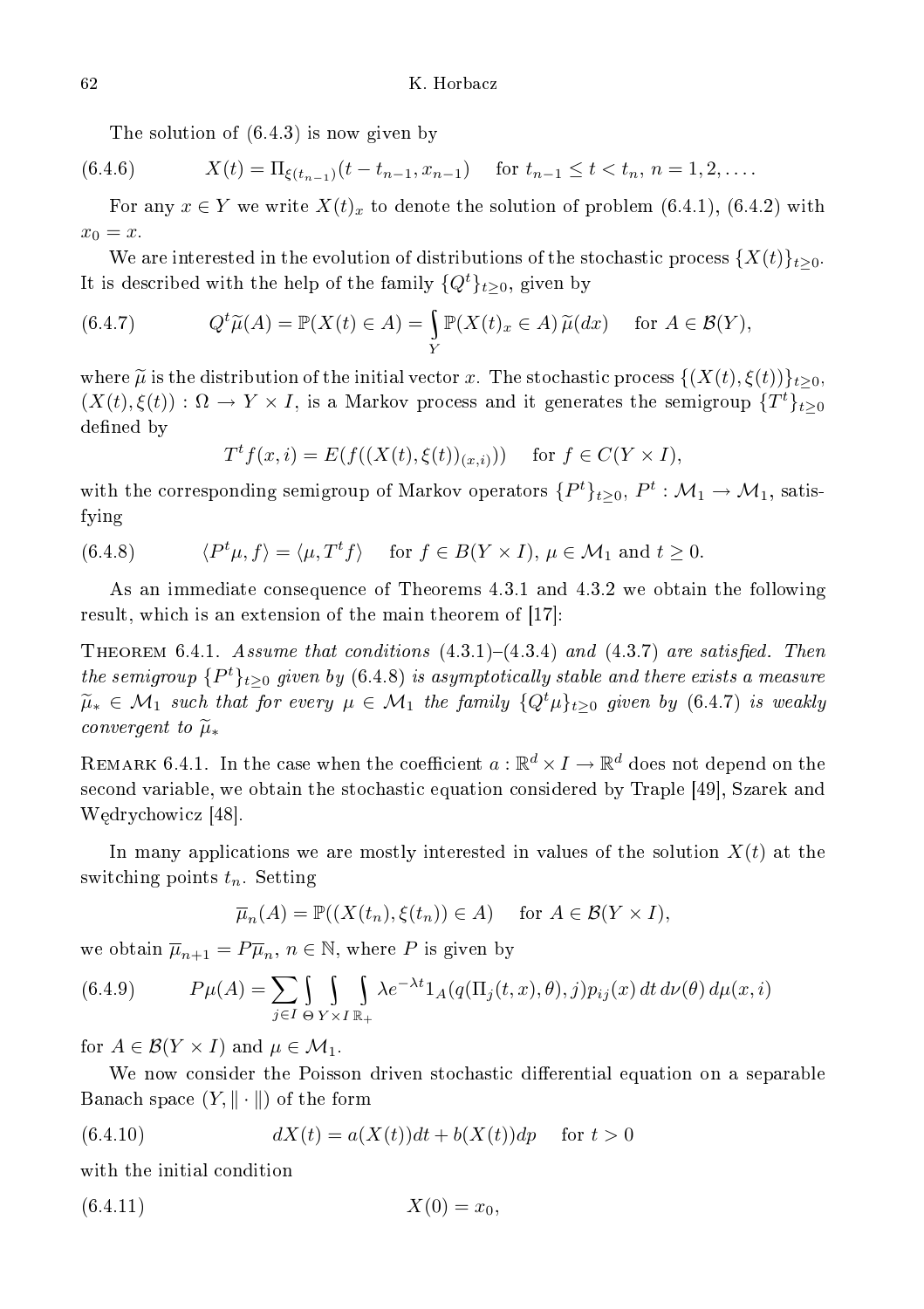The solution of (6.4.3) is now given by

$$X(t) = \Pi_{\xi(t_{n-1})}(t - t_{n-1}, x_{n-1}) \quad \text{for } t_{n-1} \le t < t_n,\ n = 1, 2, \ldots. \tag{6.4.6}$$

For any $x \in Y$ we write $X(t)_x$ to denote the solution of problem (6.4.1), (6.4.2) with $x_0 = x$.

We are interested in the evolution of distributions of the stochastic process $\{X(t)\}_{t\ge 0}$. It is described with the help of the family $\{Q^t\}_{t\ge0}$, given by

$$Q^t\widetilde{\mu}(A) = \mathbb{P}(X(t) \in A) = \int_Y \mathbb{P}(X(t)_x \in A)\,\widetilde{\mu}(dx) \quad \text{for } A \in \mathcal{B}(Y), \tag{6.4.7}$$

where $\widetilde{\mu}$ is the distribution of the initial vector $x$. The stochastic process $\{(X(t), \xi(t))\}_{t\ge0}$, $(X(t), \xi(t)) : \Omega \to Y \times I$, is a Markov process and it generates the semigroup $\{T^t\}_{t\ge0}$ defined by

$$T^t f(x, i) = E(f((X(t), \xi(t))_{(x,i)})) \quad \text{for } f \in C(Y \times I),$$

with the corresponding semigroup of Markov operators $\{P^t\}_{t\ge0}$, $P^t : \mathcal{M}_1 \to \mathcal{M}_1$, satisfying

$$\langle P^t\mu, f\rangle = \langle \mu, T^t f\rangle \quad \text{for } f \in B(Y \times I),\ \mu \in \mathcal{M}_1 \text{ and } t \ge 0. \tag{6.4.8}$$

As an immediate consequence of Theorems 4.3.1 and 4.3.2 we obtain the following result, which is an extension of the main theorem of [17]:

**Theorem 6.4.1.** *Assume that conditions (4.3.1)–(4.3.4) and (4.3.7) are satisfied. Then the semigroup $\{P^t\}_{t\ge0}$ given by (6.4.8) is asymptotically stable and there exists a measure $\widetilde{\mu}_* \in \mathcal{M}_1$ such that for every $\mu \in \mathcal{M}_1$ the family $\{Q^t\mu\}_{t\ge0}$ given by (6.4.7) is weakly convergent to $\widetilde{\mu}_*$*

**Remark 6.4.1.** In the case when the coefficient $a : \mathbb{R}^d \times I \to \mathbb{R}^d$ does not depend on the second variable, we obtain the stochastic equation considered by Traple [49], Szarek and Wędrychowicz [48].

In many applications we are mostly interested in values of the solution $X(t)$ at the switching points $t_n$. Setting

$$\overline{\mu}_n(A) = \mathbb{P}((X(t_n), \xi(t_n)) \in A) \quad \text{for } A \in \mathcal{B}(Y \times I),$$

we obtain $\overline{\mu}_{n+1} = P\overline{\mu}_n$, $n \in \mathbb{N}$, where $P$ is given by

$$P\mu(A) = \sum_{j\in I} \int_\Theta \int_{Y\times I} \int_{\mathbb{R}_+} \lambda e^{-\lambda t} 1_A(q(\Pi_j(t, x), \theta), j) p_{ij}(x)\, dt\, d\nu(\theta)\, d\mu(x, i) \tag{6.4.9}$$

for $A \in \mathcal{B}(Y \times I)$ and $\mu \in \mathcal{M}_1$.

We now consider the Poisson driven stochastic differential equation on a separable Banach space $(Y, \|\cdot\|)$ of the form

$$dX(t) = a(X(t))dt + b(X(t))dp \quad \text{for } t > 0 \tag{6.4.10}$$

with the initial condition

$$X(0) = x_0, \tag{6.4.11}$$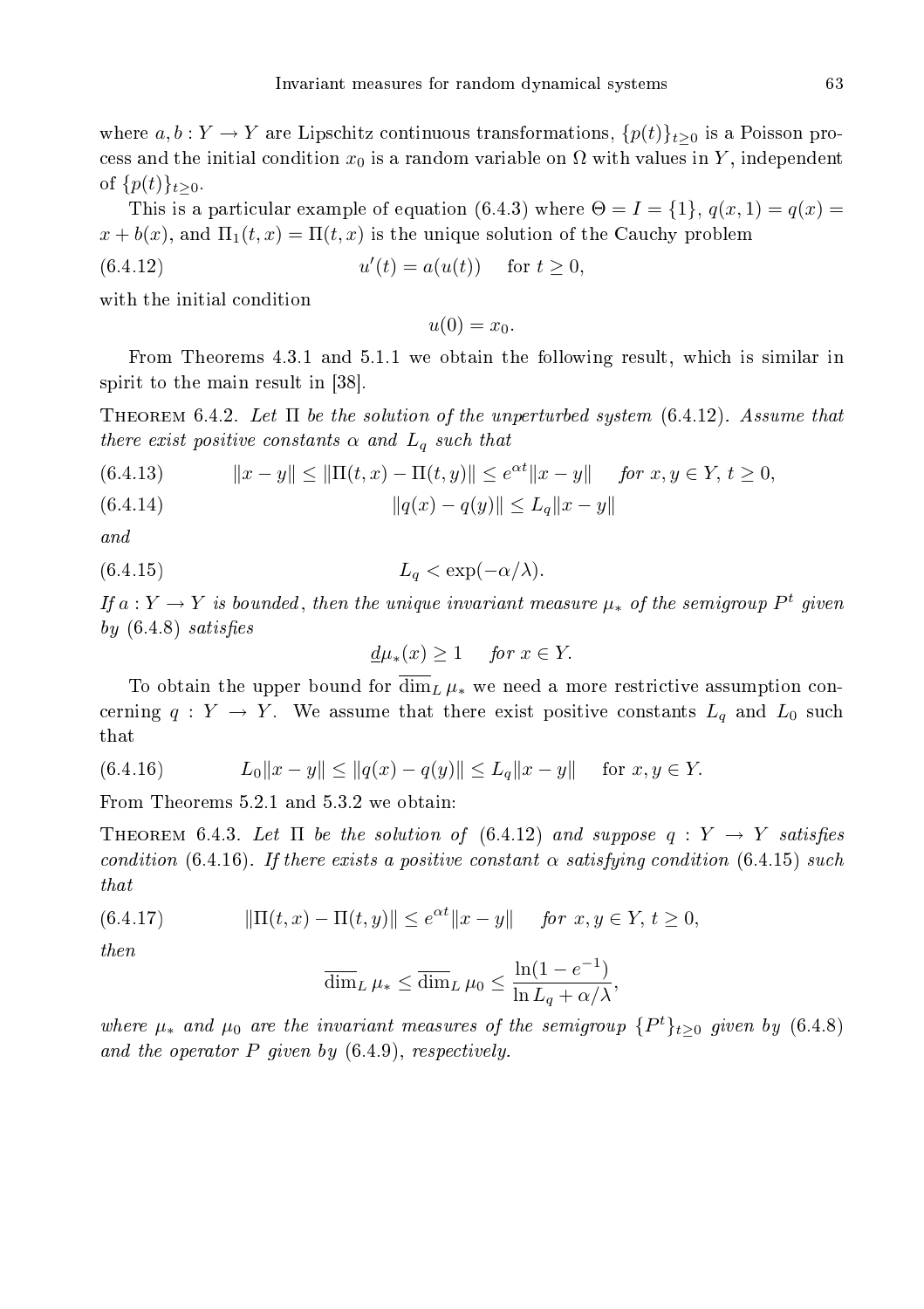where $a, b : Y \to Y$ are Lipschitz continuous transformations, $\{p(t)\}_{t \ge 0}$ is a Poisson process and the initial condition $x_0$ is a random variable on $\Omega$ with values in $Y$, independent of $\{p(t)\}_{t \ge 0}$.

This is a particular example of equation (6.4.3) where $\Theta = I = \{1\}$, $q(x, 1) = q(x) = x + b(x)$, and $\Pi_1(t, x) = \Pi(t, x)$ is the unique solution of the Cauchy problem

$$u'(t) = a(u(t)) \quad \text{for } t \ge 0, \tag{6.4.12}$$

with the initial condition

$$u(0) = x_0.$$

From Theorems 4.3.1 and 5.1.1 we obtain the following result, which is similar in spirit to the main result in [38].

THEOREM 6.4.2. *Let $\Pi$ be the solution of the unperturbed system (6.4.12). Assume that there exist positive constants $\alpha$ and $L_q$ such that*

$$\|x - y\| \le \|\Pi(t, x) - \Pi(t, y)\| \le e^{\alpha t}\|x - y\| \quad \text{for } x, y \in Y,\ t \ge 0, \tag{6.4.13}$$

$$\|q(x) - q(y)\| \le L_q\|x - y\| \tag{6.4.14}$$

*and*

$$L_q < \exp(-\alpha/\lambda). \tag{6.4.15}$$

*If $a : Y \to Y$ is bounded, then the unique invariant measure $\mu_*$ of the semigroup $P^t$ given by (6.4.8) satisfies*

$$\underline{d}\mu_*(x) \ge 1 \quad \text{for } x \in Y.$$

To obtain the upper bound for $\overline{\dim}_L \mu_*$ we need a more restrictive assumption concerning $q : Y \to Y$. We assume that there exist positive constants $L_q$ and $L_0$ such that

$$L_0\|x - y\| \le \|q(x) - q(y)\| \le L_q\|x - y\| \quad \text{for } x, y \in Y. \tag{6.4.16}$$

From Theorems 5.2.1 and 5.3.2 we obtain:

THEOREM 6.4.3. *Let $\Pi$ be the solution of (6.4.12) and suppose $q : Y \to Y$ satisfies condition (6.4.16). If there exists a positive constant $\alpha$ satisfying condition (6.4.15) such that*

$$\|\Pi(t, x) - \Pi(t, y)\| \le e^{\alpha t}\|x - y\| \quad \text{for } x, y \in Y,\ t \ge 0, \tag{6.4.17}$$

*then*

$$\overline{\dim}_L \mu_* \le \overline{\dim}_L \mu_0 \le \frac{\ln(1 - e^{-1})}{\ln L_q + \alpha/\lambda},$$

*where $\mu_*$ and $\mu_0$ are the invariant measures of the semigroup $\{P^t\}_{t \ge 0}$ given by (6.4.8) and the operator $P$ given by (6.4.9), respectively.*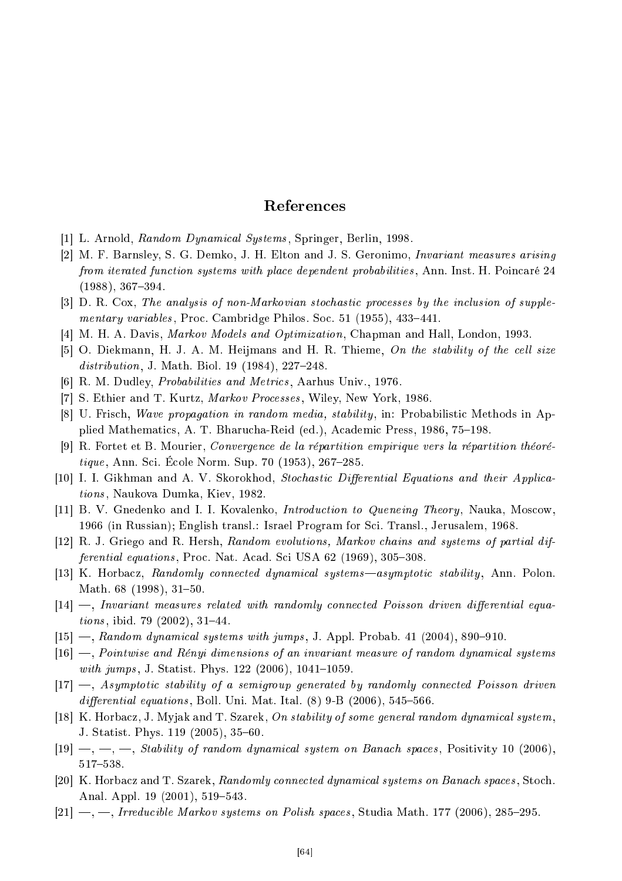## References

[1] L. Arnold, *Random Dynamical Systems*, Springer, Berlin, 1998.

[2] M. F. Barnsley, S. G. Demko, J. H. Elton and J. S. Geronimo, *Invariant measures arising from iterated function systems with place dependent probabilities*, Ann. Inst. H. Poincaré 24 (1988), 367–394.

[3] D. R. Cox, *The analysis of non-Markovian stochastic processes by the inclusion of supplementary variables*, Proc. Cambridge Philos. Soc. 51 (1955), 433–441.

[4] M. H. A. Davis, *Markov Models and Optimization*, Chapman and Hall, London, 1993.

[5] O. Diekmann, H. J. A. M. Heijmans and H. R. Thieme, *On the stability of the cell size distribution*, J. Math. Biol. 19 (1984), 227–248.

[6] R. M. Dudley, *Probabilities and Metrics*, Aarhus Univ., 1976.

[7] S. Ethier and T. Kurtz, *Markov Processes*, Wiley, New York, 1986.

[8] U. Frisch, *Wave propagation in random media, stability*, in: Probabilistic Methods in Applied Mathematics, A. T. Bharucha-Reid (ed.), Academic Press, 1986, 75–198.

[9] R. Fortet et B. Mourier, *Convergence de la répartition empirique vers la répartition théorétique*, Ann. Sci. École Norm. Sup. 70 (1953), 267–285.

[10] I. I. Gikhman and A. V. Skorokhod, *Stochastic Differential Equations and their Applications*, Naukova Dumka, Kiev, 1982.

[11] B. V. Gnedenko and I. I. Kovalenko, *Introduction to Queneing Theory*, Nauka, Moscow, 1966 (in Russian); English transl.: Israel Program for Sci. Transl., Jerusalem, 1968.

[12] R. J. Griego and R. Hersh, *Random evolutions, Markov chains and systems of partial differential equations*, Proc. Nat. Acad. Sci USA 62 (1969), 305–308.

[13] K. Horbacz, *Randomly connected dynamical systems—asymptotic stability*, Ann. Polon. Math. 68 (1998), 31–50.

[14] —, *Invariant measures related with randomly connected Poisson driven differential equations*, ibid. 79 (2002), 31–44.

[15] —, *Random dynamical systems with jumps*, J. Appl. Probab. 41 (2004), 890–910.

[16] —, *Pointwise and Rényi dimensions of an invariant measure of random dynamical systems with jumps*, J. Statist. Phys. 122 (2006), 1041–1059.

[17] —, *Asymptotic stability of a semigroup generated by randomly connected Poisson driven differential equations*, Boll. Uni. Mat. Ital. (8) 9-B (2006), 545–566.

[18] K. Horbacz, J. Myjak and T. Szarek, *On stability of some general random dynamical system*, J. Statist. Phys. 119 (2005), 35–60.

[19] —, —, —, *Stability of random dynamical system on Banach spaces*, Positivity 10 (2006), 517–538.

[20] K. Horbacz and T. Szarek, *Randomly connected dynamical systems on Banach spaces*, Stoch. Anal. Appl. 19 (2001), 519–543.

[21] —, —, *Irreducible Markov systems on Polish spaces*, Studia Math. 177 (2006), 285–295.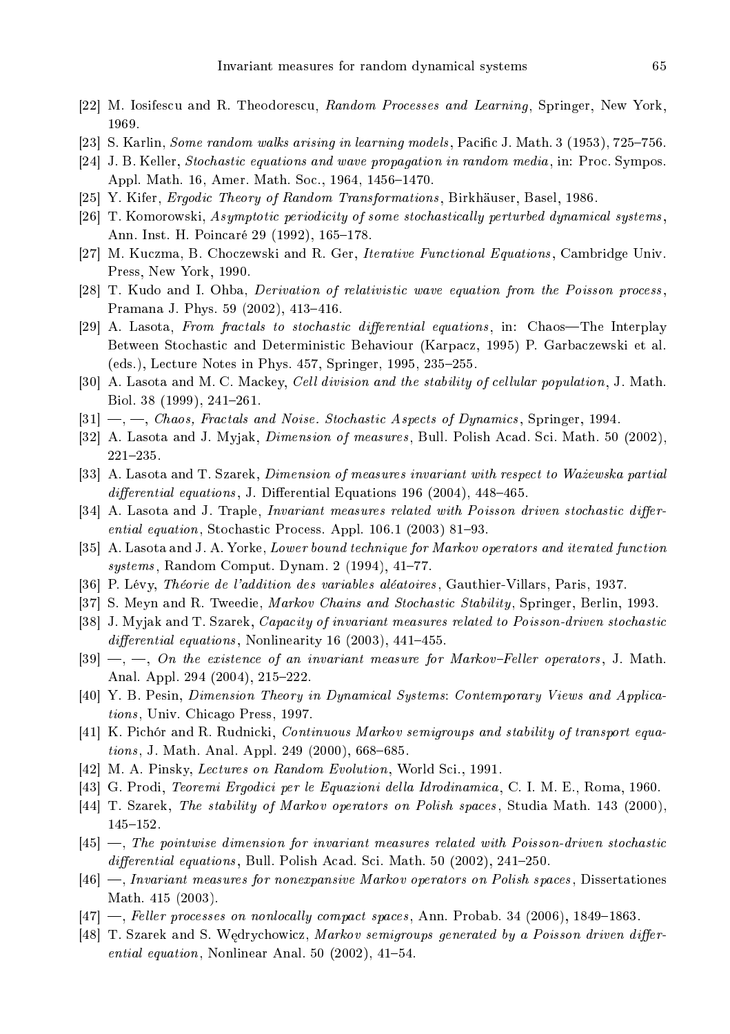[22] M. Iosifescu and R. Theodorescu, *Random Processes and Learning*, Springer, New York, 1969.

[23] S. Karlin, *Some random walks arising in learning models*, Pacific J. Math. 3 (1953), 725–756.

[24] J. B. Keller, *Stochastic equations and wave propagation in random media*, in: Proc. Sympos. Appl. Math. 16, Amer. Math. Soc., 1964, 1456–1470.

[25] Y. Kifer, *Ergodic Theory of Random Transformations*, Birkhäuser, Basel, 1986.

[26] T. Komorowski, *Asymptotic periodicity of some stochastically perturbed dynamical systems*, Ann. Inst. H. Poincaré 29 (1992), 165–178.

[27] M. Kuczma, B. Choczewski and R. Ger, *Iterative Functional Equations*, Cambridge Univ. Press, New York, 1990.

[28] T. Kudo and I. Ohba, *Derivation of relativistic wave equation from the Poisson process*, Pramana J. Phys. 59 (2002), 413–416.

[29] A. Lasota, *From fractals to stochastic differential equations*, in: Chaos—The Interplay Between Stochastic and Deterministic Behaviour (Karpacz, 1995) P. Garbaczewski et al. (eds.), Lecture Notes in Phys. 457, Springer, 1995, 235–255.

[30] A. Lasota and M. C. Mackey, *Cell division and the stability of cellular population*, J. Math. Biol. 38 (1999), 241–261.

[31] —, —, *Chaos, Fractals and Noise. Stochastic Aspects of Dynamics*, Springer, 1994.

[32] A. Lasota and J. Myjak, *Dimension of measures*, Bull. Polish Acad. Sci. Math. 50 (2002), 221–235.

[33] A. Lasota and T. Szarek, *Dimension of measures invariant with respect to Ważewska partial differential equations*, J. Differential Equations 196 (2004), 448–465.

[34] A. Lasota and J. Traple, *Invariant measures related with Poisson driven stochastic differential equation*, Stochastic Process. Appl. 106.1 (2003) 81–93.

[35] A. Lasota and J. A. Yorke, *Lower bound technique for Markov operators and iterated function systems*, Random Comput. Dynam. 2 (1994), 41–77.

[36] P. Lévy, *Théorie de l'addition des variables aléatoires*, Gauthier-Villars, Paris, 1937.

[37] S. Meyn and R. Tweedie, *Markov Chains and Stochastic Stability*, Springer, Berlin, 1993.

[38] J. Myjak and T. Szarek, *Capacity of invariant measures related to Poisson-driven stochastic differential equations*, Nonlinearity 16 (2003), 441–455.

[39] —, —, *On the existence of an invariant measure for Markov–Feller operators*, J. Math. Anal. Appl. 294 (2004), 215–222.

[40] Y. B. Pesin, *Dimension Theory in Dynamical Systems: Contemporary Views and Applications*, Univ. Chicago Press, 1997.

[41] K. Pichór and R. Rudnicki, *Continuous Markov semigroups and stability of transport equations*, J. Math. Anal. Appl. 249 (2000), 668–685.

[42] M. A. Pinsky, *Lectures on Random Evolution*, World Sci., 1991.

[43] G. Prodi, *Teoremi Ergodici per le Equazioni della Idrodinamica*, C. I. M. E., Roma, 1960.

[44] T. Szarek, *The stability of Markov operators on Polish spaces*, Studia Math. 143 (2000), 145–152.

[45] —, *The pointwise dimension for invariant measures related with Poisson-driven stochastic differential equations*, Bull. Polish Acad. Sci. Math. 50 (2002), 241–250.

[46] —, *Invariant measures for nonexpansive Markov operators on Polish spaces*, Dissertationes Math. 415 (2003).

[47] —, *Feller processes on nonlocally compact spaces*, Ann. Probab. 34 (2006), 1849–1863.

[48] T. Szarek and S. Wędrychowicz, *Markov semigroups generated by a Poisson driven differential equation*, Nonlinear Anal. 50 (2002), 41–54.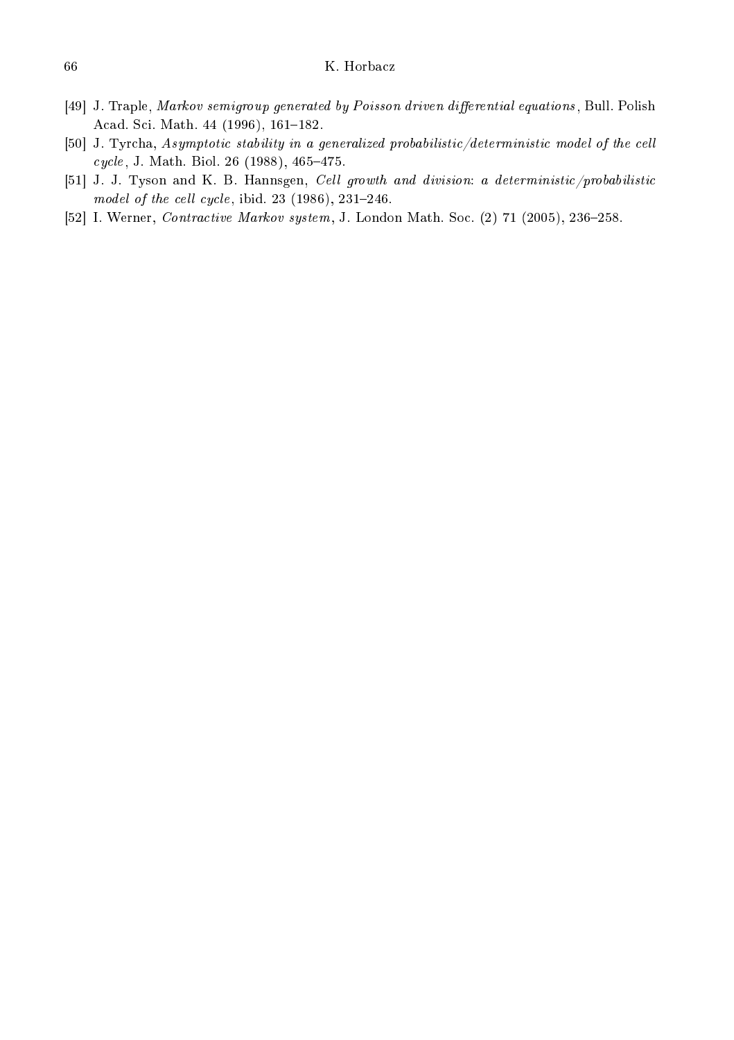[49] J. Traple, *Markov semigroup generated by Poisson driven differential equations*, Bull. Polish Acad. Sci. Math. 44 (1996), 161–182.

[50] J. Tyrcha, *Asymptotic stability in a generalized probabilistic/deterministic model of the cell cycle*, J. Math. Biol. 26 (1988), 465–475.

[51] J. J. Tyson and K. B. Hannsgen, *Cell growth and division: a deterministic/probabilistic model of the cell cycle*, ibid. 23 (1986), 231–246.

[52] I. Werner, *Contractive Markov system*, J. London Math. Soc. (2) 71 (2005), 236–258.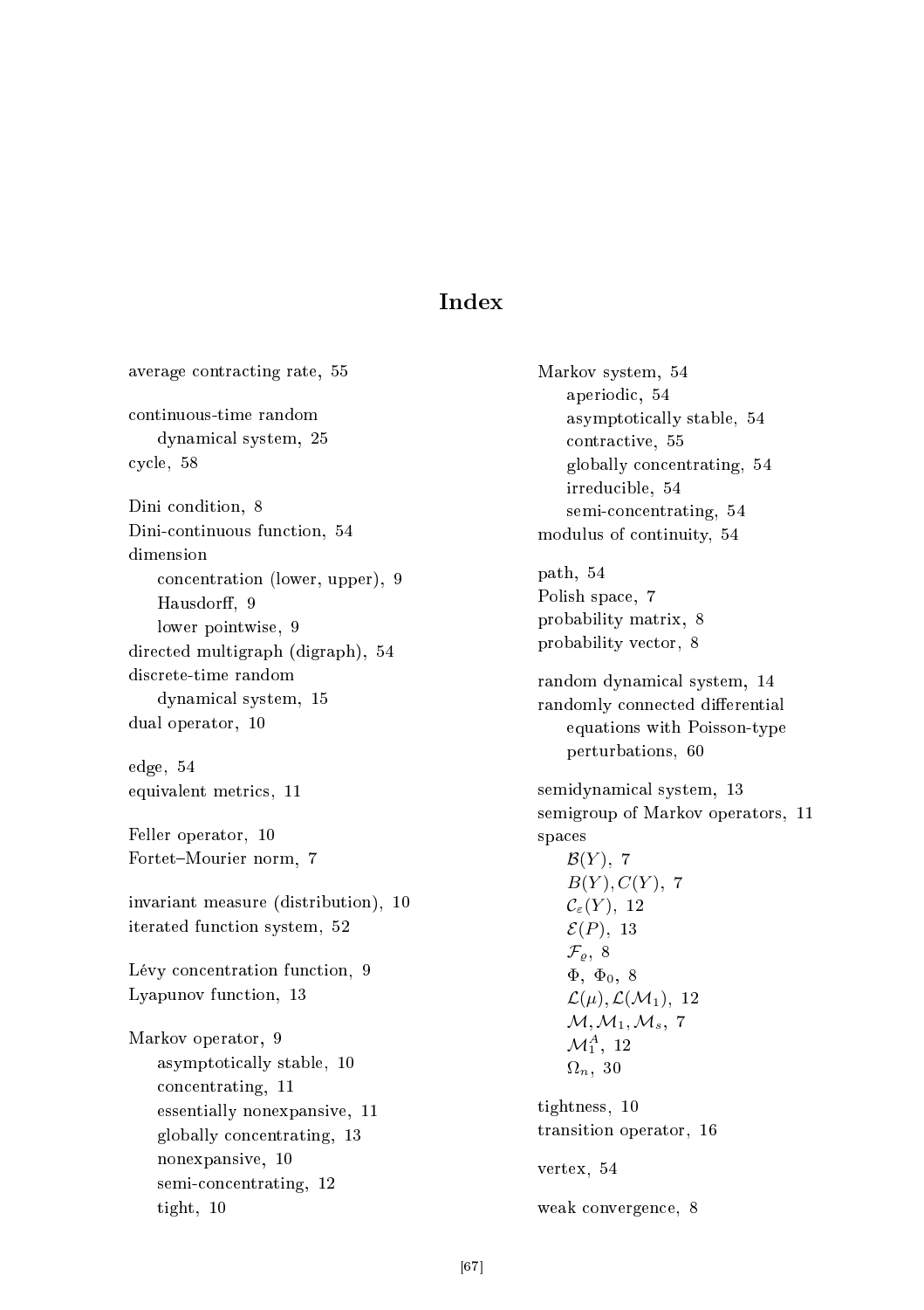# Index

average contracting rate, 55

continuous-time random
 dynamical system, 25

cycle, 58

Dini condition, 8

Dini-continuous function, 54

dimension
- concentration (lower, upper), 9
- Hausdorff, 9
- lower pointwise, 9

directed multigraph (digraph), 54

discrete-time random
 dynamical system, 15

dual operator, 10

edge, 54

equivalent metrics, 11

Feller operator, 10

Fortet–Mourier norm, 7

invariant measure (distribution), 10

iterated function system, 52

Lévy concentration function, 9

Lyapunov function, 13

Markov operator, 9
- asymptotically stable, 10
- concentrating, 11
- essentially nonexpansive, 11
- globally concentrating, 13
- nonexpansive, 10
- semi-concentrating, 12
- tight, 10

Markov system, 54
- aperiodic, 54
- asymptotically stable, 54
- contractive, 55
- globally concentrating, 54
- irreducible, 54
- semi-concentrating, 54

modulus of continuity, 54

path, 54

Polish space, 7

probability matrix, 8

probability vector, 8

random dynamical system, 14

randomly connected differential
 equations with Poisson-type
 perturbations, 60

semidynamical system, 13

semigroup of Markov operators, 11

spaces
- $\mathcal{B}(Y)$, 7
- $B(Y), C(Y)$, 7
- $\mathcal{C}_\varepsilon(Y)$, 12
- $\mathcal{E}(P)$, 13
- $\mathcal{F}_\varrho$, 8
- $\Phi$, $\Phi_0$, 8
- $\mathcal{L}(\mu), \mathcal{L}(\mathcal{M}_1)$, 12
- $\mathcal{M}, \mathcal{M}_1, \mathcal{M}_s$, 7
- $\mathcal{M}_1^A$, 12
- $\Omega_n$, 30

tightness, 10

transition operator, 16

vertex, 54

weak convergence, 8